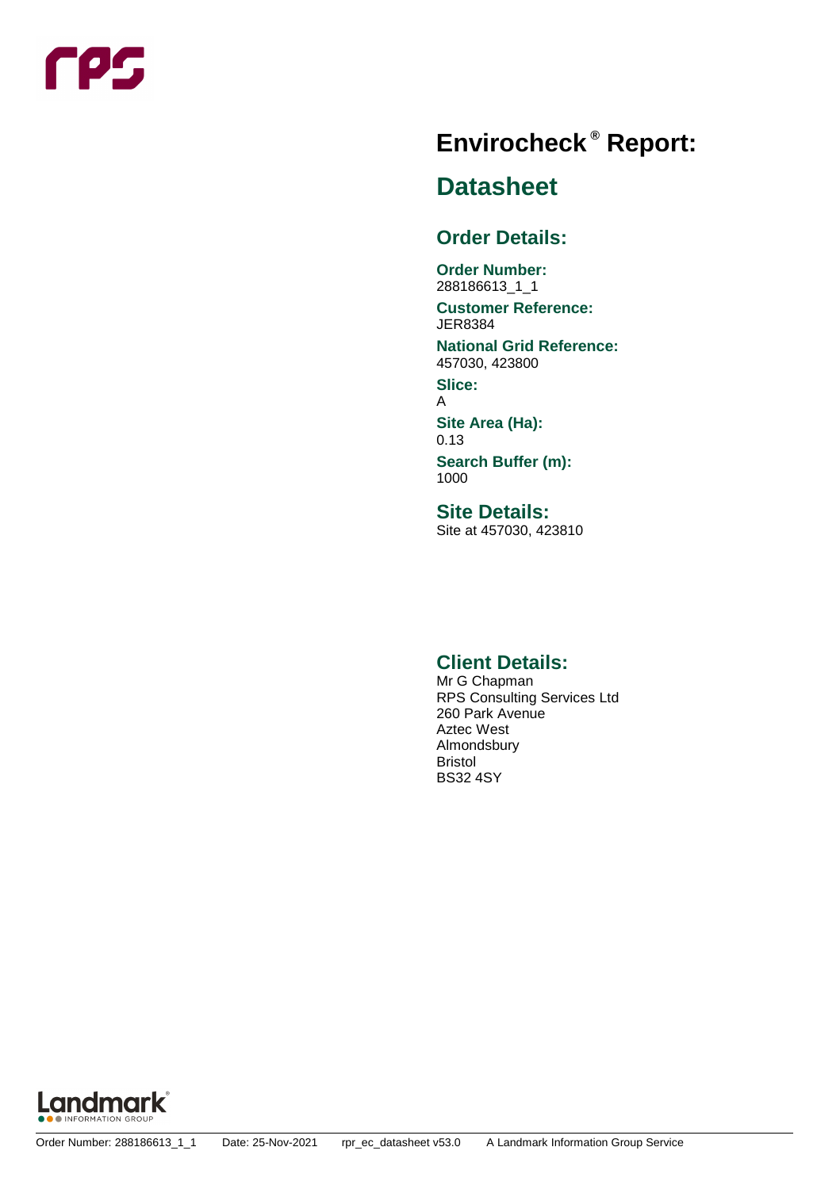# Envirocheck® Report:

## Datasheet

### Order Details:

**Order Number:**
288186613_1_1

**Customer Reference:**
JER8384

**National Grid Reference:**
457030, 423800

**Slice:**
A

**Site Area (Ha):**
0.13

**Search Buffer (m):**
1000

### Site Details:

Site at 457030, 423810

### Client Details:

Mr G Chapman
RPS Consulting Services Ltd
260 Park Avenue
Aztec West
Almondsbury
Bristol
BS32 4SY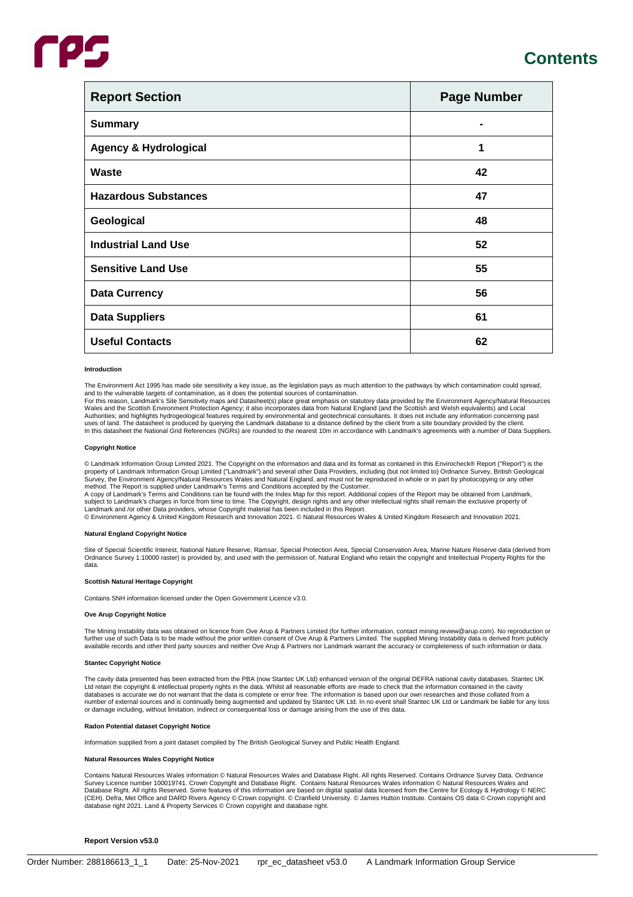# Contents

| Report Section | Page Number |
| --- | --- |
| **Summary** | - |
| **Agency & Hydrological** | 1 |
| **Waste** | 42 |
| **Hazardous Substances** | 47 |
| **Geological** | 48 |
| **Industrial Land Use** | 52 |
| **Sensitive Land Use** | 55 |
| **Data Currency** | 56 |
| **Data Suppliers** | 61 |
| **Useful Contacts** | 62 |

#### Introduction

The Environment Act 1995 has made site sensitivity a key issue, as the legislation pays as much attention to the pathways by which contamination could spread, and to the vulnerable targets of contamination, as it does the potential sources of contamination.
For this reason, Landmark's Site Sensitivity maps and Datasheet(s) place great emphasis on statutory data provided by the Environment Agency/Natural Resources Wales and the Scottish Environment Protection Agency; it also incorporates data from Natural England (and the Scottish and Welsh equivalents) and Local Authorities; and highlights hydrogeological features required by environmental and geotechnical consultants. It does not include any information concerning past uses of land. The datasheet is produced by querying the Landmark database to a distance defined by the client from a site boundary provided by the client.
In this datasheet the National Grid References (NGRs) are rounded to the nearest 10m in accordance with Landmark's agreements with a number of Data Suppliers.

#### Copyright Notice

© Landmark Information Group Limited 2021. The Copyright on the information and data and its format as contained in this Envirocheck® Report ("Report") is the property of Landmark Information Group Limited ("Landmark") and several other Data Providers, including (but not limited to) Ordnance Survey, British Geological Survey, the Environment Agency/Natural Resources Wales and Natural England, and must not be reproduced in whole or in part by photocopying or any other method. The Report is supplied under Landmark's Terms and Conditions accepted by the Customer.
A copy of Landmark's Terms and Conditions can be found with the Index Map for this report. Additional copies of the Report may be obtained from Landmark, subject to Landmark's charges in force from time to time. The Copyright, design rights and any other intellectual rights shall remain the exclusive property of Landmark and /or other Data providers, whose Copyright material has been included in this Report.
© Environment Agency & United Kingdom Research and Innovation 2021. © Natural Resources Wales & United Kingdom Research and Innovation 2021.

#### Natural England Copyright Notice

Site of Special Scientific Interest, National Nature Reserve, Ramsar, Special Protection Area, Special Conservation Area, Marine Nature Reserve data (derived from Ordnance Survey 1:10000 raster) is provided by, and used with the permission of, Natural England who retain the copyright and Intellectual Property Rights for the data.

#### Scottish Natural Heritage Copyright

Contains SNH information licensed under the Open Government Licence v3.0.

#### Ove Arup Copyright Notice

The Mining Instability data was obtained on licence from Ove Arup & Partners Limited (for further information, contact mining.review@arup.com). No reproduction or further use of such Data is to be made without the prior written consent of Ove Arup & Partners Limited. The supplied Mining Instability data is derived from publicly available records and other third party sources and neither Ove Arup & Partners nor Landmark warrant the accuracy or completeness of such information or data.

#### Stantec Copyright Notice

The cavity data presented has been extracted from the PBA (now Stantec UK Ltd) enhanced version of the original DEFRA national cavity databases. Stantec UK Ltd retain the copyright & intellectual property rights in the data. Whilst all reasonable efforts are made to check that the information contained in the cavity databases is accurate we do not warrant that the data is complete or error free. The information is based upon our own researches and those collated from a number of external sources and is continually being augmented and updated by Stantec UK Ltd. In no event shall Stantec UK Ltd or Landmark be liable for any loss or damage including, without limitation, indirect or consequential loss or damage arising from the use of this data.

#### Radon Potential dataset Copyright Notice

Information supplied from a joint dataset compiled by The British Geological Survey and Public Health England.

#### Natural Resources Wales Copyright Notice

Contains Natural Resources Wales information © Natural Resources Wales and Database Right. All rights Reserved. Contains Ordnance Survey Data. Ordnance Survey Licence number 100019741. Crown Copyright and Database Right. Contains Natural Resources Wales information © Natural Resources Wales and Database Right. All rights Reserved. Some features of this information are based on digital spatial data licensed from the Centre for Ecology & Hydrology © NERC (CEH). Defra, Met Office and DARD Rivers Agency © Crown copyright. © Cranfield University. © James Hutton Institute. Contains OS data © Crown copyright and database right 2021. Land & Property Services © Crown copyright and database right.

**Report Version v53.0**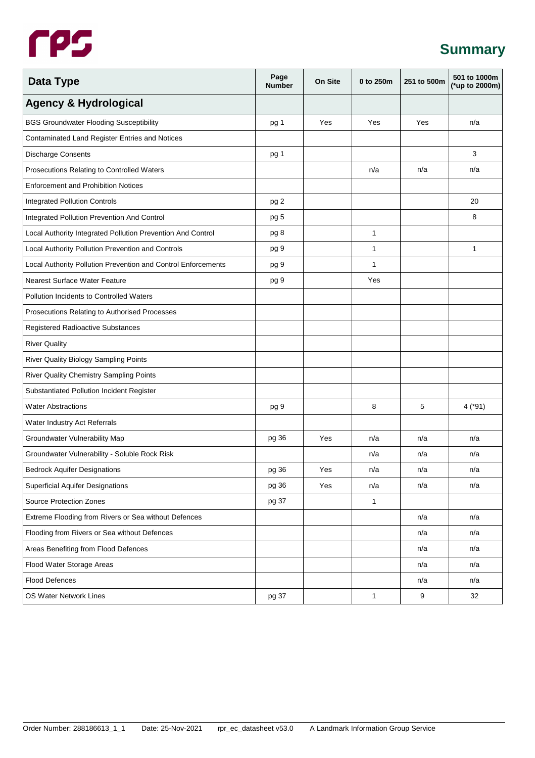# Summary

| Data Type | Page Number | On Site | 0 to 250m | 251 to 500m | 501 to 1000m (*up to 2000m) |
|---|---|---|---|---|---|
| **Agency & Hydrological** | | | | | |
| BGS Groundwater Flooding Susceptibility | pg 1 | Yes | Yes | Yes | n/a |
| Contaminated Land Register Entries and Notices | | | | | |
| Discharge Consents | pg 1 | | | | 3 |
| Prosecutions Relating to Controlled Waters | | | n/a | n/a | n/a |
| Enforcement and Prohibition Notices | | | | | |
| Integrated Pollution Controls | pg 2 | | | | 20 |
| Integrated Pollution Prevention And Control | pg 5 | | | | 8 |
| Local Authority Integrated Pollution Prevention And Control | pg 8 | | 1 | | |
| Local Authority Pollution Prevention and Controls | pg 9 | | 1 | | 1 |
| Local Authority Pollution Prevention and Control Enforcements | pg 9 | | 1 | | |
| Nearest Surface Water Feature | pg 9 | | Yes | | |
| Pollution Incidents to Controlled Waters | | | | | |
| Prosecutions Relating to Authorised Processes | | | | | |
| Registered Radioactive Substances | | | | | |
| River Quality | | | | | |
| River Quality Biology Sampling Points | | | | | |
| River Quality Chemistry Sampling Points | | | | | |
| Substantiated Pollution Incident Register | | | | | |
| Water Abstractions | pg 9 | | 8 | 5 | 4 (*91) |
| Water Industry Act Referrals | | | | | |
| Groundwater Vulnerability Map | pg 36 | Yes | n/a | n/a | n/a |
| Groundwater Vulnerability - Soluble Rock Risk | | | n/a | n/a | n/a |
| Bedrock Aquifer Designations | pg 36 | Yes | n/a | n/a | n/a |
| Superficial Aquifer Designations | pg 36 | Yes | n/a | n/a | n/a |
| Source Protection Zones | pg 37 | | 1 | | |
| Extreme Flooding from Rivers or Sea without Defences | | | | n/a | n/a |
| Flooding from Rivers or Sea without Defences | | | | n/a | n/a |
| Areas Benefiting from Flood Defences | | | | n/a | n/a |
| Flood Water Storage Areas | | | | n/a | n/a |
| Flood Defences | | | | n/a | n/a |
| OS Water Network Lines | pg 37 | | 1 | 9 | 32 |

Order Number: 288186613_1_1 Date: 25-Nov-2021 rpr_ec_datasheet v53.0 A Landmark Information Group Service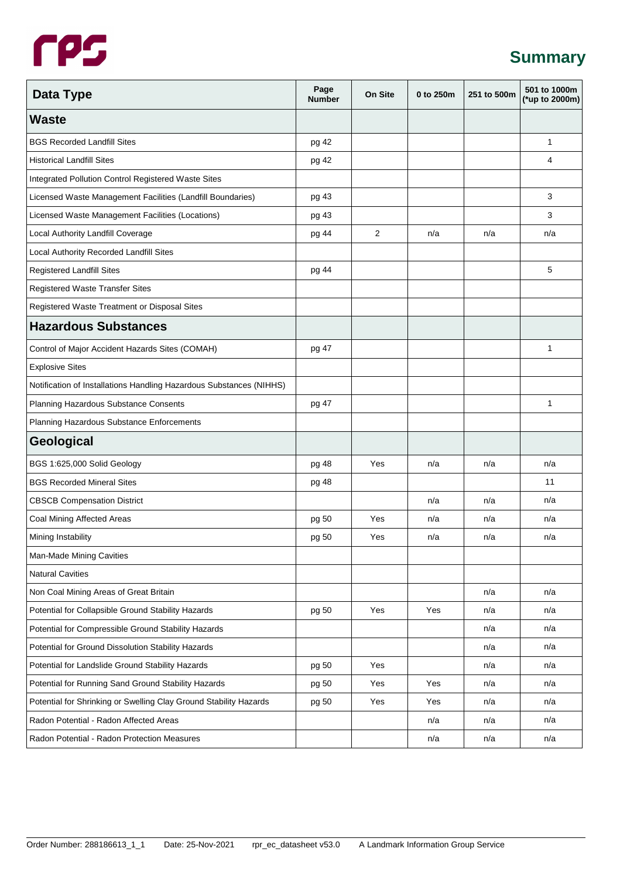## Summary

| Data Type | Page Number | On Site | 0 to 250m | 251 to 500m | 501 to 1000m (*up to 2000m) |
|---|---|---|---|---|---|
| **Waste** | | | | | |
| BGS Recorded Landfill Sites | pg 42 | | | | 1 |
| Historical Landfill Sites | pg 42 | | | | 4 |
| Integrated Pollution Control Registered Waste Sites | | | | | |
| Licensed Waste Management Facilities (Landfill Boundaries) | pg 43 | | | | 3 |
| Licensed Waste Management Facilities (Locations) | pg 43 | | | | 3 |
| Local Authority Landfill Coverage | pg 44 | 2 | n/a | n/a | n/a |
| Local Authority Recorded Landfill Sites | | | | | |
| Registered Landfill Sites | pg 44 | | | | 5 |
| Registered Waste Transfer Sites | | | | | |
| Registered Waste Treatment or Disposal Sites | | | | | |
| **Hazardous Substances** | | | | | |
| Control of Major Accident Hazards Sites (COMAH) | pg 47 | | | | 1 |
| Explosive Sites | | | | | |
| Notification of Installations Handling Hazardous Substances (NIHHS) | | | | | |
| Planning Hazardous Substance Consents | pg 47 | | | | 1 |
| Planning Hazardous Substance Enforcements | | | | | |
| **Geological** | | | | | |
| BGS 1:625,000 Solid Geology | pg 48 | Yes | n/a | n/a | n/a |
| BGS Recorded Mineral Sites | pg 48 | | | | 11 |
| CBSCB Compensation District | | | n/a | n/a | n/a |
| Coal Mining Affected Areas | pg 50 | Yes | n/a | n/a | n/a |
| Mining Instability | pg 50 | Yes | n/a | n/a | n/a |
| Man-Made Mining Cavities | | | | | |
| Natural Cavities | | | | | |
| Non Coal Mining Areas of Great Britain | | | | n/a | n/a |
| Potential for Collapsible Ground Stability Hazards | pg 50 | Yes | Yes | n/a | n/a |
| Potential for Compressible Ground Stability Hazards | | | | n/a | n/a |
| Potential for Ground Dissolution Stability Hazards | | | | n/a | n/a |
| Potential for Landslide Ground Stability Hazards | pg 50 | Yes | | n/a | n/a |
| Potential for Running Sand Ground Stability Hazards | pg 50 | Yes | Yes | n/a | n/a |
| Potential for Shrinking or Swelling Clay Ground Stability Hazards | pg 50 | Yes | Yes | n/a | n/a |
| Radon Potential - Radon Affected Areas | | | n/a | n/a | n/a |
| Radon Potential - Radon Protection Measures | | | n/a | n/a | n/a |

Order Number: 288186613_1_1 Date: 25-Nov-2021 rpr_ec_datasheet v53.0 A Landmark Information Group Service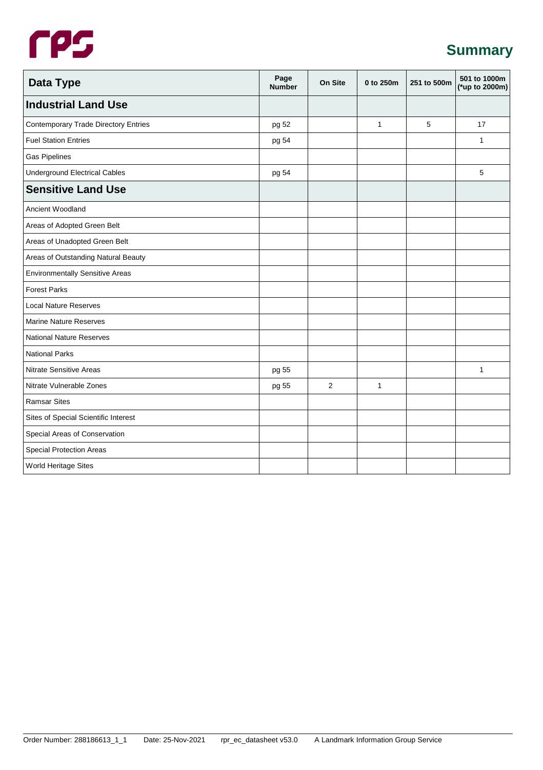# Summary

| Data Type | Page Number | On Site | 0 to 250m | 251 to 500m | 501 to 1000m (*up to 2000m) |
|---|---|---|---|---|---|
| **Industrial Land Use** | | | | | |
| Contemporary Trade Directory Entries | pg 52 | | 1 | 5 | 17 |
| Fuel Station Entries | pg 54 | | | | 1 |
| Gas Pipelines | | | | | |
| Underground Electrical Cables | pg 54 | | | | 5 |
| **Sensitive Land Use** | | | | | |
| Ancient Woodland | | | | | |
| Areas of Adopted Green Belt | | | | | |
| Areas of Unadopted Green Belt | | | | | |
| Areas of Outstanding Natural Beauty | | | | | |
| Environmentally Sensitive Areas | | | | | |
| Forest Parks | | | | | |
| Local Nature Reserves | | | | | |
| Marine Nature Reserves | | | | | |
| National Nature Reserves | | | | | |
| National Parks | | | | | |
| Nitrate Sensitive Areas | pg 55 | | | | 1 |
| Nitrate Vulnerable Zones | pg 55 | 2 | 1 | | |
| Ramsar Sites | | | | | |
| Sites of Special Scientific Interest | | | | | |
| Special Areas of Conservation | | | | | |
| Special Protection Areas | | | | | |
| World Heritage Sites | | | | | |

Order Number: 288186613_1_1 Date: 25-Nov-2021 rpr_ec_datasheet v53.0 A Landmark Information Group Service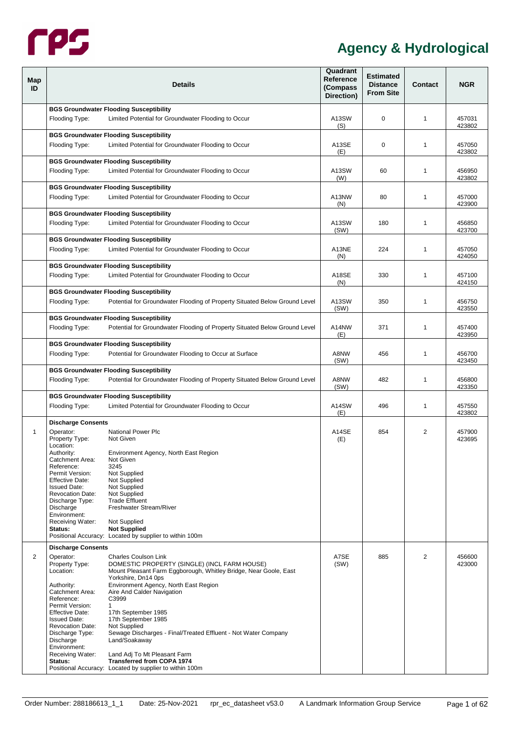# Agency & Hydrological

| Map ID | Details | | Quadrant Reference (Compass Direction) | Estimated Distance From Site | Contact | NGR |
|---|---|---|---|---|---|---|
| | **BGS Groundwater Flooding Susceptibility** | | | | | |
| | Flooding Type: | Limited Potential for Groundwater Flooding to Occur | A13SW (S) | 0 | 1 | 457031 423802 |
| | **BGS Groundwater Flooding Susceptibility** | | | | | |
| | Flooding Type: | Limited Potential for Groundwater Flooding to Occur | A13SE (E) | 0 | 1 | 457050 423802 |
| | **BGS Groundwater Flooding Susceptibility** | | | | | |
| | Flooding Type: | Limited Potential for Groundwater Flooding to Occur | A13SW (W) | 60 | 1 | 456950 423802 |
| | **BGS Groundwater Flooding Susceptibility** | | | | | |
| | Flooding Type: | Limited Potential for Groundwater Flooding to Occur | A13NW (N) | 80 | 1 | 457000 423900 |
| | **BGS Groundwater Flooding Susceptibility** | | | | | |
| | Flooding Type: | Limited Potential for Groundwater Flooding to Occur | A13SW (SW) | 180 | 1 | 456850 423700 |
| | **BGS Groundwater Flooding Susceptibility** | | | | | |
| | Flooding Type: | Limited Potential for Groundwater Flooding to Occur | A13NE (N) | 224 | 1 | 457050 424050 |
| | **BGS Groundwater Flooding Susceptibility** | | | | | |
| | Flooding Type: | Limited Potential for Groundwater Flooding to Occur | A18SE (N) | 330 | 1 | 457100 424150 |
| | **BGS Groundwater Flooding Susceptibility** | | | | | |
| | Flooding Type: | Potential for Groundwater Flooding of Property Situated Below Ground Level | A13SW (SW) | 350 | 1 | 456750 423550 |
| | **BGS Groundwater Flooding Susceptibility** | | | | | |
| | Flooding Type: | Potential for Groundwater Flooding of Property Situated Below Ground Level | A14NW (E) | 371 | 1 | 457400 423950 |
| | **BGS Groundwater Flooding Susceptibility** | | | | | |
| | Flooding Type: | Potential for Groundwater Flooding to Occur at Surface | A8NW (SW) | 456 | 1 | 456700 423450 |
| | **BGS Groundwater Flooding Susceptibility** | | | | | |
| | Flooding Type: | Potential for Groundwater Flooding of Property Situated Below Ground Level | A8NW (SW) | 482 | 1 | 456800 423350 |
| | **BGS Groundwater Flooding Susceptibility** | | | | | |
| | Flooding Type: | Limited Potential for Groundwater Flooding to Occur | A14SW (E) | 496 | 1 | 457550 423802 |
| | **Discharge Consents** | | | | | |
| 1 | Operator: | National Power Plc | A14SE (E) | 854 | 2 | 457900 423695 |
| | Property Type: | Not Given | | | | |
| | Location: | | | | | |
| | Authority: | Environment Agency, North East Region | | | | |
| | Catchment Area: | Not Given | | | | |
| | Reference: | 3245 | | | | |
| | Permit Version: | Not Supplied | | | | |
| | Effective Date: | Not Supplied | | | | |
| | Issued Date: | Not Supplied | | | | |
| | Revocation Date: | Not Supplied | | | | |
| | Discharge Type: | Trade Effluent | | | | |
| | Discharge Environment: | Freshwater Stream/River | | | | |
| | Receiving Water: | Not Supplied | | | | |
| | **Status:** | **Not Supplied** | | | | |
| | Positional Accuracy: | Located by supplier to within 100m | | | | |
| | **Discharge Consents** | | | | | |
| 2 | Operator: | Charles Coulson Link | A7SE (SW) | 885 | 2 | 456600 423000 |
| | Property Type: | DOMESTIC PROPERTY (SINGLE) (INCL FARM HOUSE) | | | | |
| | Location: | Mount Pleasant Farm Eggborough, Whitley Bridge, Near Goole, East Yorkshire, Dn14 0ps | | | | |
| | Authority: | Environment Agency, North East Region | | | | |
| | Catchment Area: | Aire And Calder Navigation | | | | |
| | Reference: | C3999 | | | | |
| | Permit Version: | 1 | | | | |
| | Effective Date: | 17th September 1985 | | | | |
| | Issued Date: | 17th September 1985 | | | | |
| | Revocation Date: | Not Supplied | | | | |
| | Discharge Type: | Sewage Discharges - Final/Treated Effluent - Not Water Company | | | | |
| | Discharge Environment: | Land/Soakaway | | | | |
| | Receiving Water: | Land Adj To Mt Pleasant Farm | | | | |
| | **Status:** | **Transferred from COPA 1974** | | | | |
| | Positional Accuracy: | Located by supplier to within 100m | | | | |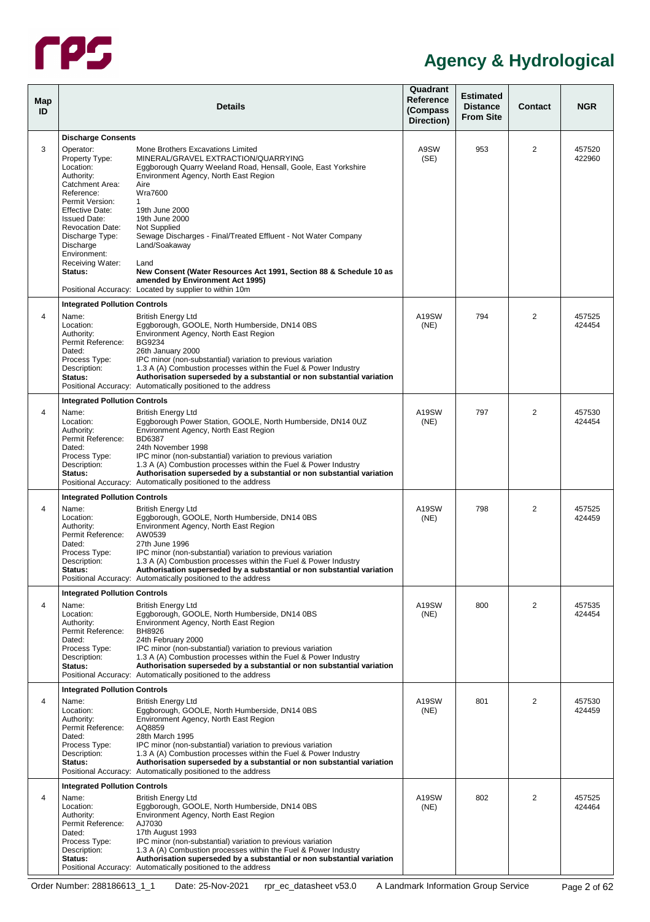# Agency & Hydrological

| Map ID | Details | | Quadrant Reference (Compass Direction) | Estimated Distance From Site | Contact | NGR |
|---|---|---|---|---|---|---|
| | **Discharge Consents** | | | | | |
| 3 | Operator: | Mone Brothers Excavations Limited | A9SW (SE) | 953 | 2 | 457520 422960 |
| | Property Type: | MINERAL/GRAVEL EXTRACTION/QUARRYING | | | | |
| | Location: | Eggborough Quarry Weeland Road, Hensall, Goole, East Yorkshire | | | | |
| | Authority: | Environment Agency, North East Region | | | | |
| | Catchment Area: | Aire | | | | |
| | Reference: | Wra7600 | | | | |
| | Permit Version: | 1 | | | | |
| | Effective Date: | 19th June 2000 | | | | |
| | Issued Date: | 19th June 2000 | | | | |
| | Revocation Date: | Not Supplied | | | | |
| | Discharge Type: | Sewage Discharges - Final/Treated Effluent - Not Water Company | | | | |
| | Discharge Environment: | Land/Soakaway | | | | |
| | Receiving Water: | Land | | | | |
| | **Status:** | **New Consent (Water Resources Act 1991, Section 88 & Schedule 10 as amended by Environment Act 1995)** | | | | |
| | Positional Accuracy: | Located by supplier to within 10m | | | | |
| | **Integrated Pollution Controls** | | | | | |
| 4 | Name: | British Energy Ltd | A19SW (NE) | 794 | 2 | 457525 424454 |
| | Location: | Eggborough, GOOLE, North Humberside, DN14 0BS | | | | |
| | Authority: | Environment Agency, North East Region | | | | |
| | Permit Reference: | BG9234 | | | | |
| | Dated: | 26th January 2000 | | | | |
| | Process Type: | IPC minor (non-substantial) variation to previous variation | | | | |
| | Description: | 1.3 A (A) Combustion processes within the Fuel & Power Industry | | | | |
| | **Status:** | **Authorisation superseded by a substantial or non substantial variation** | | | | |
| | Positional Accuracy: | Automatically positioned to the address | | | | |
| | **Integrated Pollution Controls** | | | | | |
| 4 | Name: | British Energy Ltd | A19SW (NE) | 797 | 2 | 457530 424454 |
| | Location: | Eggborough Power Station, GOOLE, North Humberside, DN14 0UZ | | | | |
| | Authority: | Environment Agency, North East Region | | | | |
| | Permit Reference: | BD6387 | | | | |
| | Dated: | 24th November 1998 | | | | |
| | Process Type: | IPC minor (non-substantial) variation to previous variation | | | | |
| | Description: | 1.3 A (A) Combustion processes within the Fuel & Power Industry | | | | |
| | **Status:** | **Authorisation superseded by a substantial or non substantial variation** | | | | |
| | Positional Accuracy: | Automatically positioned to the address | | | | |
| | **Integrated Pollution Controls** | | | | | |
| 4 | Name: | British Energy Ltd | A19SW (NE) | 798 | 2 | 457525 424459 |
| | Location: | Eggborough, GOOLE, North Humberside, DN14 0BS | | | | |
| | Authority: | Environment Agency, North East Region | | | | |
| | Permit Reference: | AW0539 | | | | |
| | Dated: | 27th June 1996 | | | | |
| | Process Type: | IPC minor (non-substantial) variation to previous variation | | | | |
| | Description: | 1.3 A (A) Combustion processes within the Fuel & Power Industry | | | | |
| | **Status:** | **Authorisation superseded by a substantial or non substantial variation** | | | | |
| | Positional Accuracy: | Automatically positioned to the address | | | | |
| | **Integrated Pollution Controls** | | | | | |
| 4 | Name: | British Energy Ltd | A19SW (NE) | 800 | 2 | 457535 424454 |
| | Location: | Eggborough, GOOLE, North Humberside, DN14 0BS | | | | |
| | Authority: | Environment Agency, North East Region | | | | |
| | Permit Reference: | BH8926 | | | | |
| | Dated: | 24th February 2000 | | | | |
| | Process Type: | IPC minor (non-substantial) variation to previous variation | | | | |
| | Description: | 1.3 A (A) Combustion processes within the Fuel & Power Industry | | | | |
| | **Status:** | **Authorisation superseded by a substantial or non substantial variation** | | | | |
| | Positional Accuracy: | Automatically positioned to the address | | | | |
| | **Integrated Pollution Controls** | | | | | |
| 4 | Name: | British Energy Ltd | A19SW (NE) | 801 | 2 | 457530 424459 |
| | Location: | Eggborough, GOOLE, North Humberside, DN14 0BS | | | | |
| | Authority: | Environment Agency, North East Region | | | | |
| | Permit Reference: | AQ8859 | | | | |
| | Dated: | 28th March 1995 | | | | |
| | Process Type: | IPC minor (non-substantial) variation to previous variation | | | | |
| | Description: | 1.3 A (A) Combustion processes within the Fuel & Power Industry | | | | |
| | **Status:** | **Authorisation superseded by a substantial or non substantial variation** | | | | |
| | Positional Accuracy: | Automatically positioned to the address | | | | |
| | **Integrated Pollution Controls** | | | | | |
| 4 | Name: | British Energy Ltd | A19SW (NE) | 802 | 2 | 457525 424464 |
| | Location: | Eggborough, GOOLE, North Humberside, DN14 0BS | | | | |
| | Authority: | Environment Agency, North East Region | | | | |
| | Permit Reference: | AJ7030 | | | | |
| | Dated: | 17th August 1993 | | | | |
| | Process Type: | IPC minor (non-substantial) variation to previous variation | | | | |
| | Description: | 1.3 A (A) Combustion processes within the Fuel & Power Industry | | | | |
| | **Status:** | **Authorisation superseded by a substantial or non substantial variation** | | | | |
| | Positional Accuracy: | Automatically positioned to the address | | | | |

Order Number: 288186613_1_1 Date: 25-Nov-2021 rpr_ec_datasheet v53.0 A Landmark Information Group Service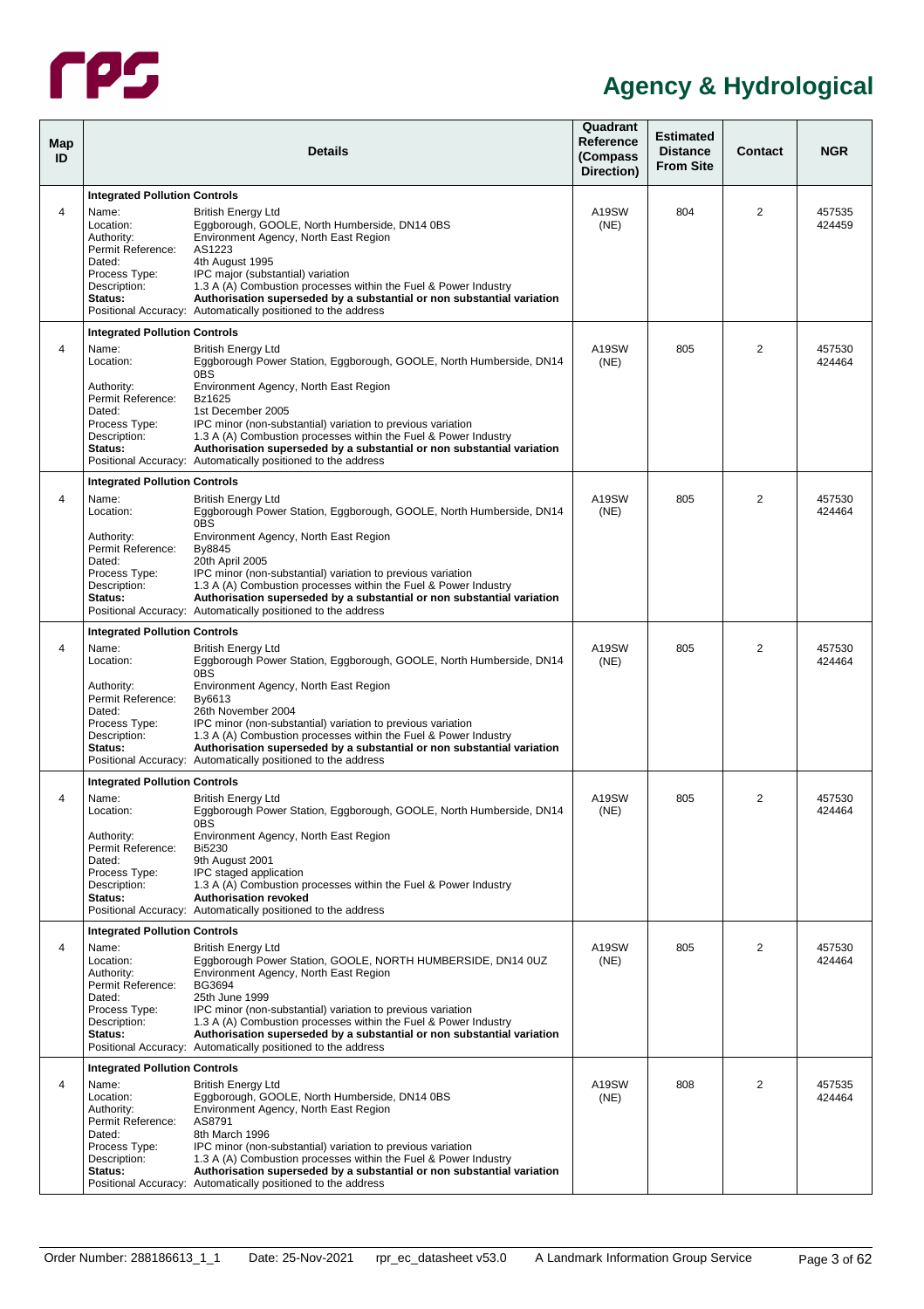# Agency & Hydrological

| Map ID | Details | Quadrant Reference (Compass Direction) | Estimated Distance From Site | Contact | NGR |
|---|---|---|---|---|---|
| 4 | **Integrated Pollution Controls**<br>Name: British Energy Ltd<br>Location: Eggborough, GOOLE, North Humberside, DN14 0BS<br>Authority: Environment Agency, North East Region<br>Permit Reference: AS1223<br>Dated: 4th August 1995<br>Process Type: IPC major (substantial) variation<br>Description: 1.3 A (A) Combustion processes within the Fuel & Power Industry<br>**Status: Authorisation superseded by a substantial or non substantial variation**<br>Positional Accuracy: Automatically positioned to the address | A19SW (NE) | 804 | 2 | 457535 424459 |
| 4 | **Integrated Pollution Controls**<br>Name: British Energy Ltd<br>Location: Eggborough Power Station, Eggborough, GOOLE, North Humberside, DN14 0BS<br>Authority: Environment Agency, North East Region<br>Permit Reference: Bz1625<br>Dated: 1st December 2005<br>Process Type: IPC minor (non-substantial) variation to previous variation<br>Description: 1.3 A (A) Combustion processes within the Fuel & Power Industry<br>**Status: Authorisation superseded by a substantial or non substantial variation**<br>Positional Accuracy: Automatically positioned to the address | A19SW (NE) | 805 | 2 | 457530 424464 |
| 4 | **Integrated Pollution Controls**<br>Name: British Energy Ltd<br>Location: Eggborough Power Station, Eggborough, GOOLE, North Humberside, DN14 0BS<br>Authority: Environment Agency, North East Region<br>Permit Reference: By8845<br>Dated: 20th April 2005<br>Process Type: IPC minor (non-substantial) variation to previous variation<br>Description: 1.3 A (A) Combustion processes within the Fuel & Power Industry<br>**Status: Authorisation superseded by a substantial or non substantial variation**<br>Positional Accuracy: Automatically positioned to the address | A19SW (NE) | 805 | 2 | 457530 424464 |
| 4 | **Integrated Pollution Controls**<br>Name: British Energy Ltd<br>Location: Eggborough Power Station, Eggborough, GOOLE, North Humberside, DN14 0BS<br>Authority: Environment Agency, North East Region<br>Permit Reference: By6613<br>Dated: 26th November 2004<br>Process Type: IPC minor (non-substantial) variation to previous variation<br>Description: 1.3 A (A) Combustion processes within the Fuel & Power Industry<br>**Status: Authorisation superseded by a substantial or non substantial variation**<br>Positional Accuracy: Automatically positioned to the address | A19SW (NE) | 805 | 2 | 457530 424464 |
| 4 | **Integrated Pollution Controls**<br>Name: British Energy Ltd<br>Location: Eggborough Power Station, Eggborough, GOOLE, North Humberside, DN14 0BS<br>Authority: Environment Agency, North East Region<br>Permit Reference: Bi5230<br>Dated: 9th August 2001<br>Process Type: IPC staged application<br>Description: 1.3 A (A) Combustion processes within the Fuel & Power Industry<br>**Status: Authorisation revoked**<br>Positional Accuracy: Automatically positioned to the address | A19SW (NE) | 805 | 2 | 457530 424464 |
| 4 | **Integrated Pollution Controls**<br>Name: British Energy Ltd<br>Location: Eggborough Power Station, GOOLE, NORTH HUMBERSIDE, DN14 0UZ<br>Authority: Environment Agency, North East Region<br>Permit Reference: BG3694<br>Dated: 25th June 1999<br>Process Type: IPC minor (non-substantial) variation to previous variation<br>Description: 1.3 A (A) Combustion processes within the Fuel & Power Industry<br>**Status: Authorisation superseded by a substantial or non substantial variation**<br>Positional Accuracy: Automatically positioned to the address | A19SW (NE) | 805 | 2 | 457530 424464 |
| 4 | **Integrated Pollution Controls**<br>Name: British Energy Ltd<br>Location: Eggborough, GOOLE, North Humberside, DN14 0BS<br>Authority: Environment Agency, North East Region<br>Permit Reference: AS8791<br>Dated: 8th March 1996<br>Process Type: IPC minor (non-substantial) variation to previous variation<br>Description: 1.3 A (A) Combustion processes within the Fuel & Power Industry<br>**Status: Authorisation superseded by a substantial or non substantial variation**<br>Positional Accuracy: Automatically positioned to the address | A19SW (NE) | 808 | 2 | 457535 424464 |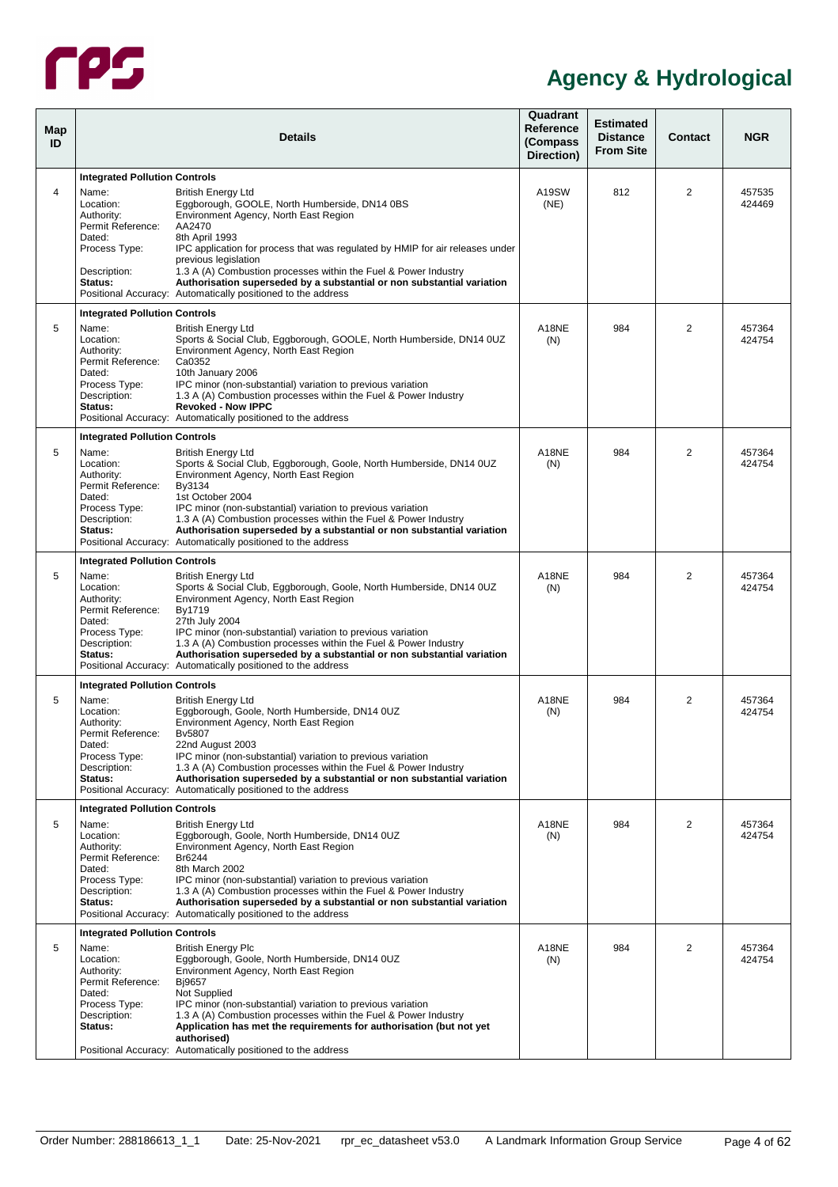# Agency & Hydrological

| Map ID | Details | Quadrant Reference (Compass Direction) | Estimated Distance From Site | Contact | NGR |
|---|---|---|---|---|---|
| 4 | **Integrated Pollution Controls**<br>Name: British Energy Ltd<br>Location: Eggborough, GOOLE, North Humberside, DN14 0BS<br>Authority: Environment Agency, North East Region<br>Permit Reference: AA2470<br>Dated: 8th April 1993<br>Process Type: IPC application for process that was regulated by HMIP for air releases under previous legislation<br>Description: 1.3 A (A) Combustion processes within the Fuel & Power Industry<br>**Status: Authorisation superseded by a substantial or non substantial variation**<br>Positional Accuracy: Automatically positioned to the address | A19SW (NE) | 812 | 2 | 457535 424469 |
| 5 | **Integrated Pollution Controls**<br>Name: British Energy Ltd<br>Location: Sports & Social Club, Eggborough, GOOLE, North Humberside, DN14 0UZ<br>Authority: Environment Agency, North East Region<br>Permit Reference: Ca0352<br>Dated: 10th January 2006<br>Process Type: IPC minor (non-substantial) variation to previous variation<br>Description: 1.3 A (A) Combustion processes within the Fuel & Power Industry<br>**Status: Revoked - Now IPPC**<br>Positional Accuracy: Automatically positioned to the address | A18NE (N) | 984 | 2 | 457364 424754 |
| 5 | **Integrated Pollution Controls**<br>Name: British Energy Ltd<br>Location: Sports & Social Club, Eggborough, Goole, North Humberside, DN14 0UZ<br>Authority: Environment Agency, North East Region<br>Permit Reference: By3134<br>Dated: 1st October 2004<br>Process Type: IPC minor (non-substantial) variation to previous variation<br>Description: 1.3 A (A) Combustion processes within the Fuel & Power Industry<br>**Status: Authorisation superseded by a substantial or non substantial variation**<br>Positional Accuracy: Automatically positioned to the address | A18NE (N) | 984 | 2 | 457364 424754 |
| 5 | **Integrated Pollution Controls**<br>Name: British Energy Ltd<br>Location: Sports & Social Club, Eggborough, Goole, North Humberside, DN14 0UZ<br>Authority: Environment Agency, North East Region<br>Permit Reference: By1719<br>Dated: 27th July 2004<br>Process Type: IPC minor (non-substantial) variation to previous variation<br>Description: 1.3 A (A) Combustion processes within the Fuel & Power Industry<br>**Status: Authorisation superseded by a substantial or non substantial variation**<br>Positional Accuracy: Automatically positioned to the address | A18NE (N) | 984 | 2 | 457364 424754 |
| 5 | **Integrated Pollution Controls**<br>Name: British Energy Ltd<br>Location: Eggborough, Goole, North Humberside, DN14 0UZ<br>Authority: Environment Agency, North East Region<br>Permit Reference: Bv5807<br>Dated: 22nd August 2003<br>Process Type: IPC minor (non-substantial) variation to previous variation<br>Description: 1.3 A (A) Combustion processes within the Fuel & Power Industry<br>**Status: Authorisation superseded by a substantial or non substantial variation**<br>Positional Accuracy: Automatically positioned to the address | A18NE (N) | 984 | 2 | 457364 424754 |
| 5 | **Integrated Pollution Controls**<br>Name: British Energy Ltd<br>Location: Eggborough, Goole, North Humberside, DN14 0UZ<br>Authority: Environment Agency, North East Region<br>Permit Reference: Br6244<br>Dated: 8th March 2002<br>Process Type: IPC minor (non-substantial) variation to previous variation<br>Description: 1.3 A (A) Combustion processes within the Fuel & Power Industry<br>**Status: Authorisation superseded by a substantial or non substantial variation**<br>Positional Accuracy: Automatically positioned to the address | A18NE (N) | 984 | 2 | 457364 424754 |
| 5 | **Integrated Pollution Controls**<br>Name: British Energy Plc<br>Location: Eggborough, Goole, North Humberside, DN14 0UZ<br>Authority: Environment Agency, North East Region<br>Permit Reference: Bj9657<br>Dated: Not Supplied<br>Process Type: IPC minor (non-substantial) variation to previous variation<br>Description: 1.3 A (A) Combustion processes within the Fuel & Power Industry<br>**Status: Application has met the requirements for authorisation (but not yet authorised)**<br>Positional Accuracy: Automatically positioned to the address | A18NE (N) | 984 | 2 | 457364 424754 |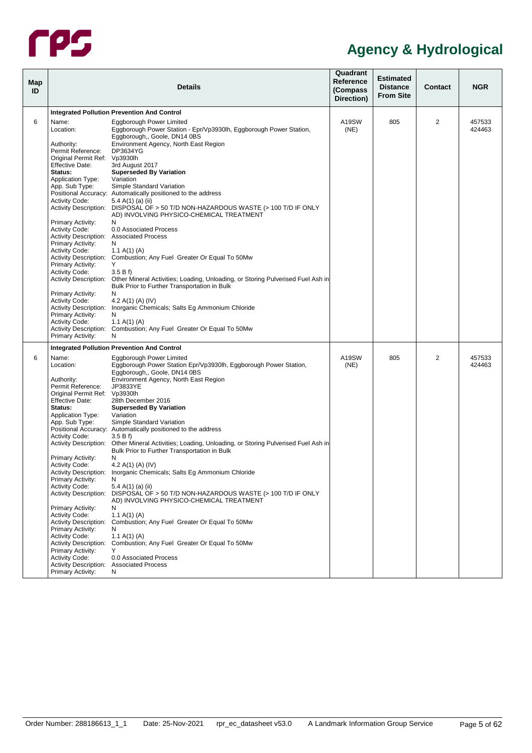## Agency & Hydrological

| Map ID | Details | Quadrant Reference (Compass Direction) | Estimated Distance From Site | Contact | NGR |
|---|---|---|---|---|---|
| | **Integrated Pollution Prevention And Control** | | | | |
| 6 | Name: Eggborough Power Limited<br>Location: Eggborough Power Station - Epr/Vp3930lh, Eggborough Power Station, Eggborough,, Goole, DN14 0BS<br>Authority: Environment Agency, North East Region<br>Permit Reference: DP3634YG<br>Original Permit Ref: Vp3930lh<br>Effective Date: 3rd August 2017<br>**Status: Superseded By Variation**<br>Application Type: Variation<br>App. Sub Type: Simple Standard Variation<br>Positional Accuracy: Automatically positioned to the address<br>Activity Code: 5.4 A(1) (a) (ii)<br>Activity Description: DISPOSAL OF > 50 T/D NON-HAZARDOUS WASTE (> 100 T/D IF ONLY AD) INVOLVING PHYSICO-CHEMICAL TREATMENT<br>Primary Activity: N<br>Activity Code: 0.0 Associated Process<br>Activity Description: Associated Process<br>Primary Activity: N<br>Activity Code: 1.1 A(1) (A)<br>Activity Description: Combustion; Any Fuel Greater Or Equal To 50Mw<br>Primary Activity: Y<br>Activity Code: 3.5 B f)<br>Activity Description: Other Mineral Activities; Loading, Unloading, or Storing Pulverised Fuel Ash in Bulk Prior to Further Transportation in Bulk<br>Primary Activity: N<br>Activity Code: 4.2 A(1) (A) (IV)<br>Activity Description: Inorganic Chemicals; Salts Eg Ammonium Chloride<br>Primary Activity: N<br>Activity Code: 1.1 A(1) (A)<br>Activity Description: Combustion; Any Fuel Greater Or Equal To 50Mw<br>Primary Activity: N | A19SW (NE) | 805 | 2 | 457533 424463 |
| | **Integrated Pollution Prevention And Control** | | | | |
| 6 | Name: Eggborough Power Limited<br>Location: Eggborough Power Station Epr/Vp3930lh, Eggborough Power Station, Eggborough,, Goole, DN14 0BS<br>Authority: Environment Agency, North East Region<br>Permit Reference: JP3833YE<br>Original Permit Ref: Vp3930lh<br>Effective Date: 28th December 2016<br>**Status: Superseded By Variation**<br>Application Type: Variation<br>App. Sub Type: Simple Standard Variation<br>Positional Accuracy: Automatically positioned to the address<br>Activity Code: 3.5 B f)<br>Activity Description: Other Mineral Activities; Loading, Unloading, or Storing Pulverised Fuel Ash in Bulk Prior to Further Transportation in Bulk<br>Primary Activity: N<br>Activity Code: 4.2 A(1) (A) (IV)<br>Activity Description: Inorganic Chemicals; Salts Eg Ammonium Chloride<br>Primary Activity: N<br>Activity Code: 5.4 A(1) (a) (ii)<br>Activity Description: DISPOSAL OF > 50 T/D NON-HAZARDOUS WASTE (> 100 T/D IF ONLY AD) INVOLVING PHYSICO-CHEMICAL TREATMENT<br>Primary Activity: N<br>Activity Code: 1.1 A(1) (A)<br>Activity Description: Combustion; Any Fuel Greater Or Equal To 50Mw<br>Primary Activity: N<br>Activity Code: 1.1 A(1) (A)<br>Activity Description: Combustion; Any Fuel Greater Or Equal To 50Mw<br>Primary Activity: Y<br>Activity Code: 0.0 Associated Process<br>Activity Description: Associated Process<br>Primary Activity: N | A19SW (NE) | 805 | 2 | 457533 424463 |

Order Number: 288186613_1_1 Date: 25-Nov-2021 rpr_ec_datasheet v53.0 A Landmark Information Group Service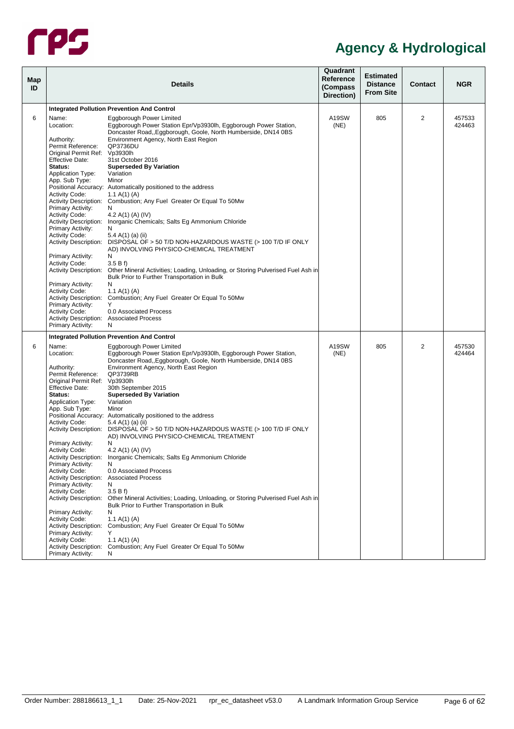# Agency & Hydrological

| Map ID | Details | Quadrant Reference (Compass Direction) | Estimated Distance From Site | Contact | NGR |
|---|---|---|---|---|---|
| | **Integrated Pollution Prevention And Control** | | | | |
| 6 | Name: Eggborough Power Limited<br>Location: Eggborough Power Station Epr/Vp3930lh, Eggborough Power Station, Doncaster Road,,Eggborough, Goole, North Humberside, DN14 0BS<br>Authority: Environment Agency, North East Region<br>Permit Reference: QP3736DU<br>Original Permit Ref: Vp3930lh<br>Effective Date: 31st October 2016<br>**Status: Superseded By Variation**<br>Application Type: Variation<br>App. Sub Type: Minor<br>Positional Accuracy: Automatically positioned to the address<br>Activity Code: 1.1 A(1) (A)<br>Activity Description: Combustion; Any Fuel Greater Or Equal To 50Mw<br>Primary Activity: N<br>Activity Code: 4.2 A(1) (A) (IV)<br>Activity Description: Inorganic Chemicals; Salts Eg Ammonium Chloride<br>Primary Activity: N<br>Activity Code: 5.4 A(1) (a) (ii)<br>Activity Description: DISPOSAL OF > 50 T/D NON-HAZARDOUS WASTE (> 100 T/D IF ONLY AD) INVOLVING PHYSICO-CHEMICAL TREATMENT<br>Primary Activity: N<br>Activity Code: 3.5 B f)<br>Activity Description: Other Mineral Activities; Loading, Unloading, or Storing Pulverised Fuel Ash in Bulk Prior to Further Transportation in Bulk<br>Primary Activity: N<br>Activity Code: 1.1 A(1) (A)<br>Activity Description: Combustion; Any Fuel Greater Or Equal To 50Mw<br>Primary Activity: Y<br>Activity Code: 0.0 Associated Process<br>Activity Description: Associated Process<br>Primary Activity: N | A19SW (NE) | 805 | 2 | 457533 424463 |
| | **Integrated Pollution Prevention And Control** | | | | |
| 6 | Name: Eggborough Power Limited<br>Location: Eggborough Power Station Epr/Vp3930lh, Eggborough Power Station, Doncaster Road,,Eggborough, Goole, North Humberside, DN14 0BS<br>Authority: Environment Agency, North East Region<br>Permit Reference: QP3739RB<br>Original Permit Ref: Vp3930lh<br>Effective Date: 30th September 2015<br>**Status: Superseded By Variation**<br>Application Type: Variation<br>App. Sub Type: Minor<br>Positional Accuracy: Automatically positioned to the address<br>Activity Code: 5.4 A(1) (a) (ii)<br>Activity Description: DISPOSAL OF > 50 T/D NON-HAZARDOUS WASTE (> 100 T/D IF ONLY AD) INVOLVING PHYSICO-CHEMICAL TREATMENT<br>Primary Activity: N<br>Activity Code: 4.2 A(1) (A) (IV)<br>Activity Description: Inorganic Chemicals; Salts Eg Ammonium Chloride<br>Primary Activity: N<br>Activity Code: 0.0 Associated Process<br>Activity Description: Associated Process<br>Primary Activity: N<br>Activity Code: 3.5 B f)<br>Activity Description: Other Mineral Activities; Loading, Unloading, or Storing Pulverised Fuel Ash in Bulk Prior to Further Transportation in Bulk<br>Primary Activity: N<br>Activity Code: 1.1 A(1) (A)<br>Activity Description: Combustion; Any Fuel Greater Or Equal To 50Mw<br>Primary Activity: Y<br>Activity Code: 1.1 A(1) (A)<br>Activity Description: Combustion; Any Fuel Greater Or Equal To 50Mw<br>Primary Activity: N | A19SW (NE) | 805 | 2 | 457530 424464 |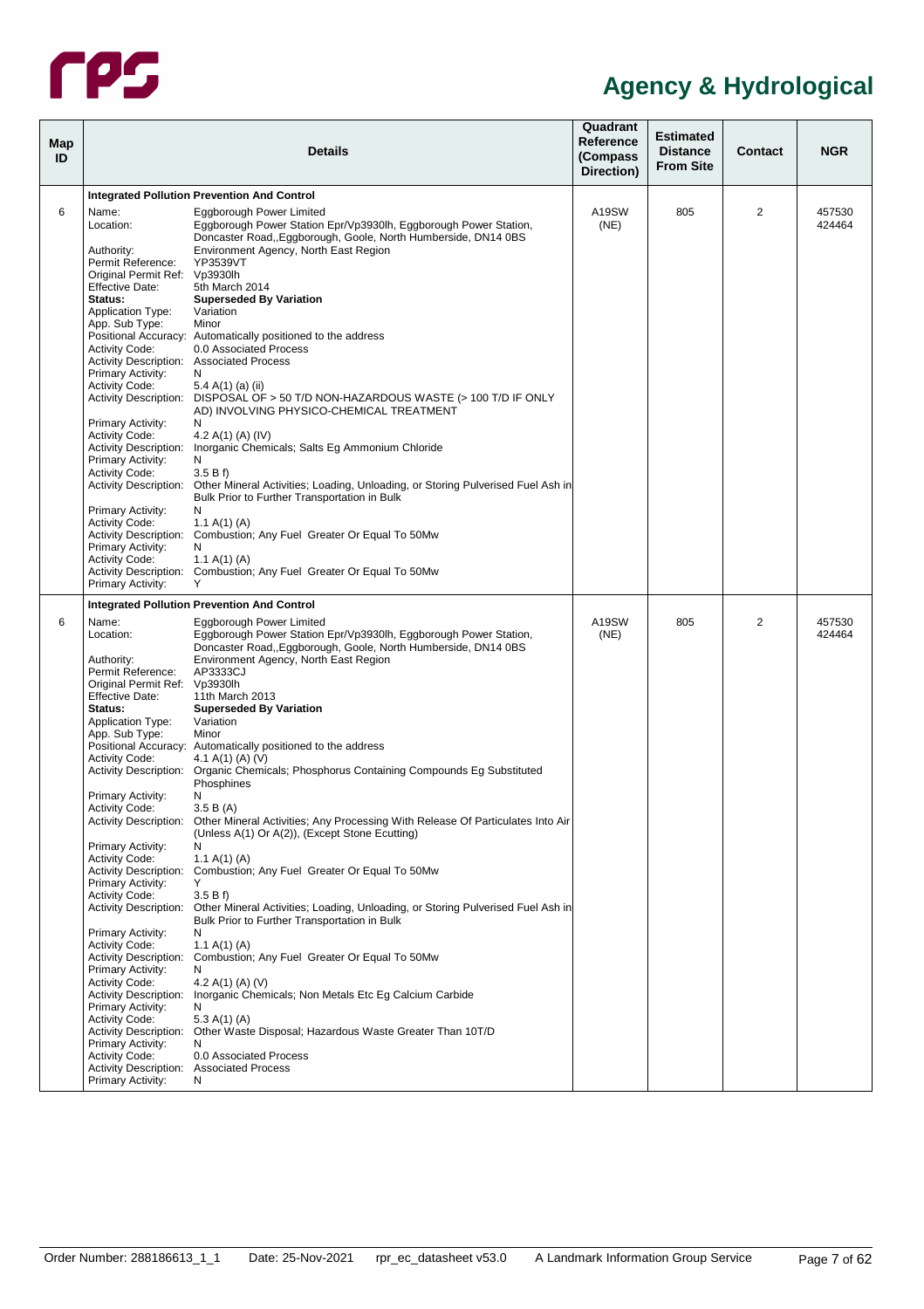# Agency & Hydrological

| Map ID | Details | Quadrant Reference (Compass Direction) | Estimated Distance From Site | Contact | NGR |
|---|---|---|---|---|---|
| | **Integrated Pollution Prevention And Control** | | | | |
| 6 | Name: Eggborough Power Limited<br>Location: Eggborough Power Station Epr/Vp3930lh, Eggborough Power Station, Doncaster Road,,Eggborough, Goole, North Humberside, DN14 0BS<br>Authority: Environment Agency, North East Region<br>Permit Reference: YP3539VT<br>Original Permit Ref: Vp3930lh<br>Effective Date: 5th March 2014<br>**Status: Superseded By Variation**<br>Application Type: Variation<br>App. Sub Type: Minor<br>Positional Accuracy: Automatically positioned to the address<br>Activity Code: 0.0 Associated Process<br>Activity Description: Associated Process<br>Primary Activity: N<br>Activity Code: 5.4 A(1) (a) (ii)<br>Activity Description: DISPOSAL OF > 50 T/D NON-HAZARDOUS WASTE (> 100 T/D IF ONLY AD) INVOLVING PHYSICO-CHEMICAL TREATMENT<br>Primary Activity: N<br>Activity Code: 4.2 A(1) (A) (IV)<br>Activity Description: Inorganic Chemicals; Salts Eg Ammonium Chloride<br>Primary Activity: N<br>Activity Code: 3.5 B f)<br>Activity Description: Other Mineral Activities; Loading, Unloading, or Storing Pulverised Fuel Ash in Bulk Prior to Further Transportation in Bulk<br>Primary Activity: N<br>Activity Code: 1.1 A(1) (A)<br>Activity Description: Combustion; Any Fuel Greater Or Equal To 50Mw<br>Primary Activity: N<br>Activity Code: 1.1 A(1) (A)<br>Activity Description: Combustion; Any Fuel Greater Or Equal To 50Mw<br>Primary Activity: Y | A19SW (NE) | 805 | 2 | 457530 424464 |
| | **Integrated Pollution Prevention And Control** | | | | |
| 6 | Name: Eggborough Power Limited<br>Location: Eggborough Power Station Epr/Vp3930lh, Eggborough Power Station, Doncaster Road,,Eggborough, Goole, North Humberside, DN14 0BS<br>Authority: Environment Agency, North East Region<br>Permit Reference: AP3333CJ<br>Original Permit Ref: Vp3930lh<br>Effective Date: 11th March 2013<br>**Status: Superseded By Variation**<br>Application Type: Variation<br>App. Sub Type: Minor<br>Positional Accuracy: Automatically positioned to the address<br>Activity Code: 4.1 A(1) (A) (V)<br>Activity Description: Organic Chemicals; Phosphorus Containing Compounds Eg Substituted Phosphines<br>Primary Activity: N<br>Activity Code: 3.5 B (A)<br>Activity Description: Other Mineral Activities; Any Processing With Release Of Particulates Into Air (Unless A(1) Or A(2)), (Except Stone Ecutting)<br>Primary Activity: N<br>Activity Code: 1.1 A(1) (A)<br>Activity Description: Combustion; Any Fuel Greater Or Equal To 50Mw<br>Primary Activity: Y<br>Activity Code: 3.5 B f)<br>Activity Description: Other Mineral Activities; Loading, Unloading, or Storing Pulverised Fuel Ash in Bulk Prior to Further Transportation in Bulk<br>Primary Activity: N<br>Activity Code: 1.1 A(1) (A)<br>Activity Description: Combustion; Any Fuel Greater Or Equal To 50Mw<br>Primary Activity: N<br>Activity Code: 4.2 A(1) (A) (V)<br>Activity Description: Inorganic Chemicals; Non Metals Etc Eg Calcium Carbide<br>Primary Activity: N<br>Activity Code: 5.3 A(1) (A)<br>Activity Description: Other Waste Disposal; Hazardous Waste Greater Than 10T/D<br>Primary Activity: N<br>Activity Code: 0.0 Associated Process<br>Activity Description: Associated Process<br>Primary Activity: N | A19SW (NE) | 805 | 2 | 457530 424464 |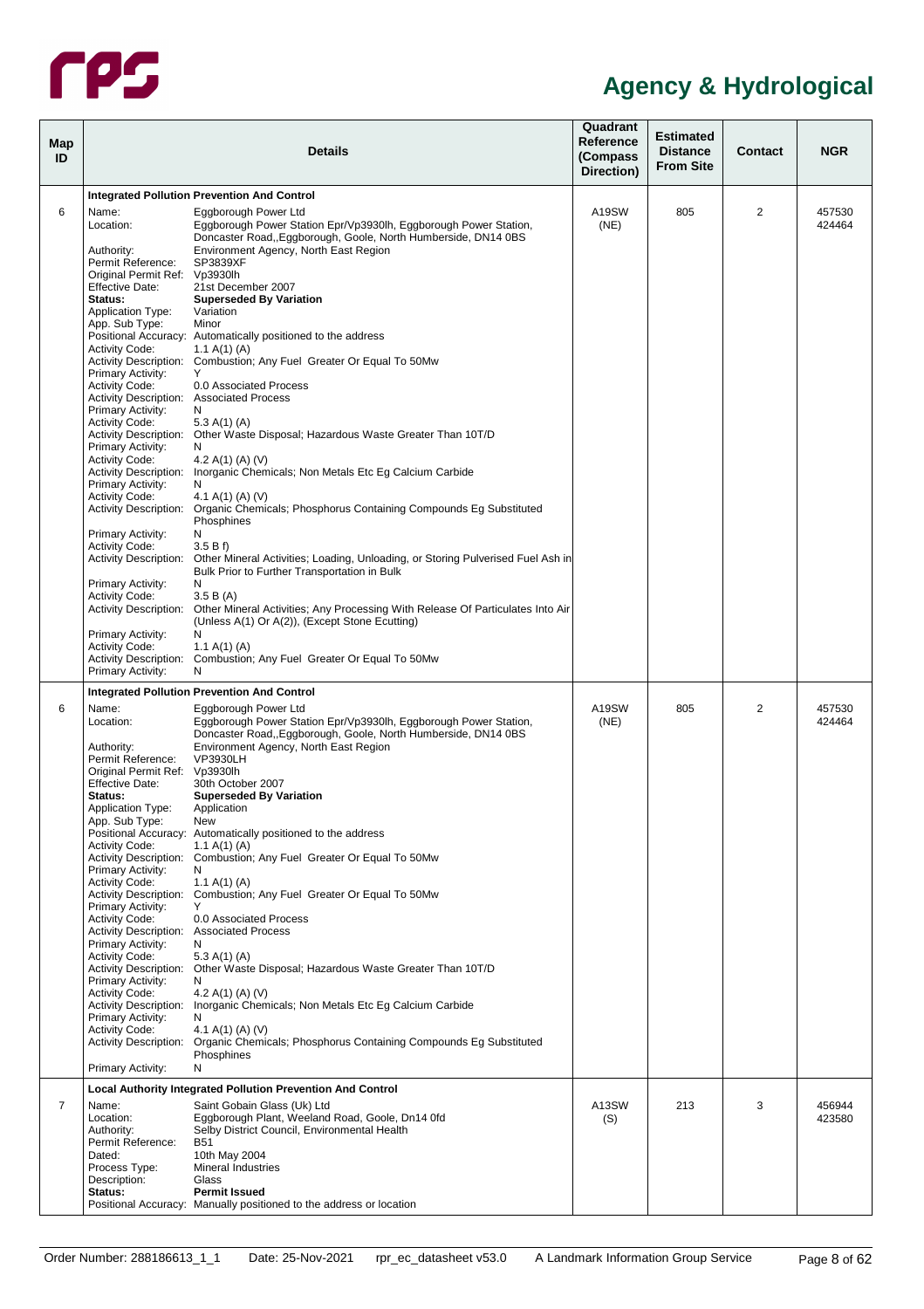## Agency & Hydrological

| Map ID | Details | | Quadrant Reference (Compass Direction) | Estimated Distance From Site | Contact | NGR |
|---|---|---|---|---|---|---|
| | **Integrated Pollution Prevention And Control** | | | | | |
| 6 | Name: | Eggborough Power Ltd | A19SW (NE) | 805 | 2 | 457530 424464 |
| | Location: | Eggborough Power Station Epr/Vp3930lh, Eggborough Power Station, Doncaster Road,,Eggborough, Goole, North Humberside, DN14 0BS | | | | |
| | Authority: | Environment Agency, North East Region | | | | |
| | Permit Reference: | SP3839XF | | | | |
| | Original Permit Ref: | Vp3930lh | | | | |
| | Effective Date: | 21st December 2007 | | | | |
| | **Status:** | **Superseded By Variation** | | | | |
| | Application Type: | Variation | | | | |
| | App. Sub Type: | Minor | | | | |
| | Positional Accuracy: | Automatically positioned to the address | | | | |
| | Activity Code: | 1.1 A(1) (A) | | | | |
| | Activity Description: | Combustion; Any Fuel Greater Or Equal To 50Mw | | | | |
| | Primary Activity: | Y | | | | |
| | Activity Code: | 0.0 Associated Process | | | | |
| | Activity Description: | Associated Process | | | | |
| | Primary Activity: | N | | | | |
| | Activity Code: | 5.3 A(1) (A) | | | | |
| | Activity Description: | Other Waste Disposal; Hazardous Waste Greater Than 10T/D | | | | |
| | Primary Activity: | N | | | | |
| | Activity Code: | 4.2 A(1) (A) (V) | | | | |
| | Activity Description: | Inorganic Chemicals; Non Metals Etc Eg Calcium Carbide | | | | |
| | Primary Activity: | N | | | | |
| | Activity Code: | 4.1 A(1) (A) (V) | | | | |
| | Activity Description: | Organic Chemicals; Phosphorus Containing Compounds Eg Substituted Phosphines | | | | |
| | Primary Activity: | N | | | | |
| | Activity Code: | 3.5 B f) | | | | |
| | Activity Description: | Other Mineral Activities; Loading, Unloading, or Storing Pulverised Fuel Ash in Bulk Prior to Further Transportation in Bulk | | | | |
| | Primary Activity: | N | | | | |
| | Activity Code: | 3.5 B (A) | | | | |
| | Activity Description: | Other Mineral Activities; Any Processing With Release Of Particulates Into Air (Unless A(1) Or A(2)), (Except Stone Ecutting) | | | | |
| | Primary Activity: | N | | | | |
| | Activity Code: | 1.1 A(1) (A) | | | | |
| | Activity Description: | Combustion; Any Fuel Greater Or Equal To 50Mw | | | | |
| | Primary Activity: | N | | | | |
| | **Integrated Pollution Prevention And Control** | | | | | |
| 6 | Name: | Eggborough Power Ltd | A19SW (NE) | 805 | 2 | 457530 424464 |
| | Location: | Eggborough Power Station Epr/Vp3930lh, Eggborough Power Station, Doncaster Road,,Eggborough, Goole, North Humberside, DN14 0BS | | | | |
| | Authority: | Environment Agency, North East Region | | | | |
| | Permit Reference: | VP3930LH | | | | |
| | Original Permit Ref: | Vp3930lh | | | | |
| | Effective Date: | 30th October 2007 | | | | |
| | **Status:** | **Superseded By Variation** | | | | |
| | Application Type: | Application | | | | |
| | App. Sub Type: | New | | | | |
| | Positional Accuracy: | Automatically positioned to the address | | | | |
| | Activity Code: | 1.1 A(1) (A) | | | | |
| | Activity Description: | Combustion; Any Fuel Greater Or Equal To 50Mw | | | | |
| | Primary Activity: | N | | | | |
| | Activity Code: | 1.1 A(1) (A) | | | | |
| | Activity Description: | Combustion; Any Fuel Greater Or Equal To 50Mw | | | | |
| | Primary Activity: | Y | | | | |
| | Activity Code: | 0.0 Associated Process | | | | |
| | Activity Description: | Associated Process | | | | |
| | Primary Activity: | N | | | | |
| | Activity Code: | 5.3 A(1) (A) | | | | |
| | Activity Description: | Other Waste Disposal; Hazardous Waste Greater Than 10T/D | | | | |
| | Primary Activity: | N | | | | |
| | Activity Code: | 4.2 A(1) (A) (V) | | | | |
| | Activity Description: | Inorganic Chemicals; Non Metals Etc Eg Calcium Carbide | | | | |
| | Primary Activity: | N | | | | |
| | Activity Code: | 4.1 A(1) (A) (V) | | | | |
| | Activity Description: | Organic Chemicals; Phosphorus Containing Compounds Eg Substituted Phosphines | | | | |
| | Primary Activity: | N | | | | |
| | **Local Authority Integrated Pollution Prevention And Control** | | | | | |
| 7 | Name: | Saint Gobain Glass (Uk) Ltd | A13SW (S) | 213 | 3 | 456944 423580 |
| | Location: | Eggborough Plant, Weeland Road, Goole, Dn14 0fd | | | | |
| | Authority: | Selby District Council, Environmental Health | | | | |
| | Permit Reference: | B51 | | | | |
| | Dated: | 10th May 2004 | | | | |
| | Process Type: | Mineral Industries | | | | |
| | Description: | Glass | | | | |
| | **Status:** | **Permit Issued** | | | | |
| | Positional Accuracy: | Manually positioned to the address or location | | | | |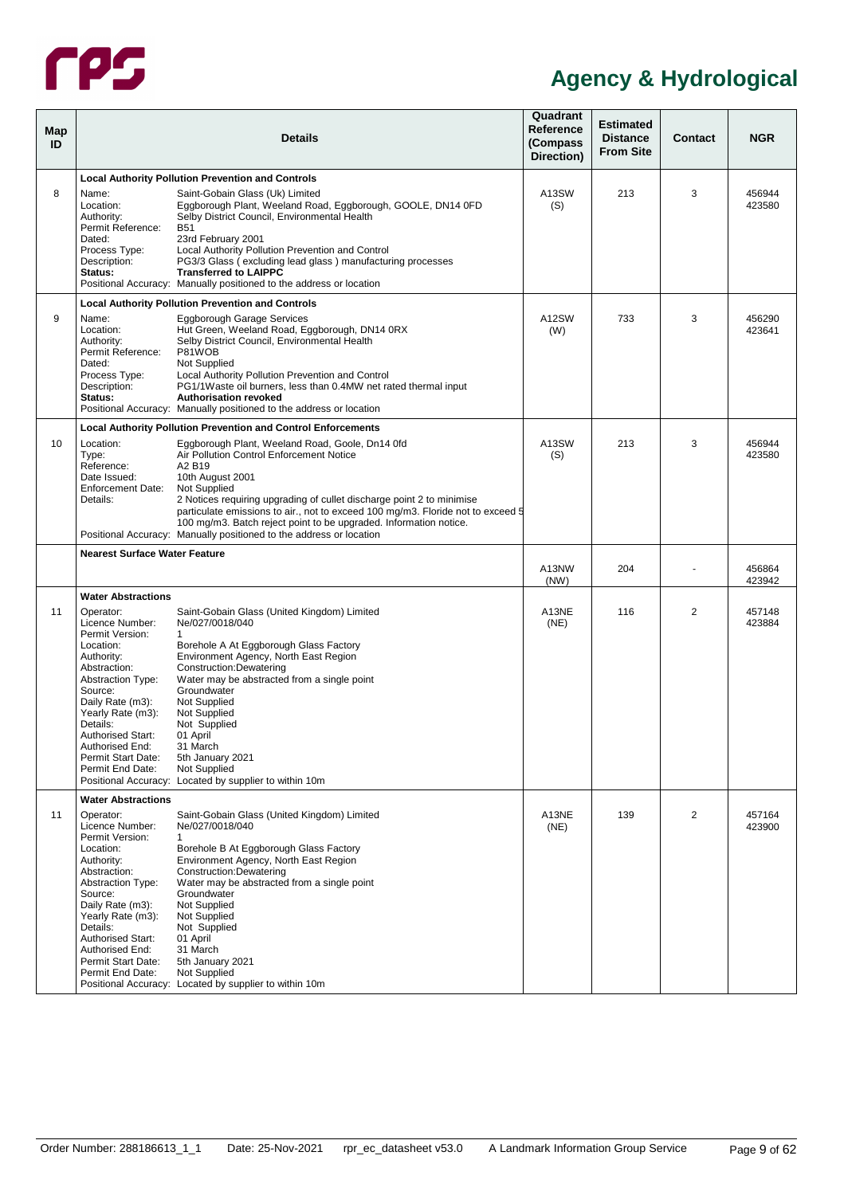# Agency & Hydrological

| Map ID | Details | Quadrant Reference (Compass Direction) | Estimated Distance From Site | Contact | NGR |
|---|---|---|---|---|---|
| 8 | **Local Authority Pollution Prevention and Controls**<br>Name: Saint-Gobain Glass (Uk) Limited<br>Location: Eggborough Plant, Weeland Road, Eggborough, GOOLE, DN14 0FD<br>Authority: Selby District Council, Environmental Health<br>Permit Reference: B51<br>Dated: 23rd February 2001<br>Process Type: Local Authority Pollution Prevention and Control<br>Description: PG3/3 Glass ( excluding lead glass ) manufacturing processes<br>**Status: Transferred to LAIPPC**<br>Positional Accuracy: Manually positioned to the address or location | A13SW (S) | 213 | 3 | 456944 423580 |
| 9 | **Local Authority Pollution Prevention and Controls**<br>Name: Eggborough Garage Services<br>Location: Hut Green, Weeland Road, Eggborough, DN14 0RX<br>Authority: Selby District Council, Environmental Health<br>Permit Reference: P81WOB<br>Dated: Not Supplied<br>Process Type: Local Authority Pollution Prevention and Control<br>Description: PG1/1Waste oil burners, less than 0.4MW net rated thermal input<br>**Status: Authorisation revoked**<br>Positional Accuracy: Manually positioned to the address or location | A12SW (W) | 733 | 3 | 456290 423641 |
| 10 | **Local Authority Pollution Prevention and Control Enforcements**<br>Location: Eggborough Plant, Weeland Road, Goole, Dn14 0fd<br>Type: Air Pollution Control Enforcement Notice<br>Reference: A2 B19<br>Date Issued: 10th August 2001<br>Enforcement Date: Not Supplied<br>Details: 2 Notices requiring upgrading of cullet discharge point 2 to minimise particulate emissions to air., not to exceed 100 mg/m3. Floride not to exceed 5 100 mg/m3. Batch reject point to be upgraded. Information notice.<br>Positional Accuracy: Manually positioned to the address or location | A13SW (S) | 213 | 3 | 456944 423580 |
| | **Nearest Surface Water Feature** | A13NW (NW) | 204 | - | 456864 423942 |
| 11 | **Water Abstractions**<br>Operator: Saint-Gobain Glass (United Kingdom) Limited<br>Licence Number: Ne/027/0018/040<br>Permit Version: 1<br>Location: Borehole A At Eggborough Glass Factory<br>Authority: Environment Agency, North East Region<br>Abstraction: Construction:Dewatering<br>Abstraction Type: Water may be abstracted from a single point<br>Source: Groundwater<br>Daily Rate (m3): Not Supplied<br>Yearly Rate (m3): Not Supplied<br>Details: Not Supplied<br>Authorised Start: 01 April<br>Authorised End: 31 March<br>Permit Start Date: 5th January 2021<br>Permit End Date: Not Supplied<br>Positional Accuracy: Located by supplier to within 10m | A13NE (NE) | 116 | 2 | 457148 423884 |
| 11 | **Water Abstractions**<br>Operator: Saint-Gobain Glass (United Kingdom) Limited<br>Licence Number: Ne/027/0018/040<br>Permit Version: 1<br>Location: Borehole B At Eggborough Glass Factory<br>Authority: Environment Agency, North East Region<br>Abstraction: Construction:Dewatering<br>Abstraction Type: Water may be abstracted from a single point<br>Source: Groundwater<br>Daily Rate (m3): Not Supplied<br>Yearly Rate (m3): Not Supplied<br>Details: Not Supplied<br>Authorised Start: 01 April<br>Authorised End: 31 March<br>Permit Start Date: 5th January 2021<br>Permit End Date: Not Supplied<br>Positional Accuracy: Located by supplier to within 10m | A13NE (NE) | 139 | 2 | 457164 423900 |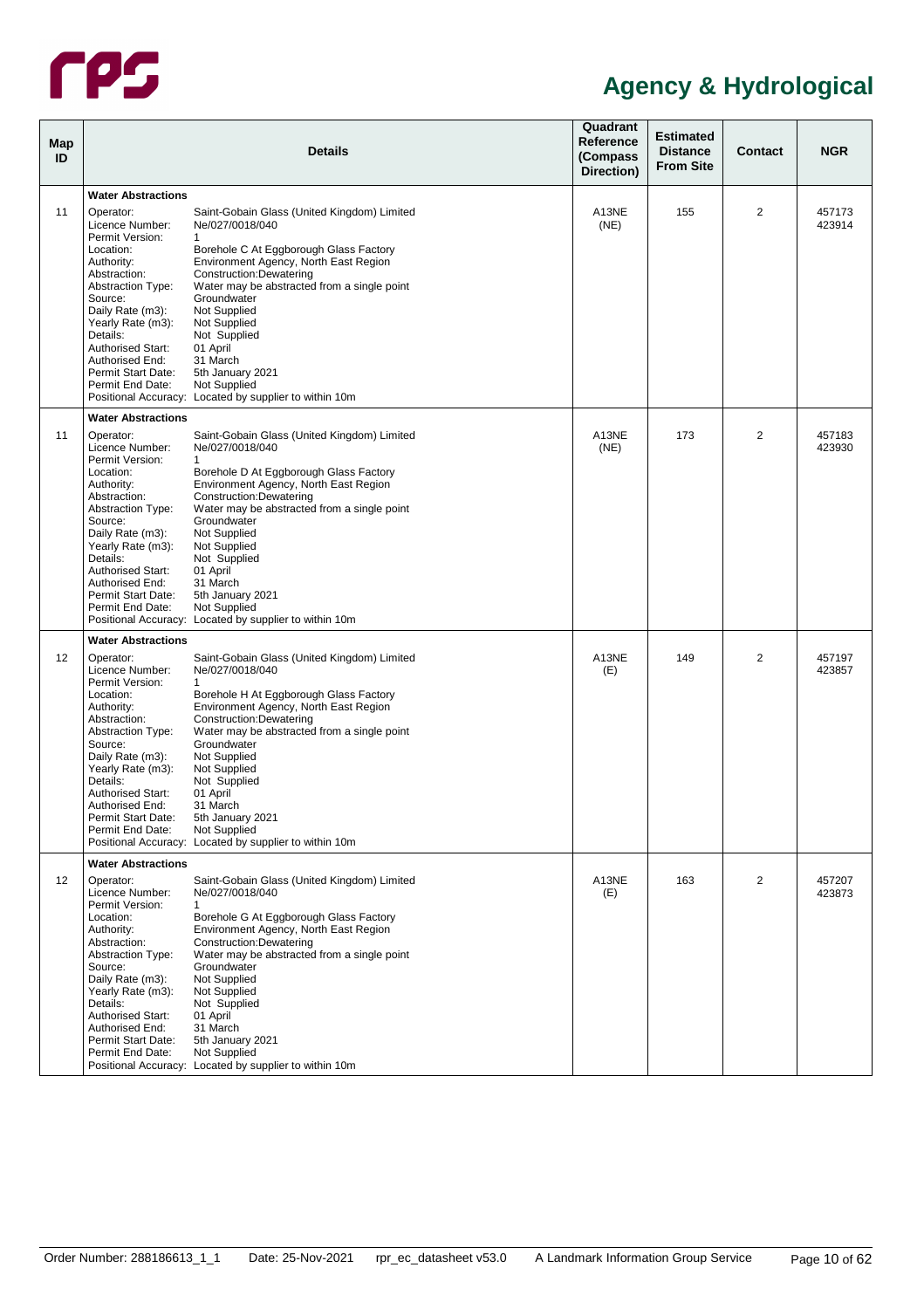# Agency & Hydrological

| Map ID | Details | | Quadrant Reference (Compass Direction) | Estimated Distance From Site | Contact | NGR |
|---|---|---|---|---|---|---|
| | **Water Abstractions** | | | | | |
| 11 | Operator: | Saint-Gobain Glass (United Kingdom) Limited | A13NE (NE) | 155 | 2 | 457173 423914 |
| | Licence Number: | Ne/027/0018/040 | | | | |
| | Permit Version: | 1 | | | | |
| | Location: | Borehole C At Eggborough Glass Factory | | | | |
| | Authority: | Environment Agency, North East Region | | | | |
| | Abstraction: | Construction:Dewatering | | | | |
| | Abstraction Type: | Water may be abstracted from a single point | | | | |
| | Source: | Groundwater | | | | |
| | Daily Rate (m3): | Not Supplied | | | | |
| | Yearly Rate (m3): | Not Supplied | | | | |
| | Details: | Not Supplied | | | | |
| | Authorised Start: | 01 April | | | | |
| | Authorised End: | 31 March | | | | |
| | Permit Start Date: | 5th January 2021 | | | | |
| | Permit End Date: | Not Supplied | | | | |
| | Positional Accuracy: | Located by supplier to within 10m | | | | |
| | **Water Abstractions** | | | | | |
| 11 | Operator: | Saint-Gobain Glass (United Kingdom) Limited | A13NE (NE) | 173 | 2 | 457183 423930 |
| | Licence Number: | Ne/027/0018/040 | | | | |
| | Permit Version: | 1 | | | | |
| | Location: | Borehole D At Eggborough Glass Factory | | | | |
| | Authority: | Environment Agency, North East Region | | | | |
| | Abstraction: | Construction:Dewatering | | | | |
| | Abstraction Type: | Water may be abstracted from a single point | | | | |
| | Source: | Groundwater | | | | |
| | Daily Rate (m3): | Not Supplied | | | | |
| | Yearly Rate (m3): | Not Supplied | | | | |
| | Details: | Not Supplied | | | | |
| | Authorised Start: | 01 April | | | | |
| | Authorised End: | 31 March | | | | |
| | Permit Start Date: | 5th January 2021 | | | | |
| | Permit End Date: | Not Supplied | | | | |
| | Positional Accuracy: | Located by supplier to within 10m | | | | |
| | **Water Abstractions** | | | | | |
| 12 | Operator: | Saint-Gobain Glass (United Kingdom) Limited | A13NE (E) | 149 | 2 | 457197 423857 |
| | Licence Number: | Ne/027/0018/040 | | | | |
| | Permit Version: | 1 | | | | |
| | Location: | Borehole H At Eggborough Glass Factory | | | | |
| | Authority: | Environment Agency, North East Region | | | | |
| | Abstraction: | Construction:Dewatering | | | | |
| | Abstraction Type: | Water may be abstracted from a single point | | | | |
| | Source: | Groundwater | | | | |
| | Daily Rate (m3): | Not Supplied | | | | |
| | Yearly Rate (m3): | Not Supplied | | | | |
| | Details: | Not Supplied | | | | |
| | Authorised Start: | 01 April | | | | |
| | Authorised End: | 31 March | | | | |
| | Permit Start Date: | 5th January 2021 | | | | |
| | Permit End Date: | Not Supplied | | | | |
| | Positional Accuracy: | Located by supplier to within 10m | | | | |
| | **Water Abstractions** | | | | | |
| 12 | Operator: | Saint-Gobain Glass (United Kingdom) Limited | A13NE (E) | 163 | 2 | 457207 423873 |
| | Licence Number: | Ne/027/0018/040 | | | | |
| | Permit Version: | 1 | | | | |
| | Location: | Borehole G At Eggborough Glass Factory | | | | |
| | Authority: | Environment Agency, North East Region | | | | |
| | Abstraction: | Construction:Dewatering | | | | |
| | Abstraction Type: | Water may be abstracted from a single point | | | | |
| | Source: | Groundwater | | | | |
| | Daily Rate (m3): | Not Supplied | | | | |
| | Yearly Rate (m3): | Not Supplied | | | | |
| | Details: | Not Supplied | | | | |
| | Authorised Start: | 01 April | | | | |
| | Authorised End: | 31 March | | | | |
| | Permit Start Date: | 5th January 2021 | | | | |
| | Permit End Date: | Not Supplied | | | | |
| | Positional Accuracy: | Located by supplier to within 10m | | | | |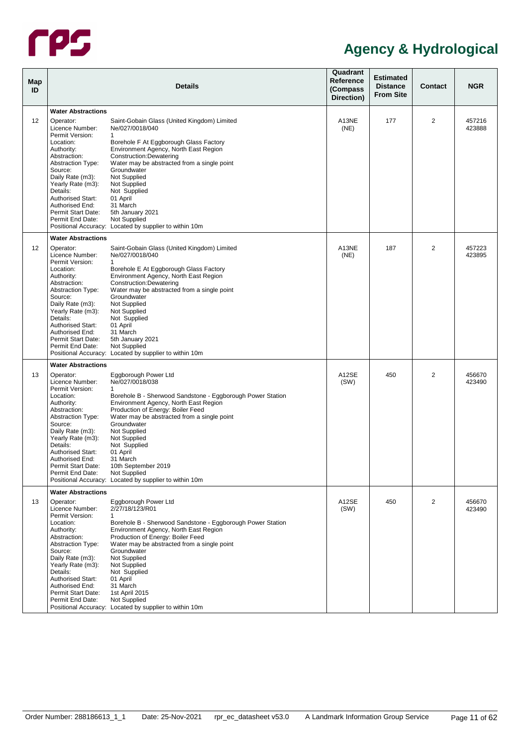# Agency & Hydrological

| Map ID | Details | Quadrant Reference (Compass Direction) | Estimated Distance From Site | Contact | NGR |
|---|---|---|---|---|---|
| | **Water Abstractions** | | | | |
| 12 | Operator: Saint-Gobain Glass (United Kingdom) Limited<br>Licence Number: Ne/027/0018/040<br>Permit Version: 1<br>Location: Borehole F At Eggborough Glass Factory<br>Authority: Environment Agency, North East Region<br>Abstraction: Construction:Dewatering<br>Abstraction Type: Water may be abstracted from a single point<br>Source: Groundwater<br>Daily Rate (m3): Not Supplied<br>Yearly Rate (m3): Not Supplied<br>Details: Not Supplied<br>Authorised Start: 01 April<br>Authorised End: 31 March<br>Permit Start Date: 5th January 2021<br>Permit End Date: Not Supplied<br>Positional Accuracy: Located by supplier to within 10m | A13NE (NE) | 177 | 2 | 457216 423888 |
| | **Water Abstractions** | | | | |
| 12 | Operator: Saint-Gobain Glass (United Kingdom) Limited<br>Licence Number: Ne/027/0018/040<br>Permit Version: 1<br>Location: Borehole E At Eggborough Glass Factory<br>Authority: Environment Agency, North East Region<br>Abstraction: Construction:Dewatering<br>Abstraction Type: Water may be abstracted from a single point<br>Source: Groundwater<br>Daily Rate (m3): Not Supplied<br>Yearly Rate (m3): Not Supplied<br>Details: Not Supplied<br>Authorised Start: 01 April<br>Authorised End: 31 March<br>Permit Start Date: 5th January 2021<br>Permit End Date: Not Supplied<br>Positional Accuracy: Located by supplier to within 10m | A13NE (NE) | 187 | 2 | 457223 423895 |
| | **Water Abstractions** | | | | |
| 13 | Operator: Eggborough Power Ltd<br>Licence Number: Ne/027/0018/038<br>Permit Version: 1<br>Location: Borehole B - Sherwood Sandstone - Eggborough Power Station<br>Authority: Environment Agency, North East Region<br>Abstraction: Production of Energy: Boiler Feed<br>Abstraction Type: Water may be abstracted from a single point<br>Source: Groundwater<br>Daily Rate (m3): Not Supplied<br>Yearly Rate (m3): Not Supplied<br>Details: Not Supplied<br>Authorised Start: 01 April<br>Authorised End: 31 March<br>Permit Start Date: 10th September 2019<br>Permit End Date: Not Supplied<br>Positional Accuracy: Located by supplier to within 10m | A12SE (SW) | 450 | 2 | 456670 423490 |
| | **Water Abstractions** | | | | |
| 13 | Operator: Eggborough Power Ltd<br>Licence Number: 2/27/18/123/R01<br>Permit Version: 1<br>Location: Borehole B - Sherwood Sandstone - Eggborough Power Station<br>Authority: Environment Agency, North East Region<br>Abstraction: Production of Energy: Boiler Feed<br>Abstraction Type: Water may be abstracted from a single point<br>Source: Groundwater<br>Daily Rate (m3): Not Supplied<br>Yearly Rate (m3): Not Supplied<br>Details: Not Supplied<br>Authorised Start: 01 April<br>Authorised End: 31 March<br>Permit Start Date: 1st April 2015<br>Permit End Date: Not Supplied<br>Positional Accuracy: Located by supplier to within 10m | A12SE (SW) | 450 | 2 | 456670 423490 |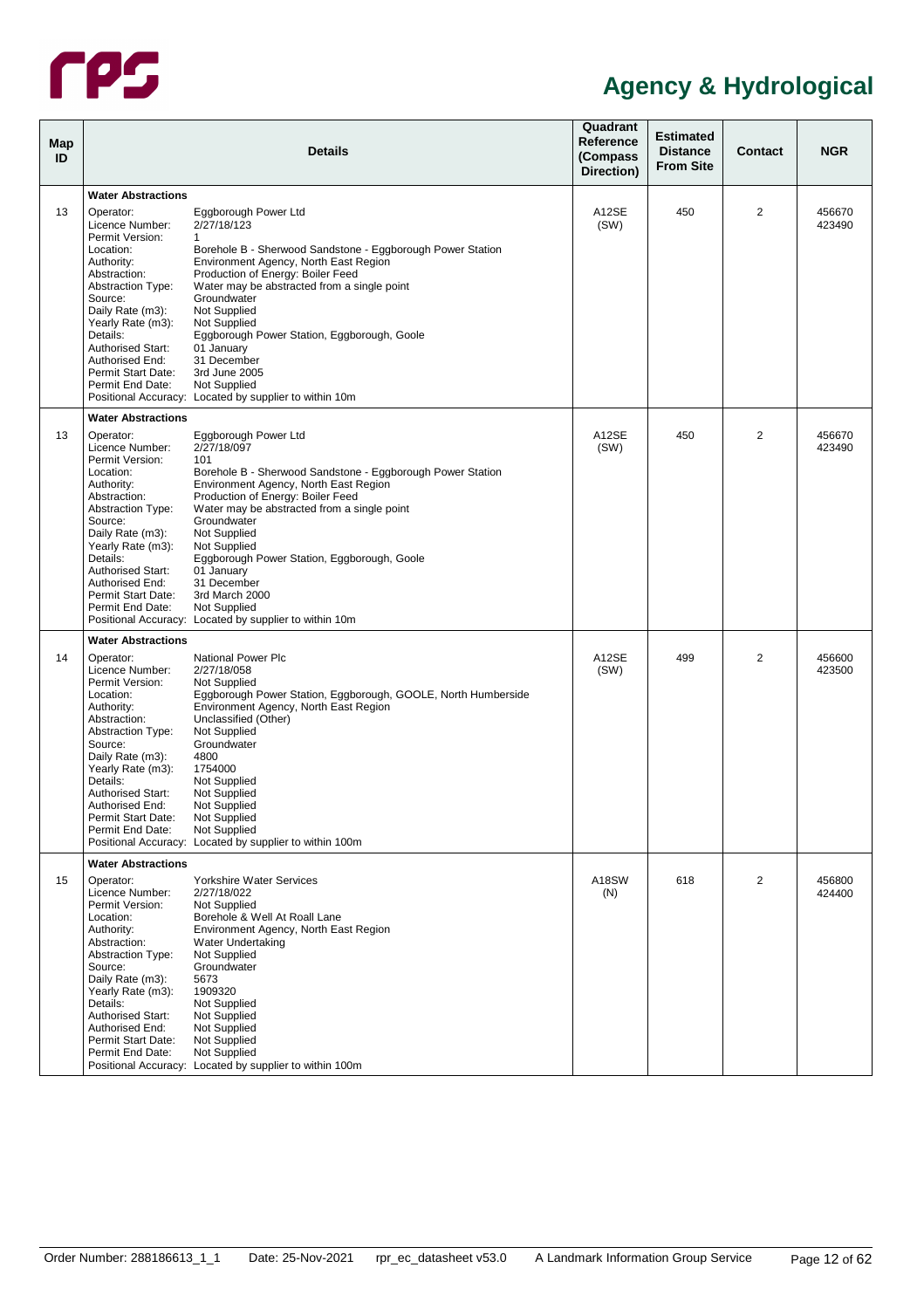# Agency & Hydrological

| Map ID | Details | | Quadrant Reference (Compass Direction) | Estimated Distance From Site | Contact | NGR |
|---|---|---|---|---|---|---|
| | **Water Abstractions** | | | | | |
| 13 | Operator:<br>Licence Number:<br>Permit Version:<br>Location:<br>Authority:<br>Abstraction:<br>Abstraction Type:<br>Source:<br>Daily Rate (m3):<br>Yearly Rate (m3):<br>Details:<br>Authorised Start:<br>Authorised End:<br>Permit Start Date:<br>Permit End Date:<br>Positional Accuracy: | Eggborough Power Ltd<br>2/27/18/123<br>1<br>Borehole B - Sherwood Sandstone - Eggborough Power Station<br>Environment Agency, North East Region<br>Production of Energy: Boiler Feed<br>Water may be abstracted from a single point<br>Groundwater<br>Not Supplied<br>Not Supplied<br>Eggborough Power Station, Eggborough, Goole<br>01 January<br>31 December<br>3rd June 2005<br>Not Supplied<br>Located by supplier to within 10m | A12SE (SW) | 450 | 2 | 456670 423490 |
| | **Water Abstractions** | | | | | |
| 13 | Operator:<br>Licence Number:<br>Permit Version:<br>Location:<br>Authority:<br>Abstraction:<br>Abstraction Type:<br>Source:<br>Daily Rate (m3):<br>Yearly Rate (m3):<br>Details:<br>Authorised Start:<br>Authorised End:<br>Permit Start Date:<br>Permit End Date:<br>Positional Accuracy: | Eggborough Power Ltd<br>2/27/18/097<br>101<br>Borehole B - Sherwood Sandstone - Eggborough Power Station<br>Environment Agency, North East Region<br>Production of Energy: Boiler Feed<br>Water may be abstracted from a single point<br>Groundwater<br>Not Supplied<br>Not Supplied<br>Eggborough Power Station, Eggborough, Goole<br>01 January<br>31 December<br>3rd March 2000<br>Not Supplied<br>Located by supplier to within 10m | A12SE (SW) | 450 | 2 | 456670 423490 |
| | **Water Abstractions** | | | | | |
| 14 | Operator:<br>Licence Number:<br>Permit Version:<br>Location:<br>Authority:<br>Abstraction:<br>Abstraction Type:<br>Source:<br>Daily Rate (m3):<br>Yearly Rate (m3):<br>Details:<br>Authorised Start:<br>Authorised End:<br>Permit Start Date:<br>Permit End Date:<br>Positional Accuracy: | National Power Plc<br>2/27/18/058<br>Not Supplied<br>Eggborough Power Station, Eggborough, GOOLE, North Humberside<br>Environment Agency, North East Region<br>Unclassified (Other)<br>Not Supplied<br>Groundwater<br>4800<br>1754000<br>Not Supplied<br>Not Supplied<br>Not Supplied<br>Not Supplied<br>Not Supplied<br>Located by supplier to within 100m | A12SE (SW) | 499 | 2 | 456600 423500 |
| | **Water Abstractions** | | | | | |
| 15 | Operator:<br>Licence Number:<br>Permit Version:<br>Location:<br>Authority:<br>Abstraction:<br>Abstraction Type:<br>Source:<br>Daily Rate (m3):<br>Yearly Rate (m3):<br>Details:<br>Authorised Start:<br>Authorised End:<br>Permit Start Date:<br>Permit End Date:<br>Positional Accuracy: | Yorkshire Water Services<br>2/27/18/022<br>Not Supplied<br>Borehole & Well At Roall Lane<br>Environment Agency, North East Region<br>Water Undertaking<br>Not Supplied<br>Groundwater<br>5673<br>1909320<br>Not Supplied<br>Not Supplied<br>Not Supplied<br>Not Supplied<br>Not Supplied<br>Located by supplier to within 100m | A18SW (N) | 618 | 2 | 456800 424400 |

Order Number: 288186613_1_1 Date: 25-Nov-2021 rpr_ec_datasheet v53.0 A Landmark Information Group Service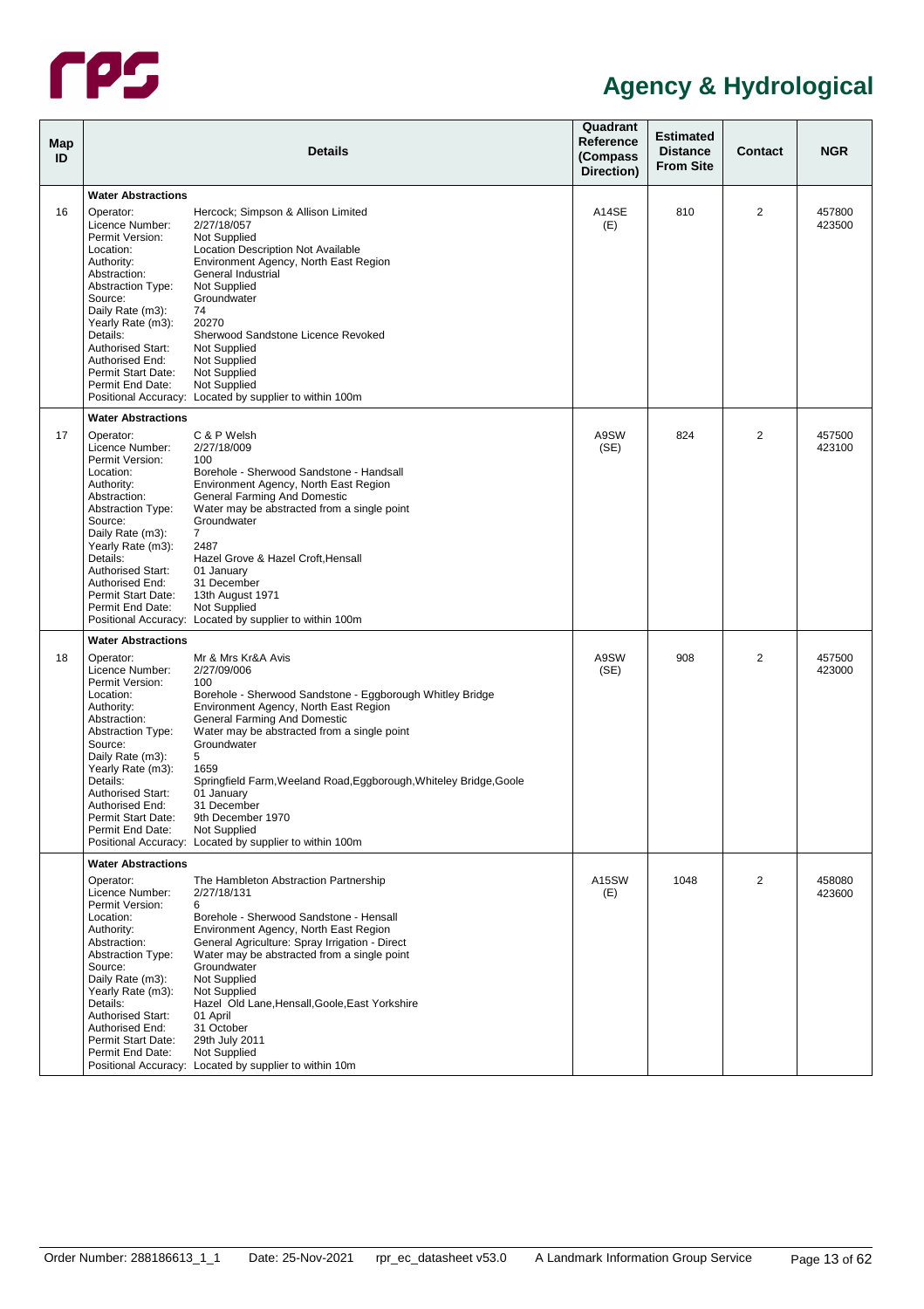# Agency & Hydrological

| Map ID | Details | Quadrant Reference (Compass Direction) | Estimated Distance From Site | Contact | NGR |
|---|---|---|---|---|---|
| | **Water Abstractions** | | | | |
| 16 | Operator: Hercock; Simpson & Allison Limited<br>Licence Number: 2/27/18/057<br>Permit Version: Not Supplied<br>Location: Location Description Not Available<br>Authority: Environment Agency, North East Region<br>Abstraction: General Industrial<br>Abstraction Type: Not Supplied<br>Source: Groundwater<br>Daily Rate (m3): 74<br>Yearly Rate (m3): 20270<br>Details: Sherwood Sandstone Licence Revoked<br>Authorised Start: Not Supplied<br>Authorised End: Not Supplied<br>Permit Start Date: Not Supplied<br>Permit End Date: Not Supplied<br>Positional Accuracy: Located by supplier to within 100m | A14SE (E) | 810 | 2 | 457800 423500 |
| | **Water Abstractions** | | | | |
| 17 | Operator: C & P Welsh<br>Licence Number: 2/27/18/009<br>Permit Version: 100<br>Location: Borehole - Sherwood Sandstone - Handsall<br>Authority: Environment Agency, North East Region<br>Abstraction: General Farming And Domestic<br>Abstraction Type: Water may be abstracted from a single point<br>Source: Groundwater<br>Daily Rate (m3): 7<br>Yearly Rate (m3): 2487<br>Details: Hazel Grove & Hazel Croft,Hensall<br>Authorised Start: 01 January<br>Authorised End: 31 December<br>Permit Start Date: 13th August 1971<br>Permit End Date: Not Supplied<br>Positional Accuracy: Located by supplier to within 100m | A9SW (SE) | 824 | 2 | 457500 423100 |
| | **Water Abstractions** | | | | |
| 18 | Operator: Mr & Mrs Kr&A Avis<br>Licence Number: 2/27/09/006<br>Permit Version: 100<br>Location: Borehole - Sherwood Sandstone - Eggborough Whitley Bridge<br>Authority: Environment Agency, North East Region<br>Abstraction: General Farming And Domestic<br>Abstraction Type: Water may be abstracted from a single point<br>Source: Groundwater<br>Daily Rate (m3): 5<br>Yearly Rate (m3): 1659<br>Details: Springfield Farm,Weeland Road,Eggborough,Whiteley Bridge,Goole<br>Authorised Start: 01 January<br>Authorised End: 31 December<br>Permit Start Date: 9th December 1970<br>Permit End Date: Not Supplied<br>Positional Accuracy: Located by supplier to within 100m | A9SW (SE) | 908 | 2 | 457500 423000 |
| | **Water Abstractions** | | | | |
| | Operator: The Hambleton Abstraction Partnership<br>Licence Number: 2/27/18/131<br>Permit Version: 6<br>Location: Borehole - Sherwood Sandstone - Hensall<br>Authority: Environment Agency, North East Region<br>Abstraction: General Agriculture: Spray Irrigation - Direct<br>Abstraction Type: Water may be abstracted from a single point<br>Source: Groundwater<br>Daily Rate (m3): Not Supplied<br>Yearly Rate (m3): Not Supplied<br>Details: Hazel Old Lane,Hensall,Goole,East Yorkshire<br>Authorised Start: 01 April<br>Authorised End: 31 October<br>Permit Start Date: 29th July 2011<br>Permit End Date: Not Supplied<br>Positional Accuracy: Located by supplier to within 10m | A15SW (E) | 1048 | 2 | 458080 423600 |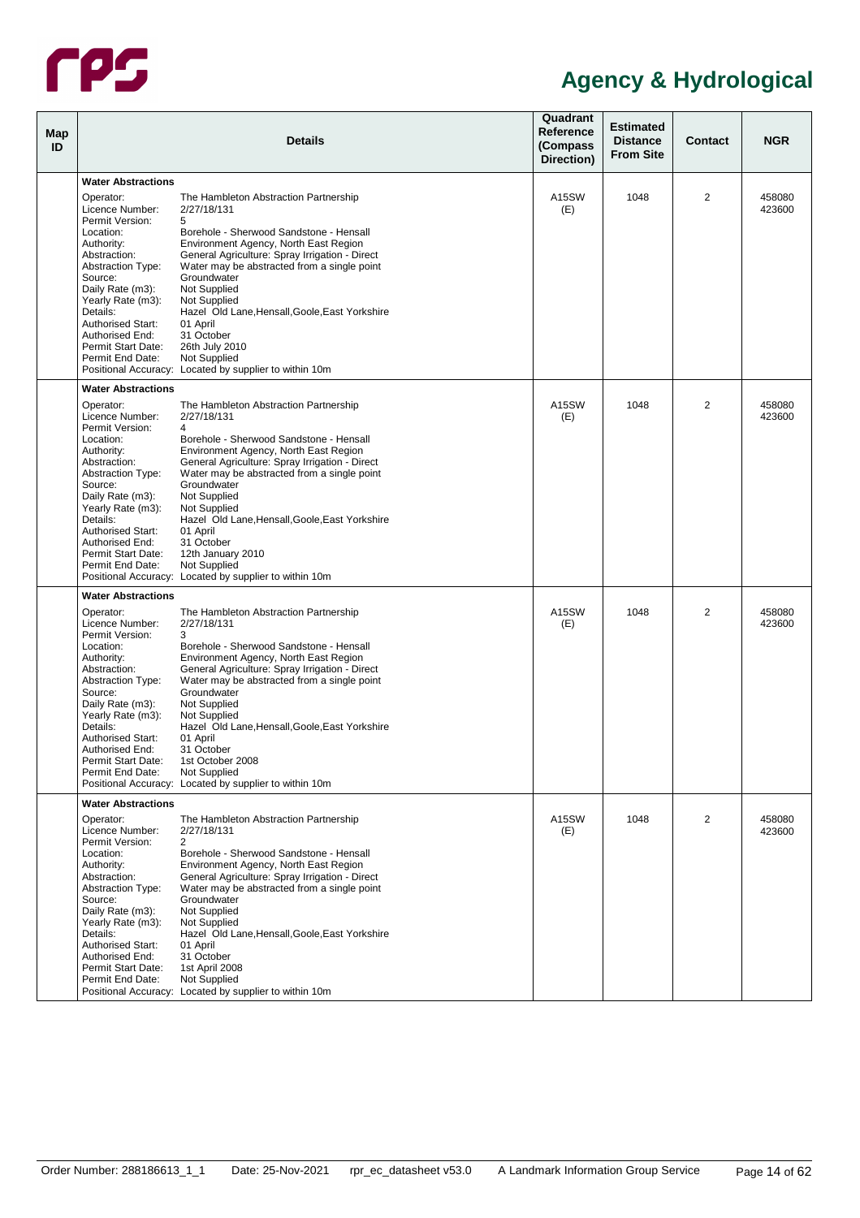## Agency & Hydrological

| Map ID | Details | Quadrant Reference (Compass Direction) | Estimated Distance From Site | Contact | NGR |
|---|---|---|---|---|---|
| | **Water Abstractions**<br>Operator: The Hambleton Abstraction Partnership<br>Licence Number: 2/27/18/131<br>Permit Version: 5<br>Location: Borehole - Sherwood Sandstone - Hensall<br>Authority: Environment Agency, North East Region<br>Abstraction: General Agriculture: Spray Irrigation - Direct<br>Abstraction Type: Water may be abstracted from a single point<br>Source: Groundwater<br>Daily Rate (m3): Not Supplied<br>Yearly Rate (m3): Not Supplied<br>Details: Hazel Old Lane,Hensall,Goole,East Yorkshire<br>Authorised Start: 01 April<br>Authorised End: 31 October<br>Permit Start Date: 26th July 2010<br>Permit End Date: Not Supplied<br>Positional Accuracy: Located by supplier to within 10m | A15SW (E) | 1048 | 2 | 458080 423600 |
| | **Water Abstractions**<br>Operator: The Hambleton Abstraction Partnership<br>Licence Number: 2/27/18/131<br>Permit Version: 4<br>Location: Borehole - Sherwood Sandstone - Hensall<br>Authority: Environment Agency, North East Region<br>Abstraction: General Agriculture: Spray Irrigation - Direct<br>Abstraction Type: Water may be abstracted from a single point<br>Source: Groundwater<br>Daily Rate (m3): Not Supplied<br>Yearly Rate (m3): Not Supplied<br>Details: Hazel Old Lane,Hensall,Goole,East Yorkshire<br>Authorised Start: 01 April<br>Authorised End: 31 October<br>Permit Start Date: 12th January 2010<br>Permit End Date: Not Supplied<br>Positional Accuracy: Located by supplier to within 10m | A15SW (E) | 1048 | 2 | 458080 423600 |
| | **Water Abstractions**<br>Operator: The Hambleton Abstraction Partnership<br>Licence Number: 2/27/18/131<br>Permit Version: 3<br>Location: Borehole - Sherwood Sandstone - Hensall<br>Authority: Environment Agency, North East Region<br>Abstraction: General Agriculture: Spray Irrigation - Direct<br>Abstraction Type: Water may be abstracted from a single point<br>Source: Groundwater<br>Daily Rate (m3): Not Supplied<br>Yearly Rate (m3): Not Supplied<br>Details: Hazel Old Lane,Hensall,Goole,East Yorkshire<br>Authorised Start: 01 April<br>Authorised End: 31 October<br>Permit Start Date: 1st October 2008<br>Permit End Date: Not Supplied<br>Positional Accuracy: Located by supplier to within 10m | A15SW (E) | 1048 | 2 | 458080 423600 |
| | **Water Abstractions**<br>Operator: The Hambleton Abstraction Partnership<br>Licence Number: 2/27/18/131<br>Permit Version: 2<br>Location: Borehole - Sherwood Sandstone - Hensall<br>Authority: Environment Agency, North East Region<br>Abstraction: General Agriculture: Spray Irrigation - Direct<br>Abstraction Type: Water may be abstracted from a single point<br>Source: Groundwater<br>Daily Rate (m3): Not Supplied<br>Yearly Rate (m3): Not Supplied<br>Details: Hazel Old Lane,Hensall,Goole,East Yorkshire<br>Authorised Start: 01 April<br>Authorised End: 31 October<br>Permit Start Date: 1st April 2008<br>Permit End Date: Not Supplied<br>Positional Accuracy: Located by supplier to within 10m | A15SW (E) | 1048 | 2 | 458080 423600 |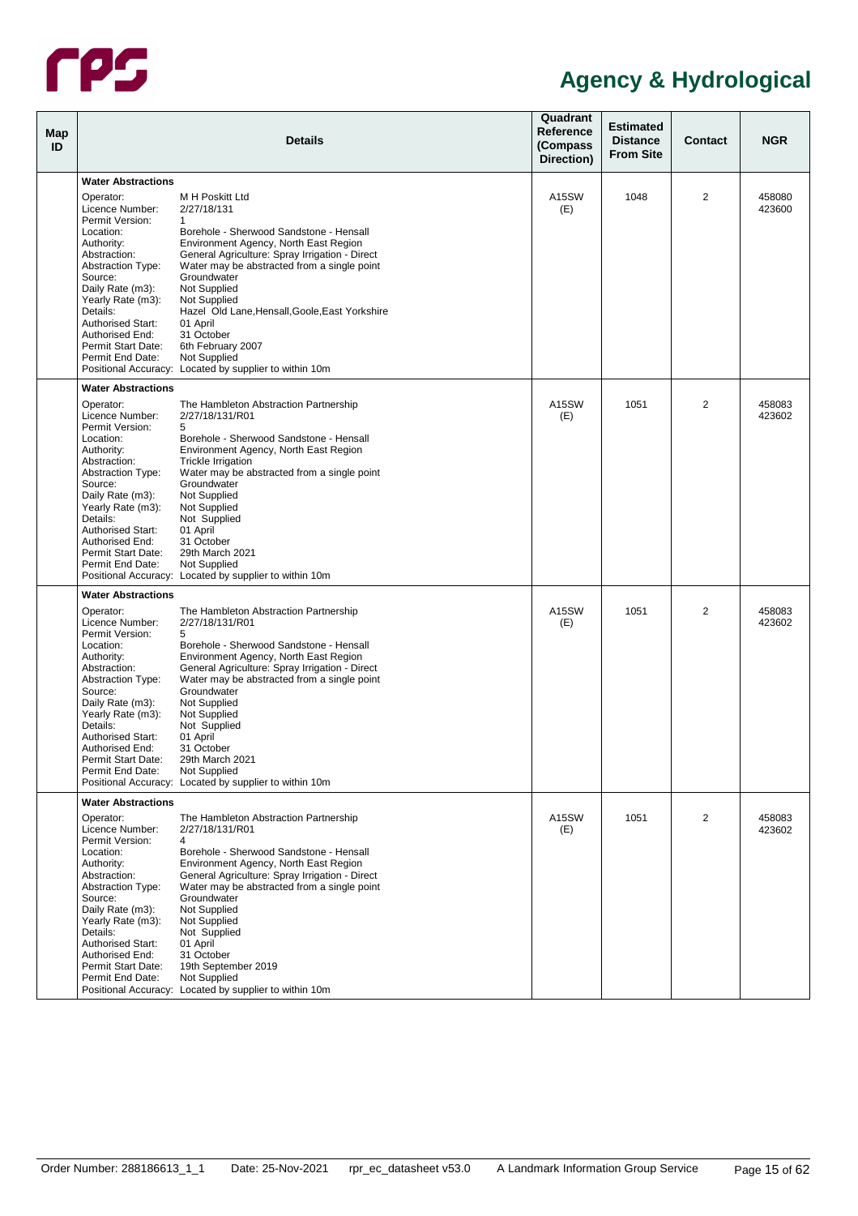## Agency & Hydrological

| Map ID | Details | Quadrant Reference (Compass Direction) | Estimated Distance From Site | Contact | NGR |
|---|---|---|---|---|---|
| | **Water Abstractions**<br>Operator: M H Poskitt Ltd<br>Licence Number: 2/27/18/131<br>Permit Version: 1<br>Location: Borehole - Sherwood Sandstone - Hensall<br>Authority: Environment Agency, North East Region<br>Abstraction: General Agriculture: Spray Irrigation - Direct<br>Abstraction Type: Water may be abstracted from a single point<br>Source: Groundwater<br>Daily Rate (m3): Not Supplied<br>Yearly Rate (m3): Not Supplied<br>Details: Hazel Old Lane,Hensall,Goole,East Yorkshire<br>Authorised Start: 01 April<br>Authorised End: 31 October<br>Permit Start Date: 6th February 2007<br>Permit End Date: Not Supplied<br>Positional Accuracy: Located by supplier to within 10m | A15SW (E) | 1048 | 2 | 458080 423600 |
| | **Water Abstractions**<br>Operator: The Hambleton Abstraction Partnership<br>Licence Number: 2/27/18/131/R01<br>Permit Version: 5<br>Location: Borehole - Sherwood Sandstone - Hensall<br>Authority: Environment Agency, North East Region<br>Abstraction: Trickle Irrigation<br>Abstraction Type: Water may be abstracted from a single point<br>Source: Groundwater<br>Daily Rate (m3): Not Supplied<br>Yearly Rate (m3): Not Supplied<br>Details: Not Supplied<br>Authorised Start: 01 April<br>Authorised End: 31 October<br>Permit Start Date: 29th March 2021<br>Permit End Date: Not Supplied<br>Positional Accuracy: Located by supplier to within 10m | A15SW (E) | 1051 | 2 | 458083 423602 |
| | **Water Abstractions**<br>Operator: The Hambleton Abstraction Partnership<br>Licence Number: 2/27/18/131/R01<br>Permit Version: 5<br>Location: Borehole - Sherwood Sandstone - Hensall<br>Authority: Environment Agency, North East Region<br>Abstraction: General Agriculture: Spray Irrigation - Direct<br>Abstraction Type: Water may be abstracted from a single point<br>Source: Groundwater<br>Daily Rate (m3): Not Supplied<br>Yearly Rate (m3): Not Supplied<br>Details: Not Supplied<br>Authorised Start: 01 April<br>Authorised End: 31 October<br>Permit Start Date: 29th March 2021<br>Permit End Date: Not Supplied<br>Positional Accuracy: Located by supplier to within 10m | A15SW (E) | 1051 | 2 | 458083 423602 |
| | **Water Abstractions**<br>Operator: The Hambleton Abstraction Partnership<br>Licence Number: 2/27/18/131/R01<br>Permit Version: 4<br>Location: Borehole - Sherwood Sandstone - Hensall<br>Authority: Environment Agency, North East Region<br>Abstraction: General Agriculture: Spray Irrigation - Direct<br>Abstraction Type: Water may be abstracted from a single point<br>Source: Groundwater<br>Daily Rate (m3): Not Supplied<br>Yearly Rate (m3): Not Supplied<br>Details: Not Supplied<br>Authorised Start: 01 April<br>Authorised End: 31 October<br>Permit Start Date: 19th September 2019<br>Permit End Date: Not Supplied<br>Positional Accuracy: Located by supplier to within 10m | A15SW (E) | 1051 | 2 | 458083 423602 |

Order Number: 288186613_1_1 Date: 25-Nov-2021 rpr_ec_datasheet v53.0 A Landmark Information Group Service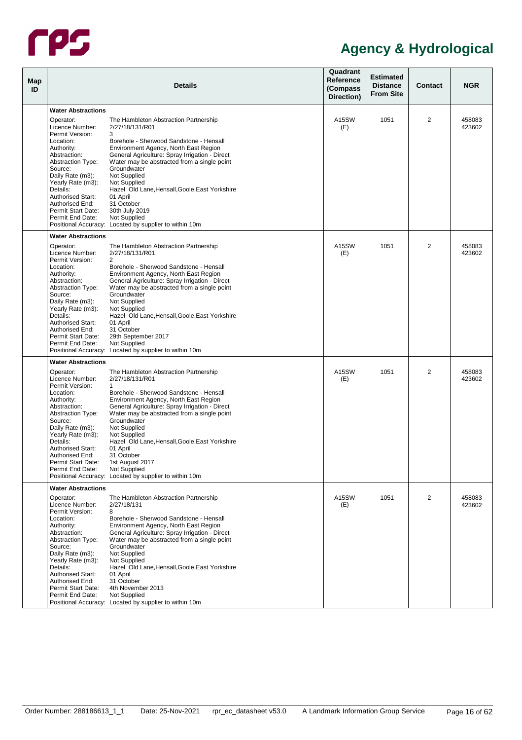# Agency & Hydrological

| Map ID | Details | Quadrant Reference (Compass Direction) | Estimated Distance From Site | Contact | NGR |
|---|---|---|---|---|---|
| | **Water Abstractions**<br>Operator: The Hambleton Abstraction Partnership<br>Licence Number: 2/27/18/131/R01<br>Permit Version: 3<br>Location: Borehole - Sherwood Sandstone - Hensall<br>Authority: Environment Agency, North East Region<br>Abstraction: General Agriculture: Spray Irrigation - Direct<br>Abstraction Type: Water may be abstracted from a single point<br>Source: Groundwater<br>Daily Rate (m3): Not Supplied<br>Yearly Rate (m3): Not Supplied<br>Details: Hazel Old Lane,Hensall,Goole,East Yorkshire<br>Authorised Start: 01 April<br>Authorised End: 31 October<br>Permit Start Date: 30th July 2019<br>Permit End Date: Not Supplied<br>Positional Accuracy: Located by supplier to within 10m | A15SW (E) | 1051 | 2 | 458083 423602 |
| | **Water Abstractions**<br>Operator: The Hambleton Abstraction Partnership<br>Licence Number: 2/27/18/131/R01<br>Permit Version: 2<br>Location: Borehole - Sherwood Sandstone - Hensall<br>Authority: Environment Agency, North East Region<br>Abstraction: General Agriculture: Spray Irrigation - Direct<br>Abstraction Type: Water may be abstracted from a single point<br>Source: Groundwater<br>Daily Rate (m3): Not Supplied<br>Yearly Rate (m3): Not Supplied<br>Details: Hazel Old Lane,Hensall,Goole,East Yorkshire<br>Authorised Start: 01 April<br>Authorised End: 31 October<br>Permit Start Date: 29th September 2017<br>Permit End Date: Not Supplied<br>Positional Accuracy: Located by supplier to within 10m | A15SW (E) | 1051 | 2 | 458083 423602 |
| | **Water Abstractions**<br>Operator: The Hambleton Abstraction Partnership<br>Licence Number: 2/27/18/131/R01<br>Permit Version: 1<br>Location: Borehole - Sherwood Sandstone - Hensall<br>Authority: Environment Agency, North East Region<br>Abstraction: General Agriculture: Spray Irrigation - Direct<br>Abstraction Type: Water may be abstracted from a single point<br>Source: Groundwater<br>Daily Rate (m3): Not Supplied<br>Yearly Rate (m3): Not Supplied<br>Details: Hazel Old Lane,Hensall,Goole,East Yorkshire<br>Authorised Start: 01 April<br>Authorised End: 31 October<br>Permit Start Date: 1st August 2017<br>Permit End Date: Not Supplied<br>Positional Accuracy: Located by supplier to within 10m | A15SW (E) | 1051 | 2 | 458083 423602 |
| | **Water Abstractions**<br>Operator: The Hambleton Abstraction Partnership<br>Licence Number: 2/27/18/131<br>Permit Version: 8<br>Location: Borehole - Sherwood Sandstone - Hensall<br>Authority: Environment Agency, North East Region<br>Abstraction: General Agriculture: Spray Irrigation - Direct<br>Abstraction Type: Water may be abstracted from a single point<br>Source: Groundwater<br>Daily Rate (m3): Not Supplied<br>Yearly Rate (m3): Not Supplied<br>Details: Hazel Old Lane,Hensall,Goole,East Yorkshire<br>Authorised Start: 01 April<br>Authorised End: 31 October<br>Permit Start Date: 4th November 2013<br>Permit End Date: Not Supplied<br>Positional Accuracy: Located by supplier to within 10m | A15SW (E) | 1051 | 2 | 458083 423602 |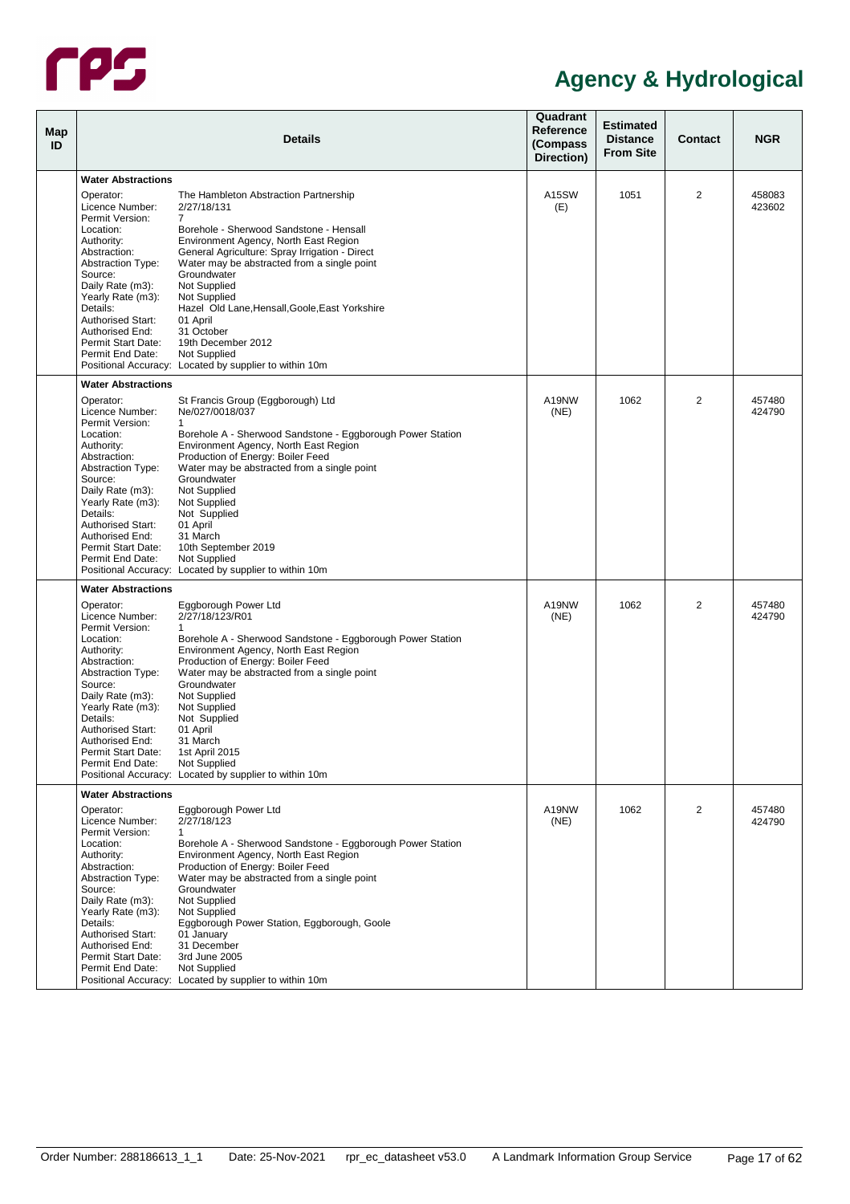# Agency & Hydrological

| Map ID | Details | | Quadrant Reference (Compass Direction) | Estimated Distance From Site | Contact | NGR |
|---|---|---|---|---|---|---|
| | **Water Abstractions** | | | | | |
| | Operator: | The Hambleton Abstraction Partnership | A15SW (E) | 1051 | 2 | 458083 423602 |
| | Licence Number: | 2/27/18/131 | | | | |
| | Permit Version: | 7 | | | | |
| | Location: | Borehole - Sherwood Sandstone - Hensall | | | | |
| | Authority: | Environment Agency, North East Region | | | | |
| | Abstraction: | General Agriculture: Spray Irrigation - Direct | | | | |
| | Abstraction Type: | Water may be abstracted from a single point | | | | |
| | Source: | Groundwater | | | | |
| | Daily Rate (m3): | Not Supplied | | | | |
| | Yearly Rate (m3): | Not Supplied | | | | |
| | Details: | Hazel Old Lane,Hensall,Goole,East Yorkshire | | | | |
| | Authorised Start: | 01 April | | | | |
| | Authorised End: | 31 October | | | | |
| | Permit Start Date: | 19th December 2012 | | | | |
| | Permit End Date: | Not Supplied | | | | |
| | Positional Accuracy: | Located by supplier to within 10m | | | | |
| | **Water Abstractions** | | | | | |
| | Operator: | St Francis Group (Eggborough) Ltd | A19NW (NE) | 1062 | 2 | 457480 424790 |
| | Licence Number: | Ne/027/0018/037 | | | | |
| | Permit Version: | 1 | | | | |
| | Location: | Borehole A - Sherwood Sandstone - Eggborough Power Station | | | | |
| | Authority: | Environment Agency, North East Region | | | | |
| | Abstraction: | Production of Energy: Boiler Feed | | | | |
| | Abstraction Type: | Water may be abstracted from a single point | | | | |
| | Source: | Groundwater | | | | |
| | Daily Rate (m3): | Not Supplied | | | | |
| | Yearly Rate (m3): | Not Supplied | | | | |
| | Details: | Not Supplied | | | | |
| | Authorised Start: | 01 April | | | | |
| | Authorised End: | 31 March | | | | |
| | Permit Start Date: | 10th September 2019 | | | | |
| | Permit End Date: | Not Supplied | | | | |
| | Positional Accuracy: | Located by supplier to within 10m | | | | |
| | **Water Abstractions** | | | | | |
| | Operator: | Eggborough Power Ltd | A19NW (NE) | 1062 | 2 | 457480 424790 |
| | Licence Number: | 2/27/18/123/R01 | | | | |
| | Permit Version: | 1 | | | | |
| | Location: | Borehole A - Sherwood Sandstone - Eggborough Power Station | | | | |
| | Authority: | Environment Agency, North East Region | | | | |
| | Abstraction: | Production of Energy: Boiler Feed | | | | |
| | Abstraction Type: | Water may be abstracted from a single point | | | | |
| | Source: | Groundwater | | | | |
| | Daily Rate (m3): | Not Supplied | | | | |
| | Yearly Rate (m3): | Not Supplied | | | | |
| | Details: | Not Supplied | | | | |
| | Authorised Start: | 01 April | | | | |
| | Authorised End: | 31 March | | | | |
| | Permit Start Date: | 1st April 2015 | | | | |
| | Permit End Date: | Not Supplied | | | | |
| | Positional Accuracy: | Located by supplier to within 10m | | | | |
| | **Water Abstractions** | | | | | |
| | Operator: | Eggborough Power Ltd | A19NW (NE) | 1062 | 2 | 457480 424790 |
| | Licence Number: | 2/27/18/123 | | | | |
| | Permit Version: | 1 | | | | |
| | Location: | Borehole A - Sherwood Sandstone - Eggborough Power Station | | | | |
| | Authority: | Environment Agency, North East Region | | | | |
| | Abstraction: | Production of Energy: Boiler Feed | | | | |
| | Abstraction Type: | Water may be abstracted from a single point | | | | |
| | Source: | Groundwater | | | | |
| | Daily Rate (m3): | Not Supplied | | | | |
| | Yearly Rate (m3): | Not Supplied | | | | |
| | Details: | Eggborough Power Station, Eggborough, Goole | | | | |
| | Authorised Start: | 01 January | | | | |
| | Authorised End: | 31 December | | | | |
| | Permit Start Date: | 3rd June 2005 | | | | |
| | Permit End Date: | Not Supplied | | | | |
| | Positional Accuracy: | Located by supplier to within 10m | | | | |

Order Number: 288186613_1_1 Date: 25-Nov-2021 rpr_ec_datasheet v53.0 A Landmark Information Group Service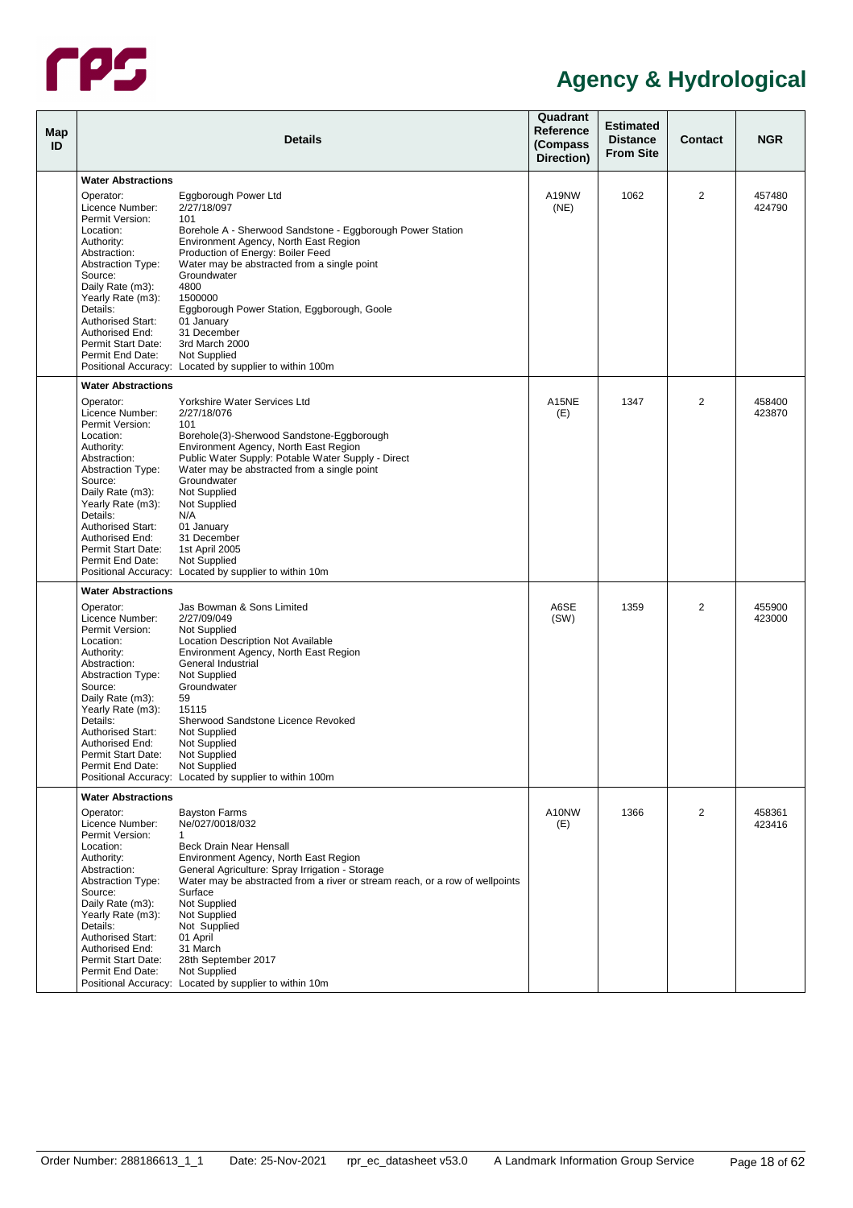# Agency & Hydrological

| Map ID | Details | Quadrant Reference (Compass Direction) | Estimated Distance From Site | Contact | NGR |
|---|---|---|---|---|---|
| | **Water Abstractions**<br>Operator: Eggborough Power Ltd<br>Licence Number: 2/27/18/097<br>Permit Version: 101<br>Location: Borehole A - Sherwood Sandstone - Eggborough Power Station<br>Authority: Environment Agency, North East Region<br>Abstraction: Production of Energy: Boiler Feed<br>Abstraction Type: Water may be abstracted from a single point<br>Source: Groundwater<br>Daily Rate (m3): 4800<br>Yearly Rate (m3): 1500000<br>Details: Eggborough Power Station, Eggborough, Goole<br>Authorised Start: 01 January<br>Authorised End: 31 December<br>Permit Start Date: 3rd March 2000<br>Permit End Date: Not Supplied<br>Positional Accuracy: Located by supplier to within 100m | A19NW (NE) | 1062 | 2 | 457480 424790 |
| | **Water Abstractions**<br>Operator: Yorkshire Water Services Ltd<br>Licence Number: 2/27/18/076<br>Permit Version: 101<br>Location: Borehole(3)-Sherwood Sandstone-Eggborough<br>Authority: Environment Agency, North East Region<br>Abstraction: Public Water Supply: Potable Water Supply - Direct<br>Abstraction Type: Water may be abstracted from a single point<br>Source: Groundwater<br>Daily Rate (m3): Not Supplied<br>Yearly Rate (m3): Not Supplied<br>Details: N/A<br>Authorised Start: 01 January<br>Authorised End: 31 December<br>Permit Start Date: 1st April 2005<br>Permit End Date: Not Supplied<br>Positional Accuracy: Located by supplier to within 10m | A15NE (E) | 1347 | 2 | 458400 423870 |
| | **Water Abstractions**<br>Operator: Jas Bowman & Sons Limited<br>Licence Number: 2/27/09/049<br>Permit Version: Not Supplied<br>Location: Location Description Not Available<br>Authority: Environment Agency, North East Region<br>Abstraction: General Industrial<br>Abstraction Type: Not Supplied<br>Source: Groundwater<br>Daily Rate (m3): 59<br>Yearly Rate (m3): 15115<br>Details: Sherwood Sandstone Licence Revoked<br>Authorised Start: Not Supplied<br>Authorised End: Not Supplied<br>Permit Start Date: Not Supplied<br>Permit End Date: Not Supplied<br>Positional Accuracy: Located by supplier to within 100m | A6SE (SW) | 1359 | 2 | 455900 423000 |
| | **Water Abstractions**<br>Operator: Bayston Farms<br>Licence Number: Ne/027/0018/032<br>Permit Version: 1<br>Location: Beck Drain Near Hensall<br>Authority: Environment Agency, North East Region<br>Abstraction: General Agriculture: Spray Irrigation - Storage<br>Abstraction Type: Water may be abstracted from a river or stream reach, or a row of wellpoints<br>Source: Surface<br>Daily Rate (m3): Not Supplied<br>Yearly Rate (m3): Not Supplied<br>Details: Not Supplied<br>Authorised Start: 01 April<br>Authorised End: 31 March<br>Permit Start Date: 28th September 2017<br>Permit End Date: Not Supplied<br>Positional Accuracy: Located by supplier to within 10m | A10NW (E) | 1366 | 2 | 458361 423416 |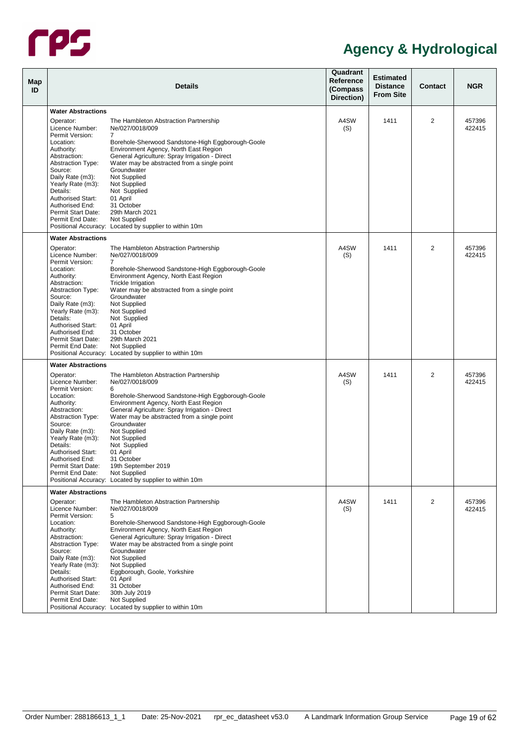# Agency & Hydrological

| Map ID | Details | Quadrant Reference (Compass Direction) | Estimated Distance From Site | Contact | NGR |
|---|---|---|---|---|---|
| | **Water Abstractions**<br>Operator: The Hambleton Abstraction Partnership<br>Licence Number: Ne/027/0018/009<br>Permit Version: 7<br>Location: Borehole-Sherwood Sandstone-High Eggborough-Goole<br>Authority: Environment Agency, North East Region<br>Abstraction: General Agriculture: Spray Irrigation - Direct<br>Abstraction Type: Water may be abstracted from a single point<br>Source: Groundwater<br>Daily Rate (m3): Not Supplied<br>Yearly Rate (m3): Not Supplied<br>Details: Not Supplied<br>Authorised Start: 01 April<br>Authorised End: 31 October<br>Permit Start Date: 29th March 2021<br>Permit End Date: Not Supplied<br>Positional Accuracy: Located by supplier to within 10m | A4SW (S) | 1411 | 2 | 457396 422415 |
| | **Water Abstractions**<br>Operator: The Hambleton Abstraction Partnership<br>Licence Number: Ne/027/0018/009<br>Permit Version: 7<br>Location: Borehole-Sherwood Sandstone-High Eggborough-Goole<br>Authority: Environment Agency, North East Region<br>Abstraction: Trickle Irrigation<br>Abstraction Type: Water may be abstracted from a single point<br>Source: Groundwater<br>Daily Rate (m3): Not Supplied<br>Yearly Rate (m3): Not Supplied<br>Details: Not Supplied<br>Authorised Start: 01 April<br>Authorised End: 31 October<br>Permit Start Date: 29th March 2021<br>Permit End Date: Not Supplied<br>Positional Accuracy: Located by supplier to within 10m | A4SW (S) | 1411 | 2 | 457396 422415 |
| | **Water Abstractions**<br>Operator: The Hambleton Abstraction Partnership<br>Licence Number: Ne/027/0018/009<br>Permit Version: 6<br>Location: Borehole-Sherwood Sandstone-High Eggborough-Goole<br>Authority: Environment Agency, North East Region<br>Abstraction: General Agriculture: Spray Irrigation - Direct<br>Abstraction Type: Water may be abstracted from a single point<br>Source: Groundwater<br>Daily Rate (m3): Not Supplied<br>Yearly Rate (m3): Not Supplied<br>Details: Not Supplied<br>Authorised Start: 01 April<br>Authorised End: 31 October<br>Permit Start Date: 19th September 2019<br>Permit End Date: Not Supplied<br>Positional Accuracy: Located by supplier to within 10m | A4SW (S) | 1411 | 2 | 457396 422415 |
| | **Water Abstractions**<br>Operator: The Hambleton Abstraction Partnership<br>Licence Number: Ne/027/0018/009<br>Permit Version: 5<br>Location: Borehole-Sherwood Sandstone-High Eggborough-Goole<br>Authority: Environment Agency, North East Region<br>Abstraction: General Agriculture: Spray Irrigation - Direct<br>Abstraction Type: Water may be abstracted from a single point<br>Source: Groundwater<br>Daily Rate (m3): Not Supplied<br>Yearly Rate (m3): Not Supplied<br>Details: Eggborough, Goole, Yorkshire<br>Authorised Start: 01 April<br>Authorised End: 31 October<br>Permit Start Date: 30th July 2019<br>Permit End Date: Not Supplied<br>Positional Accuracy: Located by supplier to within 10m | A4SW (S) | 1411 | 2 | 457396 422415 |

Order Number: 288186613_1_1 Date: 25-Nov-2021 rpr_ec_datasheet v53.0 A Landmark Information Group Service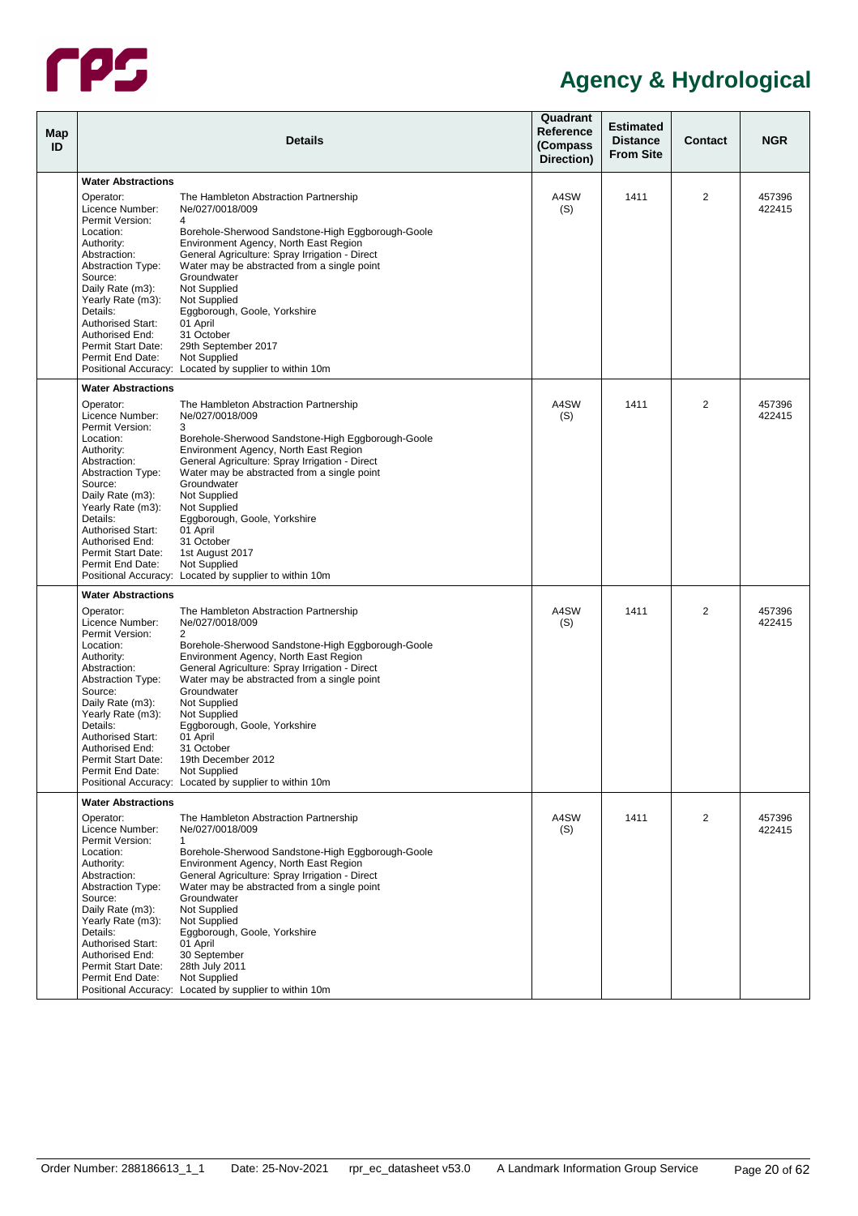# Agency & Hydrological

| Map ID | Details | | Quadrant Reference (Compass Direction) | Estimated Distance From Site | Contact | NGR |
|---|---|---|---|---|---|---|
| | **Water Abstractions** | | | | | |
| | Operator: | The Hambleton Abstraction Partnership | A4SW (S) | 1411 | 2 | 457396 422415 |
| | Licence Number: | Ne/027/0018/009 | | | | |
| | Permit Version: | 4 | | | | |
| | Location: | Borehole-Sherwood Sandstone-High Eggborough-Goole | | | | |
| | Authority: | Environment Agency, North East Region | | | | |
| | Abstraction: | General Agriculture: Spray Irrigation - Direct | | | | |
| | Abstraction Type: | Water may be abstracted from a single point | | | | |
| | Source: | Groundwater | | | | |
| | Daily Rate (m3): | Not Supplied | | | | |
| | Yearly Rate (m3): | Not Supplied | | | | |
| | Details: | Eggborough, Goole, Yorkshire | | | | |
| | Authorised Start: | 01 April | | | | |
| | Authorised End: | 31 October | | | | |
| | Permit Start Date: | 29th September 2017 | | | | |
| | Permit End Date: | Not Supplied | | | | |
| | Positional Accuracy: | Located by supplier to within 10m | | | | |
| | **Water Abstractions** | | | | | |
| | Operator: | The Hambleton Abstraction Partnership | A4SW (S) | 1411 | 2 | 457396 422415 |
| | Licence Number: | Ne/027/0018/009 | | | | |
| | Permit Version: | 3 | | | | |
| | Location: | Borehole-Sherwood Sandstone-High Eggborough-Goole | | | | |
| | Authority: | Environment Agency, North East Region | | | | |
| | Abstraction: | General Agriculture: Spray Irrigation - Direct | | | | |
| | Abstraction Type: | Water may be abstracted from a single point | | | | |
| | Source: | Groundwater | | | | |
| | Daily Rate (m3): | Not Supplied | | | | |
| | Yearly Rate (m3): | Not Supplied | | | | |
| | Details: | Eggborough, Goole, Yorkshire | | | | |
| | Authorised Start: | 01 April | | | | |
| | Authorised End: | 31 October | | | | |
| | Permit Start Date: | 1st August 2017 | | | | |
| | Permit End Date: | Not Supplied | | | | |
| | Positional Accuracy: | Located by supplier to within 10m | | | | |
| | **Water Abstractions** | | | | | |
| | Operator: | The Hambleton Abstraction Partnership | A4SW (S) | 1411 | 2 | 457396 422415 |
| | Licence Number: | Ne/027/0018/009 | | | | |
| | Permit Version: | 2 | | | | |
| | Location: | Borehole-Sherwood Sandstone-High Eggborough-Goole | | | | |
| | Authority: | Environment Agency, North East Region | | | | |
| | Abstraction: | General Agriculture: Spray Irrigation - Direct | | | | |
| | Abstraction Type: | Water may be abstracted from a single point | | | | |
| | Source: | Groundwater | | | | |
| | Daily Rate (m3): | Not Supplied | | | | |
| | Yearly Rate (m3): | Not Supplied | | | | |
| | Details: | Eggborough, Goole, Yorkshire | | | | |
| | Authorised Start: | 01 April | | | | |
| | Authorised End: | 31 October | | | | |
| | Permit Start Date: | 19th December 2012 | | | | |
| | Permit End Date: | Not Supplied | | | | |
| | Positional Accuracy: | Located by supplier to within 10m | | | | |
| | **Water Abstractions** | | | | | |
| | Operator: | The Hambleton Abstraction Partnership | A4SW (S) | 1411 | 2 | 457396 422415 |
| | Licence Number: | Ne/027/0018/009 | | | | |
| | Permit Version: | 1 | | | | |
| | Location: | Borehole-Sherwood Sandstone-High Eggborough-Goole | | | | |
| | Authority: | Environment Agency, North East Region | | | | |
| | Abstraction: | General Agriculture: Spray Irrigation - Direct | | | | |
| | Abstraction Type: | Water may be abstracted from a single point | | | | |
| | Source: | Groundwater | | | | |
| | Daily Rate (m3): | Not Supplied | | | | |
| | Yearly Rate (m3): | Not Supplied | | | | |
| | Details: | Eggborough, Goole, Yorkshire | | | | |
| | Authorised Start: | 01 April | | | | |
| | Authorised End: | 30 September | | | | |
| | Permit Start Date: | 28th July 2011 | | | | |
| | Permit End Date: | Not Supplied | | | | |
| | Positional Accuracy: | Located by supplier to within 10m | | | | |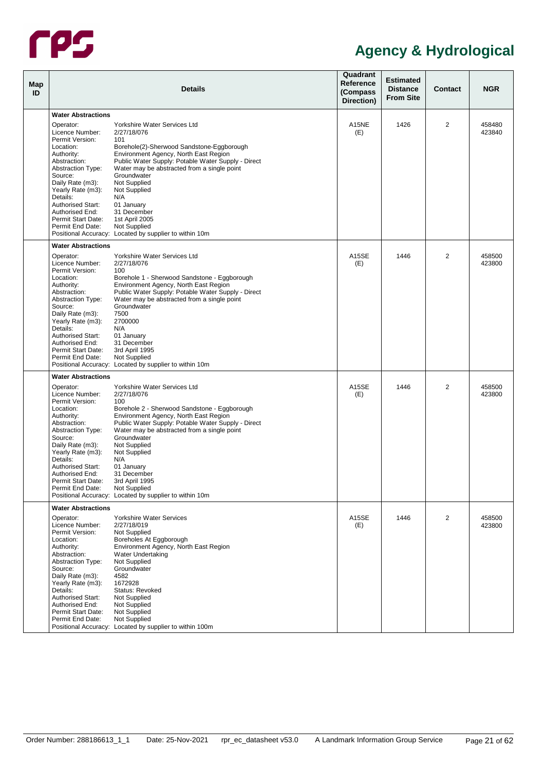## Agency & Hydrological

| Map ID | Details | Quadrant Reference (Compass Direction) | Estimated Distance From Site | Contact | NGR |
|---|---|---|---|---|---|
| | **Water Abstractions**<br>Operator: Yorkshire Water Services Ltd<br>Licence Number: 2/27/18/076<br>Permit Version: 101<br>Location: Borehole(2)-Sherwood Sandstone-Eggborough<br>Authority: Environment Agency, North East Region<br>Abstraction: Public Water Supply: Potable Water Supply - Direct<br>Abstraction Type: Water may be abstracted from a single point<br>Source: Groundwater<br>Daily Rate (m3): Not Supplied<br>Yearly Rate (m3): Not Supplied<br>Details: N/A<br>Authorised Start: 01 January<br>Authorised End: 31 December<br>Permit Start Date: 1st April 2005<br>Permit End Date: Not Supplied<br>Positional Accuracy: Located by supplier to within 10m | A15NE (E) | 1426 | 2 | 458480 423840 |
| | **Water Abstractions**<br>Operator: Yorkshire Water Services Ltd<br>Licence Number: 2/27/18/076<br>Permit Version: 100<br>Location: Borehole 1 - Sherwood Sandstone - Eggborough<br>Authority: Environment Agency, North East Region<br>Abstraction: Public Water Supply: Potable Water Supply - Direct<br>Abstraction Type: Water may be abstracted from a single point<br>Source: Groundwater<br>Daily Rate (m3): 7500<br>Yearly Rate (m3): 2700000<br>Details: N/A<br>Authorised Start: 01 January<br>Authorised End: 31 December<br>Permit Start Date: 3rd April 1995<br>Permit End Date: Not Supplied<br>Positional Accuracy: Located by supplier to within 10m | A15SE (E) | 1446 | 2 | 458500 423800 |
| | **Water Abstractions**<br>Operator: Yorkshire Water Services Ltd<br>Licence Number: 2/27/18/076<br>Permit Version: 100<br>Location: Borehole 2 - Sherwood Sandstone - Eggborough<br>Authority: Environment Agency, North East Region<br>Abstraction: Public Water Supply: Potable Water Supply - Direct<br>Abstraction Type: Water may be abstracted from a single point<br>Source: Groundwater<br>Daily Rate (m3): Not Supplied<br>Yearly Rate (m3): Not Supplied<br>Details: N/A<br>Authorised Start: 01 January<br>Authorised End: 31 December<br>Permit Start Date: 3rd April 1995<br>Permit End Date: Not Supplied<br>Positional Accuracy: Located by supplier to within 10m | A15SE (E) | 1446 | 2 | 458500 423800 |
| | **Water Abstractions**<br>Operator: Yorkshire Water Services<br>Licence Number: 2/27/18/019<br>Permit Version: Not Supplied<br>Location: Boreholes At Eggborough<br>Authority: Environment Agency, North East Region<br>Abstraction: Water Undertaking<br>Abstraction Type: Not Supplied<br>Source: Groundwater<br>Daily Rate (m3): 4582<br>Yearly Rate (m3): 1672928<br>Details: Status: Revoked<br>Authorised Start: Not Supplied<br>Authorised End: Not Supplied<br>Permit Start Date: Not Supplied<br>Permit End Date: Not Supplied<br>Positional Accuracy: Located by supplier to within 100m | A15SE (E) | 1446 | 2 | 458500 423800 |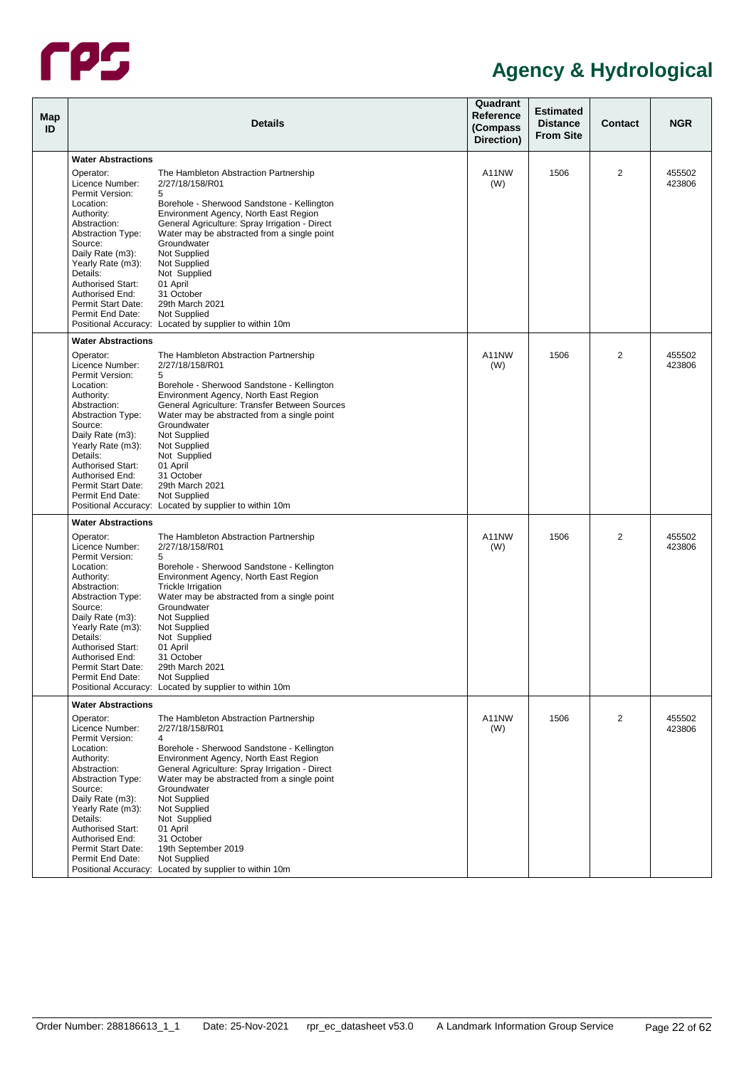# Agency & Hydrological

| Map ID | Details | Quadrant Reference (Compass Direction) | Estimated Distance From Site | Contact | NGR |
|---|---|---|---|---|---|
| | **Water Abstractions**<br>Operator: The Hambleton Abstraction Partnership<br>Licence Number: 2/27/18/158/R01<br>Permit Version: 5<br>Location: Borehole - Sherwood Sandstone - Kellington<br>Authority: Environment Agency, North East Region<br>Abstraction: General Agriculture: Spray Irrigation - Direct<br>Abstraction Type: Water may be abstracted from a single point<br>Source: Groundwater<br>Daily Rate (m3): Not Supplied<br>Yearly Rate (m3): Not Supplied<br>Details: Not Supplied<br>Authorised Start: 01 April<br>Authorised End: 31 October<br>Permit Start Date: 29th March 2021<br>Permit End Date: Not Supplied<br>Positional Accuracy: Located by supplier to within 10m | A11NW (W) | 1506 | 2 | 455502 423806 |
| | **Water Abstractions**<br>Operator: The Hambleton Abstraction Partnership<br>Licence Number: 2/27/18/158/R01<br>Permit Version: 5<br>Location: Borehole - Sherwood Sandstone - Kellington<br>Authority: Environment Agency, North East Region<br>Abstraction: General Agriculture: Transfer Between Sources<br>Abstraction Type: Water may be abstracted from a single point<br>Source: Groundwater<br>Daily Rate (m3): Not Supplied<br>Yearly Rate (m3): Not Supplied<br>Details: Not Supplied<br>Authorised Start: 01 April<br>Authorised End: 31 October<br>Permit Start Date: 29th March 2021<br>Permit End Date: Not Supplied<br>Positional Accuracy: Located by supplier to within 10m | A11NW (W) | 1506 | 2 | 455502 423806 |
| | **Water Abstractions**<br>Operator: The Hambleton Abstraction Partnership<br>Licence Number: 2/27/18/158/R01<br>Permit Version: 5<br>Location: Borehole - Sherwood Sandstone - Kellington<br>Authority: Environment Agency, North East Region<br>Abstraction: Trickle Irrigation<br>Abstraction Type: Water may be abstracted from a single point<br>Source: Groundwater<br>Daily Rate (m3): Not Supplied<br>Yearly Rate (m3): Not Supplied<br>Details: Not Supplied<br>Authorised Start: 01 April<br>Authorised End: 31 October<br>Permit Start Date: 29th March 2021<br>Permit End Date: Not Supplied<br>Positional Accuracy: Located by supplier to within 10m | A11NW (W) | 1506 | 2 | 455502 423806 |
| | **Water Abstractions**<br>Operator: The Hambleton Abstraction Partnership<br>Licence Number: 2/27/18/158/R01<br>Permit Version: 4<br>Location: Borehole - Sherwood Sandstone - Kellington<br>Authority: Environment Agency, North East Region<br>Abstraction: General Agriculture: Spray Irrigation - Direct<br>Abstraction Type: Water may be abstracted from a single point<br>Source: Groundwater<br>Daily Rate (m3): Not Supplied<br>Yearly Rate (m3): Not Supplied<br>Details: Not Supplied<br>Authorised Start: 01 April<br>Authorised End: 31 October<br>Permit Start Date: 19th September 2019<br>Permit End Date: Not Supplied<br>Positional Accuracy: Located by supplier to within 10m | A11NW (W) | 1506 | 2 | 455502 423806 |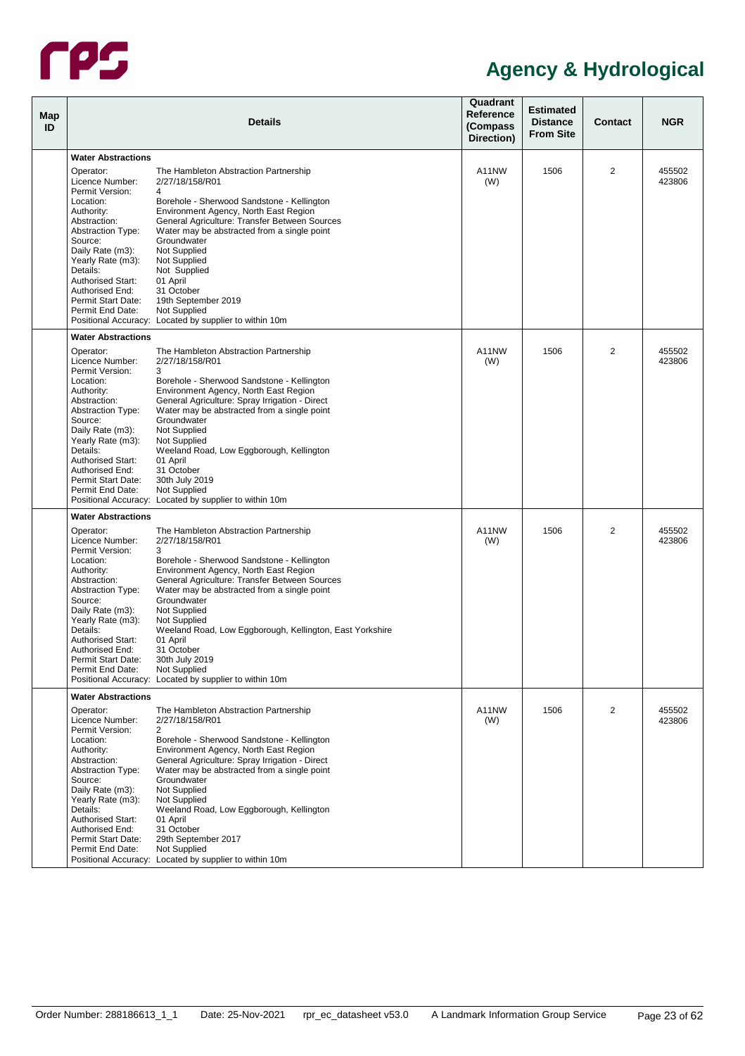# Agency & Hydrological

| Map ID | Details | Quadrant Reference (Compass Direction) | Estimated Distance From Site | Contact | NGR |
|---|---|---|---|---|---|
| | **Water Abstractions**<br>Operator: The Hambleton Abstraction Partnership<br>Licence Number: 2/27/18/158/R01<br>Permit Version: 4<br>Location: Borehole - Sherwood Sandstone - Kellington<br>Authority: Environment Agency, North East Region<br>Abstraction: General Agriculture: Transfer Between Sources<br>Abstraction Type: Water may be abstracted from a single point<br>Source: Groundwater<br>Daily Rate (m3): Not Supplied<br>Yearly Rate (m3): Not Supplied<br>Details: Not Supplied<br>Authorised Start: 01 April<br>Authorised End: 31 October<br>Permit Start Date: 19th September 2019<br>Permit End Date: Not Supplied<br>Positional Accuracy: Located by supplier to within 10m | A11NW (W) | 1506 | 2 | 455502 423806 |
| | **Water Abstractions**<br>Operator: The Hambleton Abstraction Partnership<br>Licence Number: 2/27/18/158/R01<br>Permit Version: 3<br>Location: Borehole - Sherwood Sandstone - Kellington<br>Authority: Environment Agency, North East Region<br>Abstraction: General Agriculture: Spray Irrigation - Direct<br>Abstraction Type: Water may be abstracted from a single point<br>Source: Groundwater<br>Daily Rate (m3): Not Supplied<br>Yearly Rate (m3): Not Supplied<br>Details: Weeland Road, Low Eggborough, Kellington<br>Authorised Start: 01 April<br>Authorised End: 31 October<br>Permit Start Date: 30th July 2019<br>Permit End Date: Not Supplied<br>Positional Accuracy: Located by supplier to within 10m | A11NW (W) | 1506 | 2 | 455502 423806 |
| | **Water Abstractions**<br>Operator: The Hambleton Abstraction Partnership<br>Licence Number: 2/27/18/158/R01<br>Permit Version: 3<br>Location: Borehole - Sherwood Sandstone - Kellington<br>Authority: Environment Agency, North East Region<br>Abstraction: General Agriculture: Transfer Between Sources<br>Abstraction Type: Water may be abstracted from a single point<br>Source: Groundwater<br>Daily Rate (m3): Not Supplied<br>Yearly Rate (m3): Not Supplied<br>Details: Weeland Road, Low Eggborough, Kellington, East Yorkshire<br>Authorised Start: 01 April<br>Authorised End: 31 October<br>Permit Start Date: 30th July 2019<br>Permit End Date: Not Supplied<br>Positional Accuracy: Located by supplier to within 10m | A11NW (W) | 1506 | 2 | 455502 423806 |
| | **Water Abstractions**<br>Operator: The Hambleton Abstraction Partnership<br>Licence Number: 2/27/18/158/R01<br>Permit Version: 2<br>Location: Borehole - Sherwood Sandstone - Kellington<br>Authority: Environment Agency, North East Region<br>Abstraction: General Agriculture: Spray Irrigation - Direct<br>Abstraction Type: Water may be abstracted from a single point<br>Source: Groundwater<br>Daily Rate (m3): Not Supplied<br>Yearly Rate (m3): Not Supplied<br>Details: Weeland Road, Low Eggborough, Kellington<br>Authorised Start: 01 April<br>Authorised End: 31 October<br>Permit Start Date: 29th September 2017<br>Permit End Date: Not Supplied<br>Positional Accuracy: Located by supplier to within 10m | A11NW (W) | 1506 | 2 | 455502 423806 |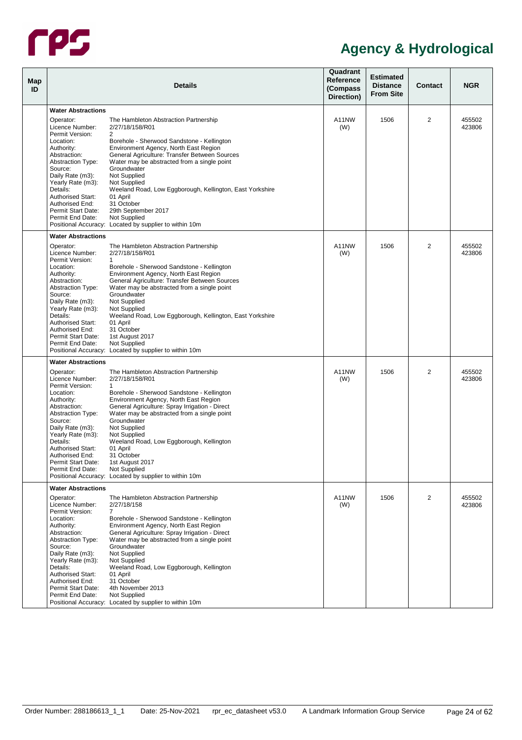# Agency & Hydrological

| Map ID | Details | | Quadrant Reference (Compass Direction) | Estimated Distance From Site | Contact | NGR |
|---|---|---|---|---|---|---|
| | **Water Abstractions** | | | | | |
| | Operator: | The Hambleton Abstraction Partnership | A11NW (W) | 1506 | 2 | 455502 423806 |
| | Licence Number: | 2/27/18/158/R01 | | | | |
| | Permit Version: | 2 | | | | |
| | Location: | Borehole - Sherwood Sandstone - Kellington | | | | |
| | Authority: | Environment Agency, North East Region | | | | |
| | Abstraction: | General Agriculture: Transfer Between Sources | | | | |
| | Abstraction Type: | Water may be abstracted from a single point | | | | |
| | Source: | Groundwater | | | | |
| | Daily Rate (m3): | Not Supplied | | | | |
| | Yearly Rate (m3): | Not Supplied | | | | |
| | Details: | Weeland Road, Low Eggborough, Kellington, East Yorkshire | | | | |
| | Authorised Start: | 01 April | | | | |
| | Authorised End: | 31 October | | | | |
| | Permit Start Date: | 29th September 2017 | | | | |
| | Permit End Date: | Not Supplied | | | | |
| | Positional Accuracy: | Located by supplier to within 10m | | | | |
| | **Water Abstractions** | | | | | |
| | Operator: | The Hambleton Abstraction Partnership | A11NW (W) | 1506 | 2 | 455502 423806 |
| | Licence Number: | 2/27/18/158/R01 | | | | |
| | Permit Version: | 1 | | | | |
| | Location: | Borehole - Sherwood Sandstone - Kellington | | | | |
| | Authority: | Environment Agency, North East Region | | | | |
| | Abstraction: | General Agriculture: Transfer Between Sources | | | | |
| | Abstraction Type: | Water may be abstracted from a single point | | | | |
| | Source: | Groundwater | | | | |
| | Daily Rate (m3): | Not Supplied | | | | |
| | Yearly Rate (m3): | Not Supplied | | | | |
| | Details: | Weeland Road, Low Eggborough, Kellington, East Yorkshire | | | | |
| | Authorised Start: | 01 April | | | | |
| | Authorised End: | 31 October | | | | |
| | Permit Start Date: | 1st August 2017 | | | | |
| | Permit End Date: | Not Supplied | | | | |
| | Positional Accuracy: | Located by supplier to within 10m | | | | |
| | **Water Abstractions** | | | | | |
| | Operator: | The Hambleton Abstraction Partnership | A11NW (W) | 1506 | 2 | 455502 423806 |
| | Licence Number: | 2/27/18/158/R01 | | | | |
| | Permit Version: | 1 | | | | |
| | Location: | Borehole - Sherwood Sandstone - Kellington | | | | |
| | Authority: | Environment Agency, North East Region | | | | |
| | Abstraction: | General Agriculture: Spray Irrigation - Direct | | | | |
| | Abstraction Type: | Water may be abstracted from a single point | | | | |
| | Source: | Groundwater | | | | |
| | Daily Rate (m3): | Not Supplied | | | | |
| | Yearly Rate (m3): | Not Supplied | | | | |
| | Details: | Weeland Road, Low Eggborough, Kellington | | | | |
| | Authorised Start: | 01 April | | | | |
| | Authorised End: | 31 October | | | | |
| | Permit Start Date: | 1st August 2017 | | | | |
| | Permit End Date: | Not Supplied | | | | |
| | Positional Accuracy: | Located by supplier to within 10m | | | | |
| | **Water Abstractions** | | | | | |
| | Operator: | The Hambleton Abstraction Partnership | A11NW (W) | 1506 | 2 | 455502 423806 |
| | Licence Number: | 2/27/18/158 | | | | |
| | Permit Version: | 7 | | | | |
| | Location: | Borehole - Sherwood Sandstone - Kellington | | | | |
| | Authority: | Environment Agency, North East Region | | | | |
| | Abstraction: | General Agriculture: Spray Irrigation - Direct | | | | |
| | Abstraction Type: | Water may be abstracted from a single point | | | | |
| | Source: | Groundwater | | | | |
| | Daily Rate (m3): | Not Supplied | | | | |
| | Yearly Rate (m3): | Not Supplied | | | | |
| | Details: | Weeland Road, Low Eggborough, Kellington | | | | |
| | Authorised Start: | 01 April | | | | |
| | Authorised End: | 31 October | | | | |
| | Permit Start Date: | 4th November 2013 | | | | |
| | Permit End Date: | Not Supplied | | | | |
| | Positional Accuracy: | Located by supplier to within 10m | | | | |

Order Number: 288186613_1_1 Date: 25-Nov-2021 rpr_ec_datasheet v53.0 A Landmark Information Group Service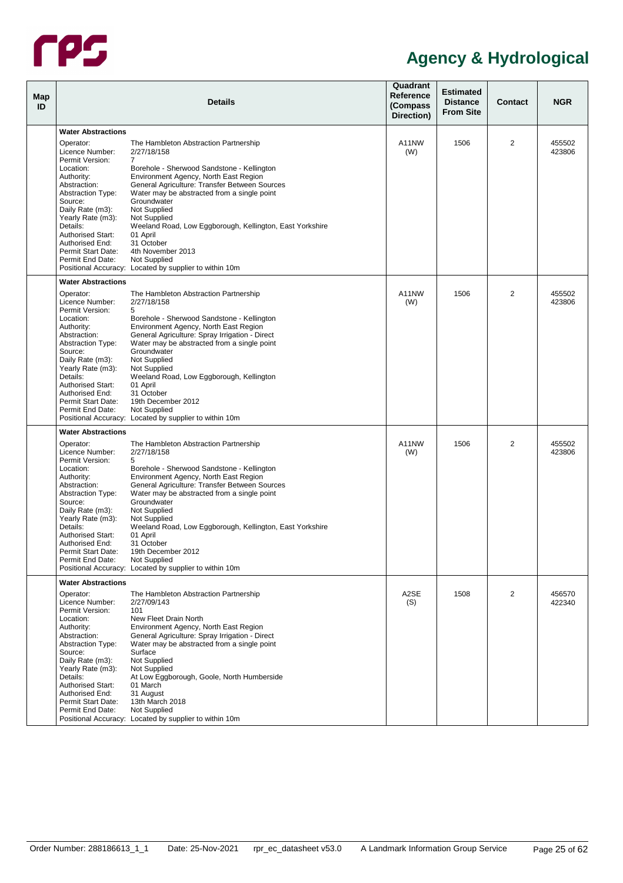# Agency & Hydrological

| Map ID | Details | Quadrant Reference (Compass Direction) | Estimated Distance From Site | Contact | NGR |
|---|---|---|---|---|---|
| | **Water Abstractions**<br>Operator: The Hambleton Abstraction Partnership<br>Licence Number: 2/27/18/158<br>Permit Version: 7<br>Location: Borehole - Sherwood Sandstone - Kellington<br>Authority: Environment Agency, North East Region<br>Abstraction: General Agriculture: Transfer Between Sources<br>Abstraction Type: Water may be abstracted from a single point<br>Source: Groundwater<br>Daily Rate (m3): Not Supplied<br>Yearly Rate (m3): Not Supplied<br>Details: Weeland Road, Low Eggborough, Kellington, East Yorkshire<br>Authorised Start: 01 April<br>Authorised End: 31 October<br>Permit Start Date: 4th November 2013<br>Permit End Date: Not Supplied<br>Positional Accuracy: Located by supplier to within 10m | A11NW (W) | 1506 | 2 | 455502 423806 |
| | **Water Abstractions**<br>Operator: The Hambleton Abstraction Partnership<br>Licence Number: 2/27/18/158<br>Permit Version: 5<br>Location: Borehole - Sherwood Sandstone - Kellington<br>Authority: Environment Agency, North East Region<br>Abstraction: General Agriculture: Spray Irrigation - Direct<br>Abstraction Type: Water may be abstracted from a single point<br>Source: Groundwater<br>Daily Rate (m3): Not Supplied<br>Yearly Rate (m3): Not Supplied<br>Details: Weeland Road, Low Eggborough, Kellington<br>Authorised Start: 01 April<br>Authorised End: 31 October<br>Permit Start Date: 19th December 2012<br>Permit End Date: Not Supplied<br>Positional Accuracy: Located by supplier to within 10m | A11NW (W) | 1506 | 2 | 455502 423806 |
| | **Water Abstractions**<br>Operator: The Hambleton Abstraction Partnership<br>Licence Number: 2/27/18/158<br>Permit Version: 5<br>Location: Borehole - Sherwood Sandstone - Kellington<br>Authority: Environment Agency, North East Region<br>Abstraction: General Agriculture: Transfer Between Sources<br>Abstraction Type: Water may be abstracted from a single point<br>Source: Groundwater<br>Daily Rate (m3): Not Supplied<br>Yearly Rate (m3): Not Supplied<br>Details: Weeland Road, Low Eggborough, Kellington, East Yorkshire<br>Authorised Start: 01 April<br>Authorised End: 31 October<br>Permit Start Date: 19th December 2012<br>Permit End Date: Not Supplied<br>Positional Accuracy: Located by supplier to within 10m | A11NW (W) | 1506 | 2 | 455502 423806 |
| | **Water Abstractions**<br>Operator: The Hambleton Abstraction Partnership<br>Licence Number: 2/27/09/143<br>Permit Version: 101<br>Location: New Fleet Drain North<br>Authority: Environment Agency, North East Region<br>Abstraction: General Agriculture: Spray Irrigation - Direct<br>Abstraction Type: Water may be abstracted from a single point<br>Source: Surface<br>Daily Rate (m3): Not Supplied<br>Yearly Rate (m3): Not Supplied<br>Details: At Low Eggborough, Goole, North Humberside<br>Authorised Start: 01 March<br>Authorised End: 31 August<br>Permit Start Date: 13th March 2018<br>Permit End Date: Not Supplied<br>Positional Accuracy: Located by supplier to within 10m | A2SE (S) | 1508 | 2 | 456570 422340 |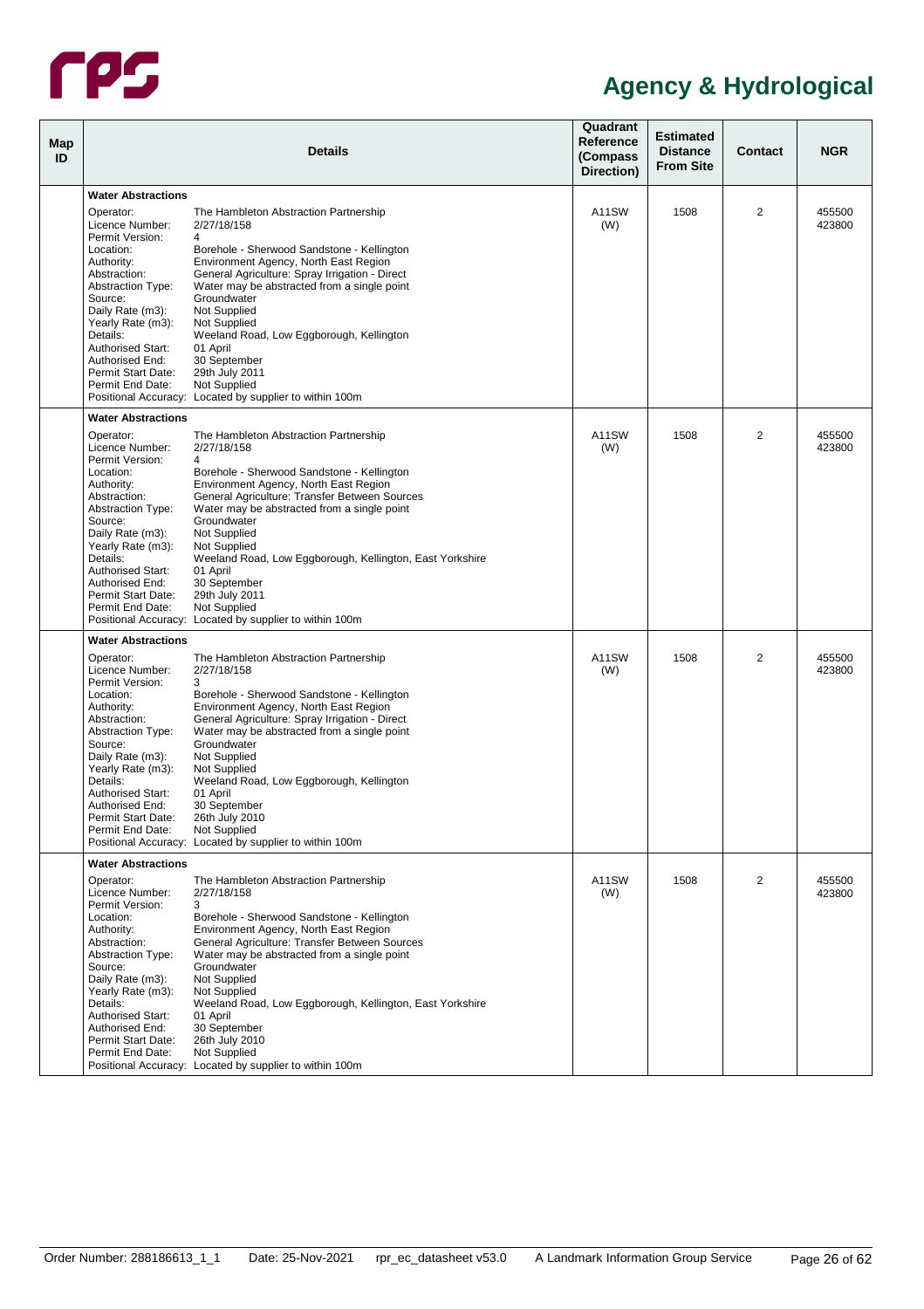# Agency & Hydrological

| Map ID | Details | Quadrant Reference (Compass Direction) | Estimated Distance From Site | Contact | NGR |
|---|---|---|---|---|---|
| | **Water Abstractions**<br>Operator: The Hambleton Abstraction Partnership<br>Licence Number: 2/27/18/158<br>Permit Version: 4<br>Location: Borehole - Sherwood Sandstone - Kellington<br>Authority: Environment Agency, North East Region<br>Abstraction: General Agriculture: Spray Irrigation - Direct<br>Abstraction Type: Water may be abstracted from a single point<br>Source: Groundwater<br>Daily Rate (m3): Not Supplied<br>Yearly Rate (m3): Not Supplied<br>Details: Weeland Road, Low Eggborough, Kellington<br>Authorised Start: 01 April<br>Authorised End: 30 September<br>Permit Start Date: 29th July 2011<br>Permit End Date: Not Supplied<br>Positional Accuracy: Located by supplier to within 100m | A11SW (W) | 1508 | 2 | 455500 423800 |
| | **Water Abstractions**<br>Operator: The Hambleton Abstraction Partnership<br>Licence Number: 2/27/18/158<br>Permit Version: 4<br>Location: Borehole - Sherwood Sandstone - Kellington<br>Authority: Environment Agency, North East Region<br>Abstraction: General Agriculture: Transfer Between Sources<br>Abstraction Type: Water may be abstracted from a single point<br>Source: Groundwater<br>Daily Rate (m3): Not Supplied<br>Yearly Rate (m3): Not Supplied<br>Details: Weeland Road, Low Eggborough, Kellington, East Yorkshire<br>Authorised Start: 01 April<br>Authorised End: 30 September<br>Permit Start Date: 29th July 2011<br>Permit End Date: Not Supplied<br>Positional Accuracy: Located by supplier to within 100m | A11SW (W) | 1508 | 2 | 455500 423800 |
| | **Water Abstractions**<br>Operator: The Hambleton Abstraction Partnership<br>Licence Number: 2/27/18/158<br>Permit Version: 3<br>Location: Borehole - Sherwood Sandstone - Kellington<br>Authority: Environment Agency, North East Region<br>Abstraction: General Agriculture: Spray Irrigation - Direct<br>Abstraction Type: Water may be abstracted from a single point<br>Source: Groundwater<br>Daily Rate (m3): Not Supplied<br>Yearly Rate (m3): Not Supplied<br>Details: Weeland Road, Low Eggborough, Kellington<br>Authorised Start: 01 April<br>Authorised End: 30 September<br>Permit Start Date: 26th July 2010<br>Permit End Date: Not Supplied<br>Positional Accuracy: Located by supplier to within 100m | A11SW (W) | 1508 | 2 | 455500 423800 |
| | **Water Abstractions**<br>Operator: The Hambleton Abstraction Partnership<br>Licence Number: 2/27/18/158<br>Permit Version: 3<br>Location: Borehole - Sherwood Sandstone - Kellington<br>Authority: Environment Agency, North East Region<br>Abstraction: General Agriculture: Transfer Between Sources<br>Abstraction Type: Water may be abstracted from a single point<br>Source: Groundwater<br>Daily Rate (m3): Not Supplied<br>Yearly Rate (m3): Not Supplied<br>Details: Weeland Road, Low Eggborough, Kellington, East Yorkshire<br>Authorised Start: 01 April<br>Authorised End: 30 September<br>Permit Start Date: 26th July 2010<br>Permit End Date: Not Supplied<br>Positional Accuracy: Located by supplier to within 100m | A11SW (W) | 1508 | 2 | 455500 423800 |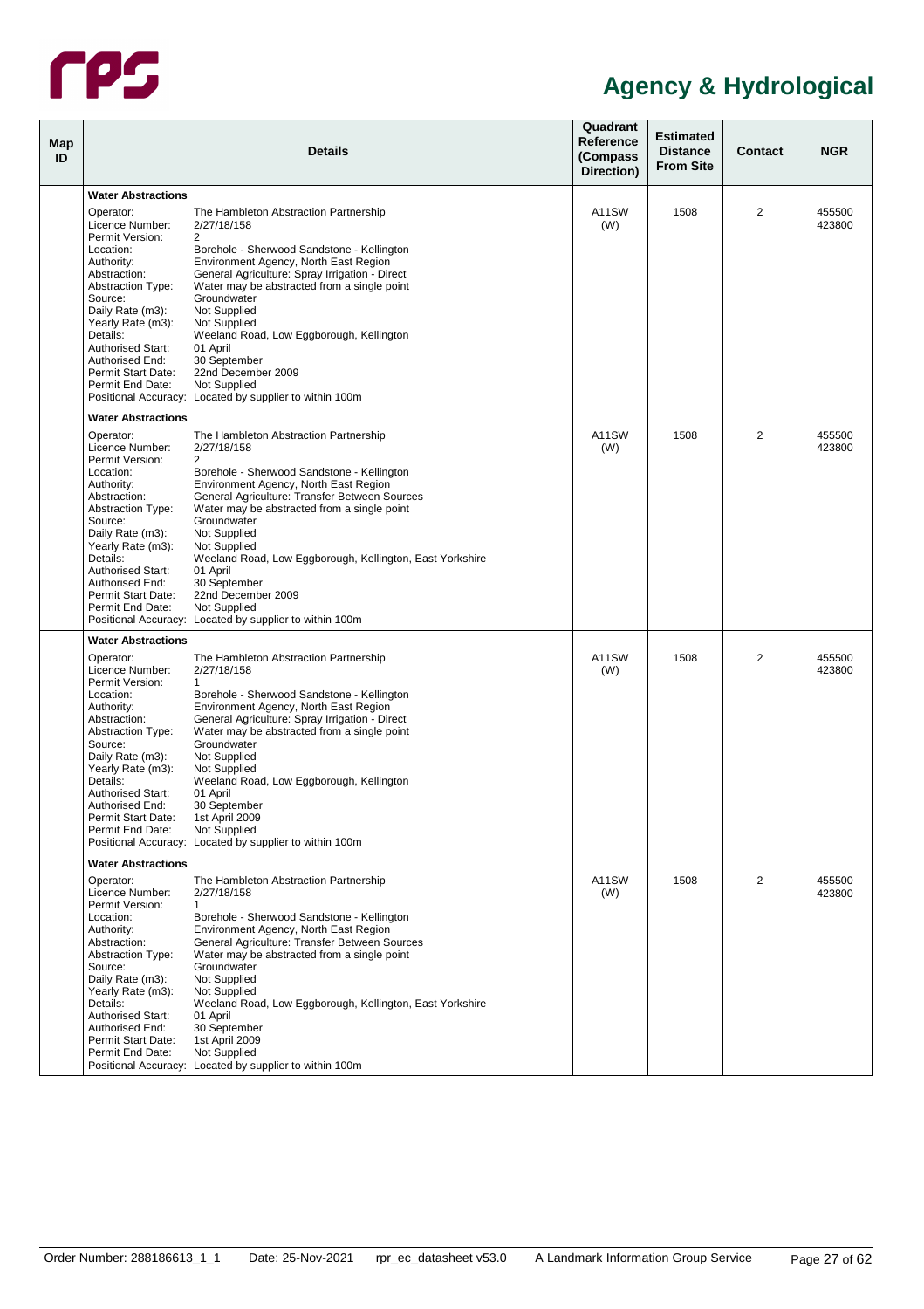# Agency & Hydrological

| Map ID | Details | Quadrant Reference (Compass Direction) | Estimated Distance From Site | Contact | NGR |
|---|---|---|---|---|---|
| | **Water Abstractions**<br>Operator: The Hambleton Abstraction Partnership<br>Licence Number: 2/27/18/158<br>Permit Version: 2<br>Location: Borehole - Sherwood Sandstone - Kellington<br>Authority: Environment Agency, North East Region<br>Abstraction: General Agriculture: Spray Irrigation - Direct<br>Abstraction Type: Water may be abstracted from a single point<br>Source: Groundwater<br>Daily Rate (m3): Not Supplied<br>Yearly Rate (m3): Not Supplied<br>Details: Weeland Road, Low Eggborough, Kellington<br>Authorised Start: 01 April<br>Authorised End: 30 September<br>Permit Start Date: 22nd December 2009<br>Permit End Date: Not Supplied<br>Positional Accuracy: Located by supplier to within 100m | A11SW (W) | 1508 | 2 | 455500 423800 |
| | **Water Abstractions**<br>Operator: The Hambleton Abstraction Partnership<br>Licence Number: 2/27/18/158<br>Permit Version: 2<br>Location: Borehole - Sherwood Sandstone - Kellington<br>Authority: Environment Agency, North East Region<br>Abstraction: General Agriculture: Transfer Between Sources<br>Abstraction Type: Water may be abstracted from a single point<br>Source: Groundwater<br>Daily Rate (m3): Not Supplied<br>Yearly Rate (m3): Not Supplied<br>Details: Weeland Road, Low Eggborough, Kellington, East Yorkshire<br>Authorised Start: 01 April<br>Authorised End: 30 September<br>Permit Start Date: 22nd December 2009<br>Permit End Date: Not Supplied<br>Positional Accuracy: Located by supplier to within 100m | A11SW (W) | 1508 | 2 | 455500 423800 |
| | **Water Abstractions**<br>Operator: The Hambleton Abstraction Partnership<br>Licence Number: 2/27/18/158<br>Permit Version: 1<br>Location: Borehole - Sherwood Sandstone - Kellington<br>Authority: Environment Agency, North East Region<br>Abstraction: General Agriculture: Spray Irrigation - Direct<br>Abstraction Type: Water may be abstracted from a single point<br>Source: Groundwater<br>Daily Rate (m3): Not Supplied<br>Yearly Rate (m3): Not Supplied<br>Details: Weeland Road, Low Eggborough, Kellington<br>Authorised Start: 01 April<br>Authorised End: 30 September<br>Permit Start Date: 1st April 2009<br>Permit End Date: Not Supplied<br>Positional Accuracy: Located by supplier to within 100m | A11SW (W) | 1508 | 2 | 455500 423800 |
| | **Water Abstractions**<br>Operator: The Hambleton Abstraction Partnership<br>Licence Number: 2/27/18/158<br>Permit Version: 1<br>Location: Borehole - Sherwood Sandstone - Kellington<br>Authority: Environment Agency, North East Region<br>Abstraction: General Agriculture: Transfer Between Sources<br>Abstraction Type: Water may be abstracted from a single point<br>Source: Groundwater<br>Daily Rate (m3): Not Supplied<br>Yearly Rate (m3): Not Supplied<br>Details: Weeland Road, Low Eggborough, Kellington, East Yorkshire<br>Authorised Start: 01 April<br>Authorised End: 30 September<br>Permit Start Date: 1st April 2009<br>Permit End Date: Not Supplied<br>Positional Accuracy: Located by supplier to within 100m | A11SW (W) | 1508 | 2 | 455500 423800 |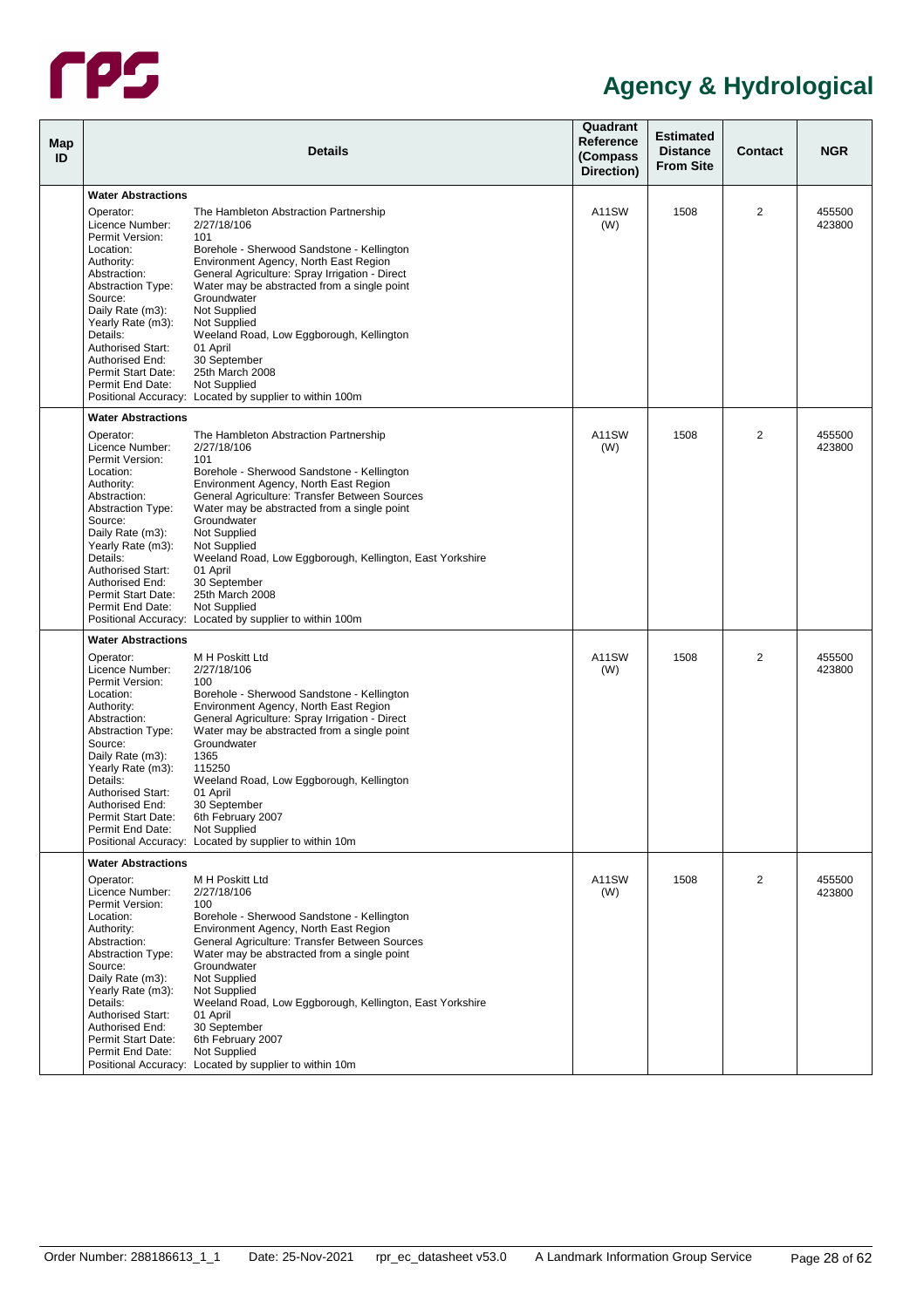# Agency & Hydrological

| Map ID | Details | Quadrant Reference (Compass Direction) | Estimated Distance From Site | Contact | NGR |
|---|---|---|---|---|---|
| | **Water Abstractions**<br>Operator: The Hambleton Abstraction Partnership<br>Licence Number: 2/27/18/106<br>Permit Version: 101<br>Location: Borehole - Sherwood Sandstone - Kellington<br>Authority: Environment Agency, North East Region<br>Abstraction: General Agriculture: Spray Irrigation - Direct<br>Abstraction Type: Water may be abstracted from a single point<br>Source: Groundwater<br>Daily Rate (m3): Not Supplied<br>Yearly Rate (m3): Not Supplied<br>Details: Weeland Road, Low Eggborough, Kellington<br>Authorised Start: 01 April<br>Authorised End: 30 September<br>Permit Start Date: 25th March 2008<br>Permit End Date: Not Supplied<br>Positional Accuracy: Located by supplier to within 100m | A11SW (W) | 1508 | 2 | 455500 423800 |
| | **Water Abstractions**<br>Operator: The Hambleton Abstraction Partnership<br>Licence Number: 2/27/18/106<br>Permit Version: 101<br>Location: Borehole - Sherwood Sandstone - Kellington<br>Authority: Environment Agency, North East Region<br>Abstraction: General Agriculture: Transfer Between Sources<br>Abstraction Type: Water may be abstracted from a single point<br>Source: Groundwater<br>Daily Rate (m3): Not Supplied<br>Yearly Rate (m3): Not Supplied<br>Details: Weeland Road, Low Eggborough, Kellington, East Yorkshire<br>Authorised Start: 01 April<br>Authorised End: 30 September<br>Permit Start Date: 25th March 2008<br>Permit End Date: Not Supplied<br>Positional Accuracy: Located by supplier to within 100m | A11SW (W) | 1508 | 2 | 455500 423800 |
| | **Water Abstractions**<br>Operator: M H Poskitt Ltd<br>Licence Number: 2/27/18/106<br>Permit Version: 100<br>Location: Borehole - Sherwood Sandstone - Kellington<br>Authority: Environment Agency, North East Region<br>Abstraction: General Agriculture: Spray Irrigation - Direct<br>Abstraction Type: Water may be abstracted from a single point<br>Source: Groundwater<br>Daily Rate (m3): 1365<br>Yearly Rate (m3): 115250<br>Details: Weeland Road, Low Eggborough, Kellington<br>Authorised Start: 01 April<br>Authorised End: 30 September<br>Permit Start Date: 6th February 2007<br>Permit End Date: Not Supplied<br>Positional Accuracy: Located by supplier to within 10m | A11SW (W) | 1508 | 2 | 455500 423800 |
| | **Water Abstractions**<br>Operator: M H Poskitt Ltd<br>Licence Number: 2/27/18/106<br>Permit Version: 100<br>Location: Borehole - Sherwood Sandstone - Kellington<br>Authority: Environment Agency, North East Region<br>Abstraction: General Agriculture: Transfer Between Sources<br>Abstraction Type: Water may be abstracted from a single point<br>Source: Groundwater<br>Daily Rate (m3): Not Supplied<br>Yearly Rate (m3): Not Supplied<br>Details: Weeland Road, Low Eggborough, Kellington, East Yorkshire<br>Authorised Start: 01 April<br>Authorised End: 30 September<br>Permit Start Date: 6th February 2007<br>Permit End Date: Not Supplied<br>Positional Accuracy: Located by supplier to within 10m | A11SW (W) | 1508 | 2 | 455500 423800 |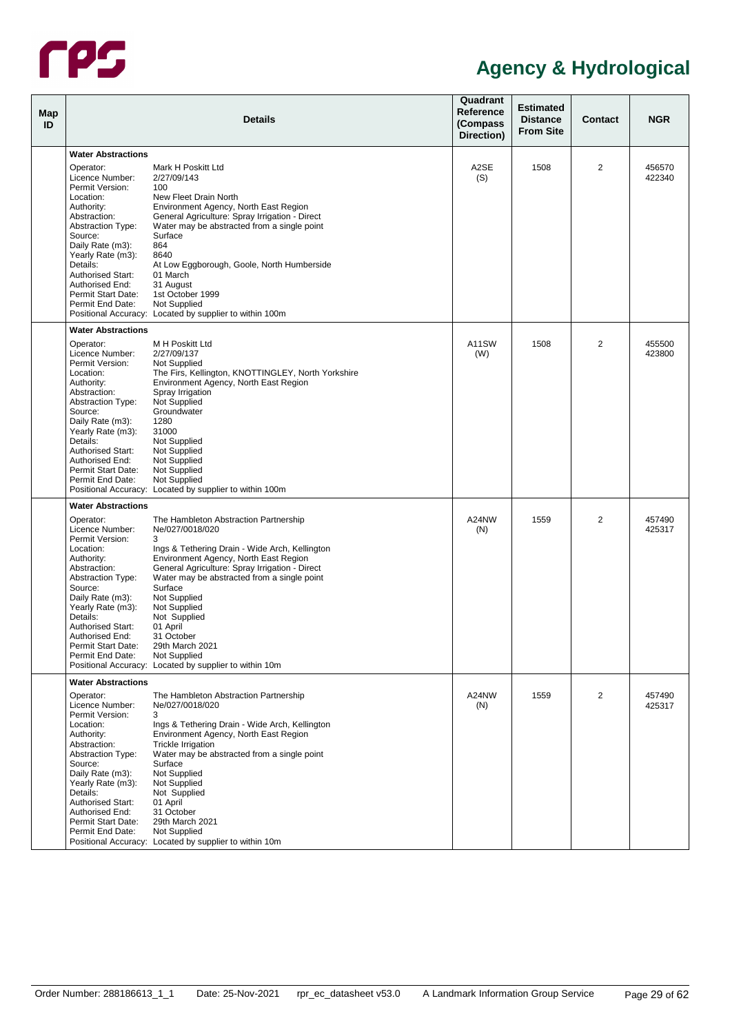# Agency & Hydrological

| Map ID | Details | Quadrant Reference (Compass Direction) | Estimated Distance From Site | Contact | NGR |
|---|---|---|---|---|---|
| | **Water Abstractions**<br>Operator: Mark H Poskitt Ltd<br>Licence Number: 2/27/09/143<br>Permit Version: 100<br>Location: New Fleet Drain North<br>Authority: Environment Agency, North East Region<br>Abstraction: General Agriculture: Spray Irrigation - Direct<br>Abstraction Type: Water may be abstracted from a single point<br>Source: Surface<br>Daily Rate (m3): 864<br>Yearly Rate (m3): 8640<br>Details: At Low Eggborough, Goole, North Humberside<br>Authorised Start: 01 March<br>Authorised End: 31 August<br>Permit Start Date: 1st October 1999<br>Permit End Date: Not Supplied<br>Positional Accuracy: Located by supplier to within 100m | A2SE (S) | 1508 | 2 | 456570 422340 |
| | **Water Abstractions**<br>Operator: M H Poskitt Ltd<br>Licence Number: 2/27/09/137<br>Permit Version: Not Supplied<br>Location: The Firs, Kellington, KNOTTINGLEY, North Yorkshire<br>Authority: Environment Agency, North East Region<br>Abstraction: Spray Irrigation<br>Abstraction Type: Not Supplied<br>Source: Groundwater<br>Daily Rate (m3): 1280<br>Yearly Rate (m3): 31000<br>Details: Not Supplied<br>Authorised Start: Not Supplied<br>Authorised End: Not Supplied<br>Permit Start Date: Not Supplied<br>Permit End Date: Not Supplied<br>Positional Accuracy: Located by supplier to within 100m | A11SW (W) | 1508 | 2 | 455500 423800 |
| | **Water Abstractions**<br>Operator: The Hambleton Abstraction Partnership<br>Licence Number: Ne/027/0018/020<br>Permit Version: 3<br>Location: Ings & Tethering Drain - Wide Arch, Kellington<br>Authority: Environment Agency, North East Region<br>Abstraction: General Agriculture: Spray Irrigation - Direct<br>Abstraction Type: Water may be abstracted from a single point<br>Source: Surface<br>Daily Rate (m3): Not Supplied<br>Yearly Rate (m3): Not Supplied<br>Details: Not Supplied<br>Authorised Start: 01 April<br>Authorised End: 31 October<br>Permit Start Date: 29th March 2021<br>Permit End Date: Not Supplied<br>Positional Accuracy: Located by supplier to within 10m | A24NW (N) | 1559 | 2 | 457490 425317 |
| | **Water Abstractions**<br>Operator: The Hambleton Abstraction Partnership<br>Licence Number: Ne/027/0018/020<br>Permit Version: 3<br>Location: Ings & Tethering Drain - Wide Arch, Kellington<br>Authority: Environment Agency, North East Region<br>Abstraction: Trickle Irrigation<br>Abstraction Type: Water may be abstracted from a single point<br>Source: Surface<br>Daily Rate (m3): Not Supplied<br>Yearly Rate (m3): Not Supplied<br>Details: Not Supplied<br>Authorised Start: 01 April<br>Authorised End: 31 October<br>Permit Start Date: 29th March 2021<br>Permit End Date: Not Supplied<br>Positional Accuracy: Located by supplier to within 10m | A24NW (N) | 1559 | 2 | 457490 425317 |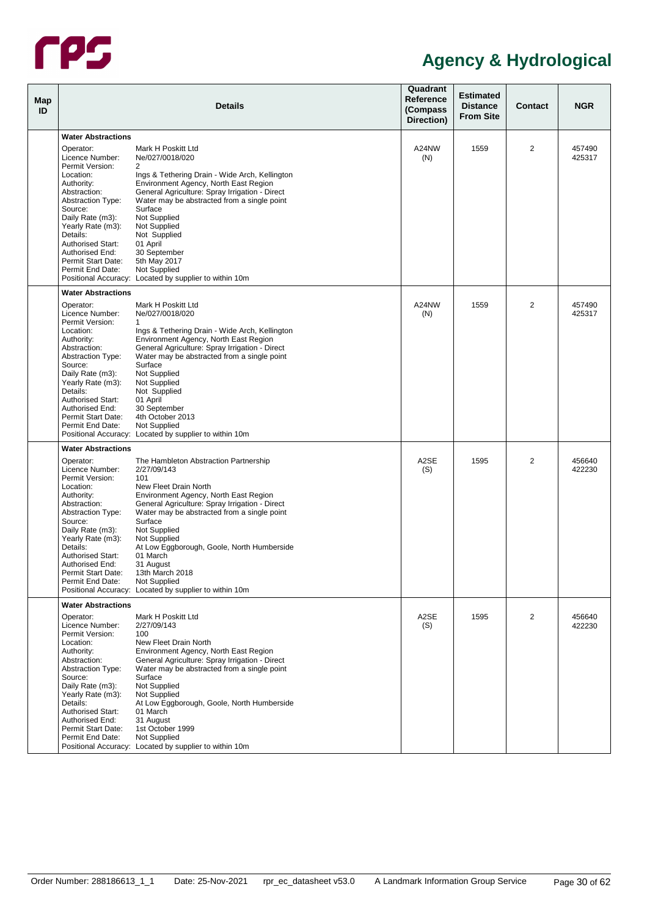# Agency & Hydrological

| Map ID | Details | Quadrant Reference (Compass Direction) | Estimated Distance From Site | Contact | NGR |
|---|---|---|---|---|---|
| | **Water Abstractions**<br>Operator: Mark H Poskitt Ltd<br>Licence Number: Ne/027/0018/020<br>Permit Version: 2<br>Location: Ings & Tethering Drain - Wide Arch, Kellington<br>Authority: Environment Agency, North East Region<br>Abstraction: General Agriculture: Spray Irrigation - Direct<br>Abstraction Type: Water may be abstracted from a single point<br>Source: Surface<br>Daily Rate (m3): Not Supplied<br>Yearly Rate (m3): Not Supplied<br>Details: Not Supplied<br>Authorised Start: 01 April<br>Authorised End: 30 September<br>Permit Start Date: 5th May 2017<br>Permit End Date: Not Supplied<br>Positional Accuracy: Located by supplier to within 10m | A24NW (N) | 1559 | 2 | 457490 425317 |
| | **Water Abstractions**<br>Operator: Mark H Poskitt Ltd<br>Licence Number: Ne/027/0018/020<br>Permit Version: 1<br>Location: Ings & Tethering Drain - Wide Arch, Kellington<br>Authority: Environment Agency, North East Region<br>Abstraction: General Agriculture: Spray Irrigation - Direct<br>Abstraction Type: Water may be abstracted from a single point<br>Source: Surface<br>Daily Rate (m3): Not Supplied<br>Yearly Rate (m3): Not Supplied<br>Details: Not Supplied<br>Authorised Start: 01 April<br>Authorised End: 30 September<br>Permit Start Date: 4th October 2013<br>Permit End Date: Not Supplied<br>Positional Accuracy: Located by supplier to within 10m | A24NW (N) | 1559 | 2 | 457490 425317 |
| | **Water Abstractions**<br>Operator: The Hambleton Abstraction Partnership<br>Licence Number: 2/27/09/143<br>Permit Version: 101<br>Location: New Fleet Drain North<br>Authority: Environment Agency, North East Region<br>Abstraction: General Agriculture: Spray Irrigation - Direct<br>Abstraction Type: Water may be abstracted from a single point<br>Source: Surface<br>Daily Rate (m3): Not Supplied<br>Yearly Rate (m3): Not Supplied<br>Details: At Low Eggborough, Goole, North Humberside<br>Authorised Start: 01 March<br>Authorised End: 31 August<br>Permit Start Date: 13th March 2018<br>Permit End Date: Not Supplied<br>Positional Accuracy: Located by supplier to within 10m | A2SE (S) | 1595 | 2 | 456640 422230 |
| | **Water Abstractions**<br>Operator: Mark H Poskitt Ltd<br>Licence Number: 2/27/09/143<br>Permit Version: 100<br>Location: New Fleet Drain North<br>Authority: Environment Agency, North East Region<br>Abstraction: General Agriculture: Spray Irrigation - Direct<br>Abstraction Type: Water may be abstracted from a single point<br>Source: Surface<br>Daily Rate (m3): Not Supplied<br>Yearly Rate (m3): Not Supplied<br>Details: At Low Eggborough, Goole, North Humberside<br>Authorised Start: 01 March<br>Authorised End: 31 August<br>Permit Start Date: 1st October 1999<br>Permit End Date: Not Supplied<br>Positional Accuracy: Located by supplier to within 10m | A2SE (S) | 1595 | 2 | 456640 422230 |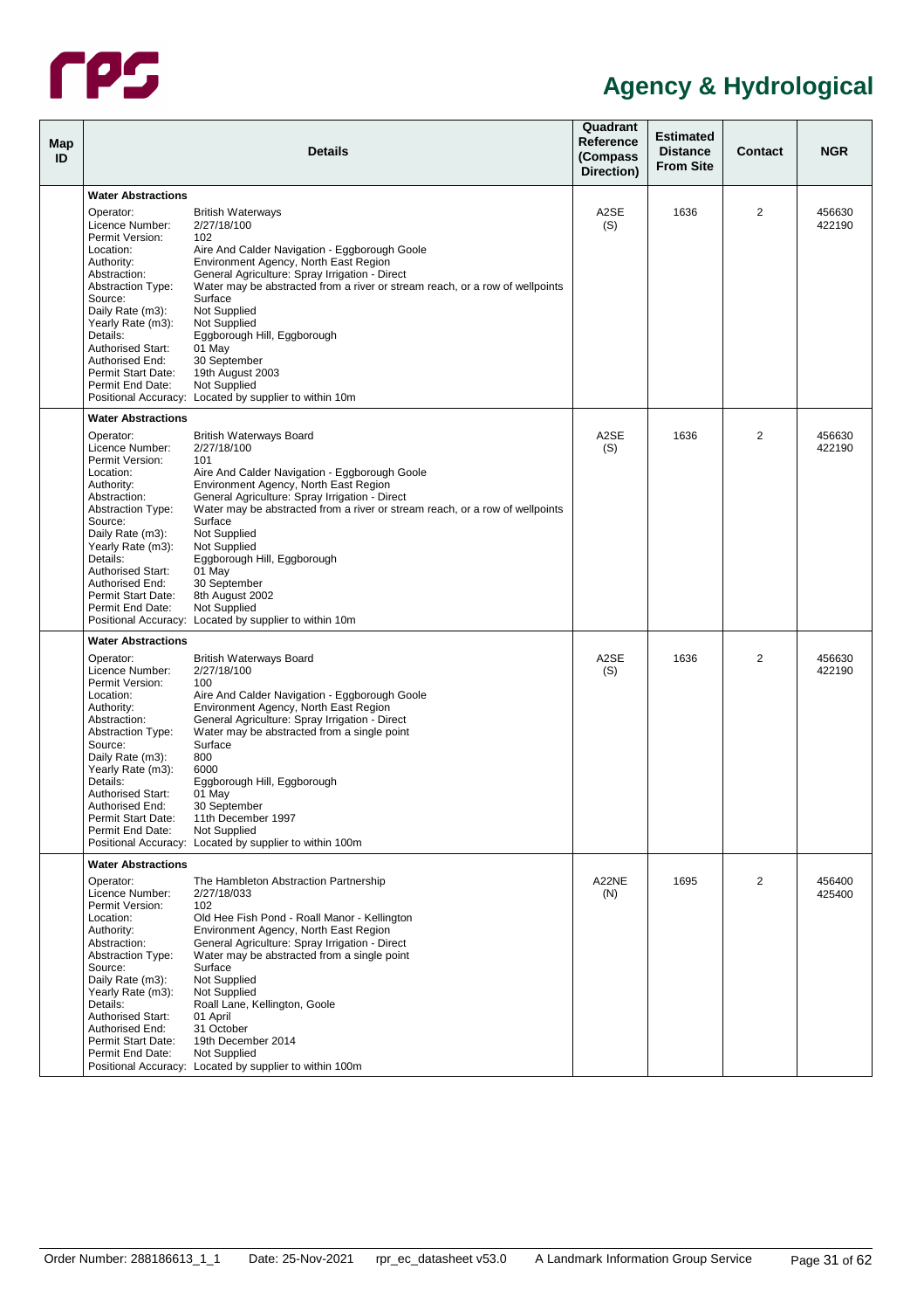# Agency & Hydrological

| Map ID | Details | Quadrant Reference (Compass Direction) | Estimated Distance From Site | Contact | NGR |
|---|---|---|---|---|---|
| | **Water Abstractions**<br>Operator: British Waterways<br>Licence Number: 2/27/18/100<br>Permit Version: 102<br>Location: Aire And Calder Navigation - Eggborough Goole<br>Authority: Environment Agency, North East Region<br>Abstraction: General Agriculture: Spray Irrigation - Direct<br>Abstraction Type: Water may be abstracted from a river or stream reach, or a row of wellpoints<br>Source: Surface<br>Daily Rate (m3): Not Supplied<br>Yearly Rate (m3): Not Supplied<br>Details: Eggborough Hill, Eggborough<br>Authorised Start: 01 May<br>Authorised End: 30 September<br>Permit Start Date: 19th August 2003<br>Permit End Date: Not Supplied<br>Positional Accuracy: Located by supplier to within 10m | A2SE (S) | 1636 | 2 | 456630 422190 |
| | **Water Abstractions**<br>Operator: British Waterways Board<br>Licence Number: 2/27/18/100<br>Permit Version: 101<br>Location: Aire And Calder Navigation - Eggborough Goole<br>Authority: Environment Agency, North East Region<br>Abstraction: General Agriculture: Spray Irrigation - Direct<br>Abstraction Type: Water may be abstracted from a river or stream reach, or a row of wellpoints<br>Source: Surface<br>Daily Rate (m3): Not Supplied<br>Yearly Rate (m3): Not Supplied<br>Details: Eggborough Hill, Eggborough<br>Authorised Start: 01 May<br>Authorised End: 30 September<br>Permit Start Date: 8th August 2002<br>Permit End Date: Not Supplied<br>Positional Accuracy: Located by supplier to within 10m | A2SE (S) | 1636 | 2 | 456630 422190 |
| | **Water Abstractions**<br>Operator: British Waterways Board<br>Licence Number: 2/27/18/100<br>Permit Version: 100<br>Location: Aire And Calder Navigation - Eggborough Goole<br>Authority: Environment Agency, North East Region<br>Abstraction: General Agriculture: Spray Irrigation - Direct<br>Abstraction Type: Water may be abstracted from a single point<br>Source: Surface<br>Daily Rate (m3): 800<br>Yearly Rate (m3): 6000<br>Details: Eggborough Hill, Eggborough<br>Authorised Start: 01 May<br>Authorised End: 30 September<br>Permit Start Date: 11th December 1997<br>Permit End Date: Not Supplied<br>Positional Accuracy: Located by supplier to within 100m | A2SE (S) | 1636 | 2 | 456630 422190 |
| | **Water Abstractions**<br>Operator: The Hambleton Abstraction Partnership<br>Licence Number: 2/27/18/033<br>Permit Version: 102<br>Location: Old Hee Fish Pond - Roall Manor - Kellington<br>Authority: Environment Agency, North East Region<br>Abstraction: General Agriculture: Spray Irrigation - Direct<br>Abstraction Type: Water may be abstracted from a single point<br>Source: Surface<br>Daily Rate (m3): Not Supplied<br>Yearly Rate (m3): Not Supplied<br>Details: Roall Lane, Kellington, Goole<br>Authorised Start: 01 April<br>Authorised End: 31 October<br>Permit Start Date: 19th December 2014<br>Permit End Date: Not Supplied<br>Positional Accuracy: Located by supplier to within 100m | A22NE (N) | 1695 | 2 | 456400 425400 |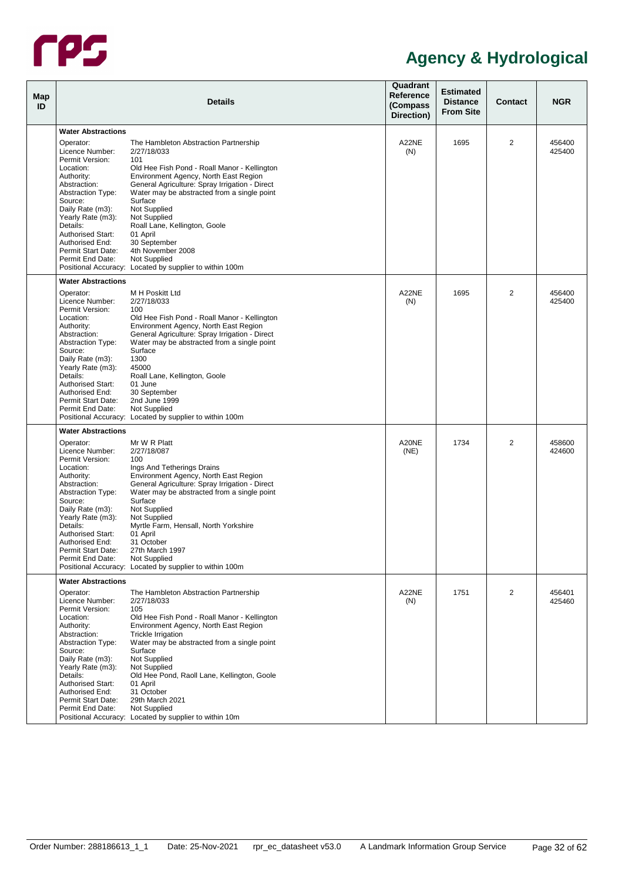# Agency & Hydrological

| Map ID | Details | | Quadrant Reference (Compass Direction) | Estimated Distance From Site | Contact | NGR |
|---|---|---|---|---|---|---|
| | **Water Abstractions** | | | | | |
| | Operator: | The Hambleton Abstraction Partnership | A22NE (N) | 1695 | 2 | 456400 425400 |
| | Licence Number: | 2/27/18/033 | | | | |
| | Permit Version: | 101 | | | | |
| | Location: | Old Hee Fish Pond - Roall Manor - Kellington | | | | |
| | Authority: | Environment Agency, North East Region | | | | |
| | Abstraction: | General Agriculture: Spray Irrigation - Direct | | | | |
| | Abstraction Type: | Water may be abstracted from a single point | | | | |
| | Source: | Surface | | | | |
| | Daily Rate (m3): | Not Supplied | | | | |
| | Yearly Rate (m3): | Not Supplied | | | | |
| | Details: | Roall Lane, Kellington, Goole | | | | |
| | Authorised Start: | 01 April | | | | |
| | Authorised End: | 30 September | | | | |
| | Permit Start Date: | 4th November 2008 | | | | |
| | Permit End Date: | Not Supplied | | | | |
| | Positional Accuracy: | Located by supplier to within 100m | | | | |
| | **Water Abstractions** | | | | | |
| | Operator: | M H Poskitt Ltd | A22NE (N) | 1695 | 2 | 456400 425400 |
| | Licence Number: | 2/27/18/033 | | | | |
| | Permit Version: | 100 | | | | |
| | Location: | Old Hee Fish Pond - Roall Manor - Kellington | | | | |
| | Authority: | Environment Agency, North East Region | | | | |
| | Abstraction: | General Agriculture: Spray Irrigation - Direct | | | | |
| | Abstraction Type: | Water may be abstracted from a single point | | | | |
| | Source: | Surface | | | | |
| | Daily Rate (m3): | 1300 | | | | |
| | Yearly Rate (m3): | 45000 | | | | |
| | Details: | Roall Lane, Kellington, Goole | | | | |
| | Authorised Start: | 01 June | | | | |
| | Authorised End: | 30 September | | | | |
| | Permit Start Date: | 2nd June 1999 | | | | |
| | Permit End Date: | Not Supplied | | | | |
| | Positional Accuracy: | Located by supplier to within 100m | | | | |
| | **Water Abstractions** | | | | | |
| | Operator: | Mr W R Platt | A20NE (NE) | 1734 | 2 | 458600 424600 |
| | Licence Number: | 2/27/18/087 | | | | |
| | Permit Version: | 100 | | | | |
| | Location: | Ings And Tetherings Drains | | | | |
| | Authority: | Environment Agency, North East Region | | | | |
| | Abstraction: | General Agriculture: Spray Irrigation - Direct | | | | |
| | Abstraction Type: | Water may be abstracted from a single point | | | | |
| | Source: | Surface | | | | |
| | Daily Rate (m3): | Not Supplied | | | | |
| | Yearly Rate (m3): | Not Supplied | | | | |
| | Details: | Myrtle Farm, Hensall, North Yorkshire | | | | |
| | Authorised Start: | 01 April | | | | |
| | Authorised End: | 31 October | | | | |
| | Permit Start Date: | 27th March 1997 | | | | |
| | Permit End Date: | Not Supplied | | | | |
| | Positional Accuracy: | Located by supplier to within 100m | | | | |
| | **Water Abstractions** | | | | | |
| | Operator: | The Hambleton Abstraction Partnership | A22NE (N) | 1751 | 2 | 456401 425460 |
| | Licence Number: | 2/27/18/033 | | | | |
| | Permit Version: | 105 | | | | |
| | Location: | Old Hee Fish Pond - Roall Manor - Kellington | | | | |
| | Authority: | Environment Agency, North East Region | | | | |
| | Abstraction: | Trickle Irrigation | | | | |
| | Abstraction Type: | Water may be abstracted from a single point | | | | |
| | Source: | Surface | | | | |
| | Daily Rate (m3): | Not Supplied | | | | |
| | Yearly Rate (m3): | Not Supplied | | | | |
| | Details: | Old Hee Pond, Raoll Lane, Kellington, Goole | | | | |
| | Authorised Start: | 01 April | | | | |
| | Authorised End: | 31 October | | | | |
| | Permit Start Date: | 29th March 2021 | | | | |
| | Permit End Date: | Not Supplied | | | | |
| | Positional Accuracy: | Located by supplier to within 10m | | | | |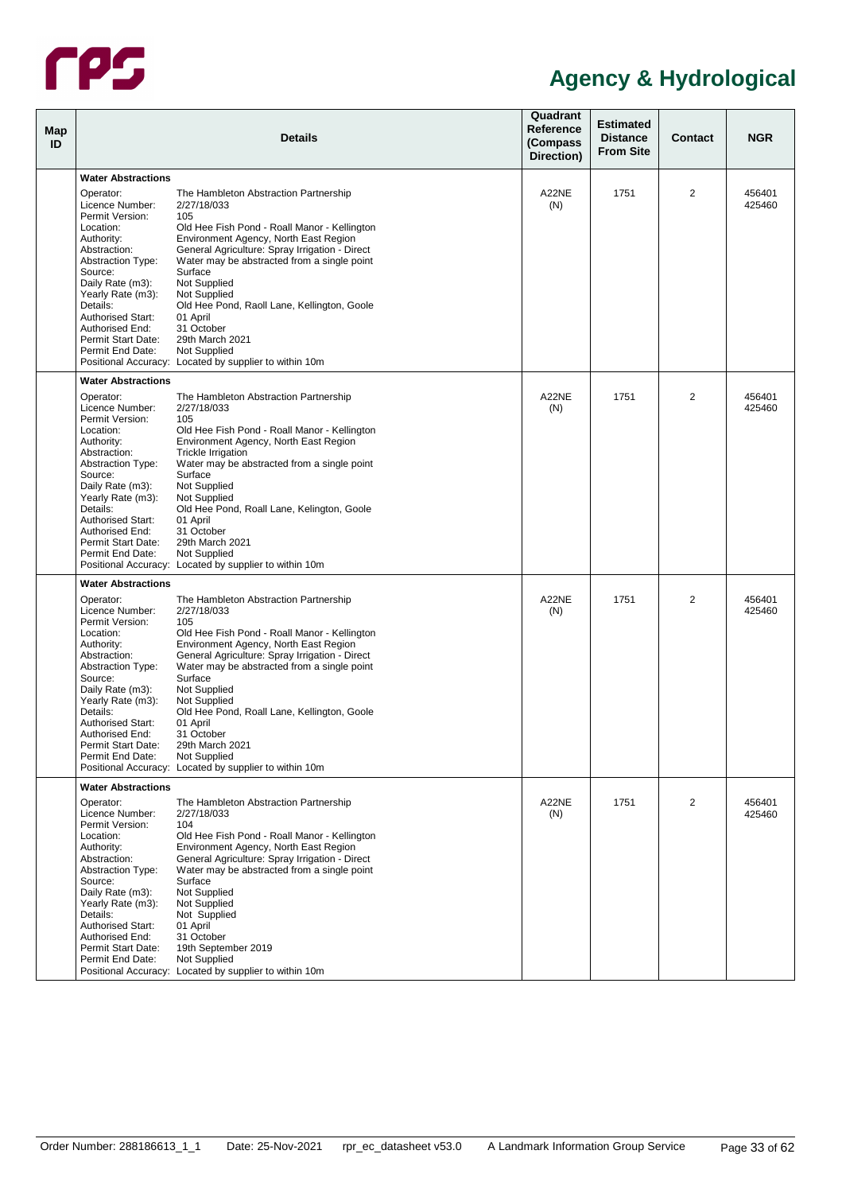# Agency & Hydrological

| Map ID | Details | | Quadrant Reference (Compass Direction) | Estimated Distance From Site | Contact | NGR |
|---|---|---|---|---|---|---|
| | **Water Abstractions** | | | | | |
| | Operator: | The Hambleton Abstraction Partnership | A22NE (N) | 1751 | 2 | 456401 425460 |
| | Licence Number: | 2/27/18/033 | | | | |
| | Permit Version: | 105 | | | | |
| | Location: | Old Hee Fish Pond - Roall Manor - Kellington | | | | |
| | Authority: | Environment Agency, North East Region | | | | |
| | Abstraction: | General Agriculture: Spray Irrigation - Direct | | | | |
| | Abstraction Type: | Water may be abstracted from a single point | | | | |
| | Source: | Surface | | | | |
| | Daily Rate (m3): | Not Supplied | | | | |
| | Yearly Rate (m3): | Not Supplied | | | | |
| | Details: | Old Hee Pond, Raoll Lane, Kellington, Goole | | | | |
| | Authorised Start: | 01 April | | | | |
| | Authorised End: | 31 October | | | | |
| | Permit Start Date: | 29th March 2021 | | | | |
| | Permit End Date: | Not Supplied | | | | |
| | Positional Accuracy: | Located by supplier to within 10m | | | | |
| | **Water Abstractions** | | | | | |
| | Operator: | The Hambleton Abstraction Partnership | A22NE (N) | 1751 | 2 | 456401 425460 |
| | Licence Number: | 2/27/18/033 | | | | |
| | Permit Version: | 105 | | | | |
| | Location: | Old Hee Fish Pond - Roall Manor - Kellington | | | | |
| | Authority: | Environment Agency, North East Region | | | | |
| | Abstraction: | Trickle Irrigation | | | | |
| | Abstraction Type: | Water may be abstracted from a single point | | | | |
| | Source: | Surface | | | | |
| | Daily Rate (m3): | Not Supplied | | | | |
| | Yearly Rate (m3): | Not Supplied | | | | |
| | Details: | Old Hee Pond, Roall Lane, Kelington, Goole | | | | |
| | Authorised Start: | 01 April | | | | |
| | Authorised End: | 31 October | | | | |
| | Permit Start Date: | 29th March 2021 | | | | |
| | Permit End Date: | Not Supplied | | | | |
| | Positional Accuracy: | Located by supplier to within 10m | | | | |
| | **Water Abstractions** | | | | | |
| | Operator: | The Hambleton Abstraction Partnership | A22NE (N) | 1751 | 2 | 456401 425460 |
| | Licence Number: | 2/27/18/033 | | | | |
| | Permit Version: | 105 | | | | |
| | Location: | Old Hee Fish Pond - Roall Manor - Kellington | | | | |
| | Authority: | Environment Agency, North East Region | | | | |
| | Abstraction: | General Agriculture: Spray Irrigation - Direct | | | | |
| | Abstraction Type: | Water may be abstracted from a single point | | | | |
| | Source: | Surface | | | | |
| | Daily Rate (m3): | Not Supplied | | | | |
| | Yearly Rate (m3): | Not Supplied | | | | |
| | Details: | Old Hee Pond, Roall Lane, Kellington, Goole | | | | |
| | Authorised Start: | 01 April | | | | |
| | Authorised End: | 31 October | | | | |
| | Permit Start Date: | 29th March 2021 | | | | |
| | Permit End Date: | Not Supplied | | | | |
| | Positional Accuracy: | Located by supplier to within 10m | | | | |
| | **Water Abstractions** | | | | | |
| | Operator: | The Hambleton Abstraction Partnership | A22NE (N) | 1751 | 2 | 456401 425460 |
| | Licence Number: | 2/27/18/033 | | | | |
| | Permit Version: | 104 | | | | |
| | Location: | Old Hee Fish Pond - Roall Manor - Kellington | | | | |
| | Authority: | Environment Agency, North East Region | | | | |
| | Abstraction: | General Agriculture: Spray Irrigation - Direct | | | | |
| | Abstraction Type: | Water may be abstracted from a single point | | | | |
| | Source: | Surface | | | | |
| | Daily Rate (m3): | Not Supplied | | | | |
| | Yearly Rate (m3): | Not Supplied | | | | |
| | Details: | Not Supplied | | | | |
| | Authorised Start: | 01 April | | | | |
| | Authorised End: | 31 October | | | | |
| | Permit Start Date: | 19th September 2019 | | | | |
| | Permit End Date: | Not Supplied | | | | |
| | Positional Accuracy: | Located by supplier to within 10m | | | | |

Order Number: 288186613_1_1 Date: 25-Nov-2021 rpr_ec_datasheet v53.0 A Landmark Information Group Service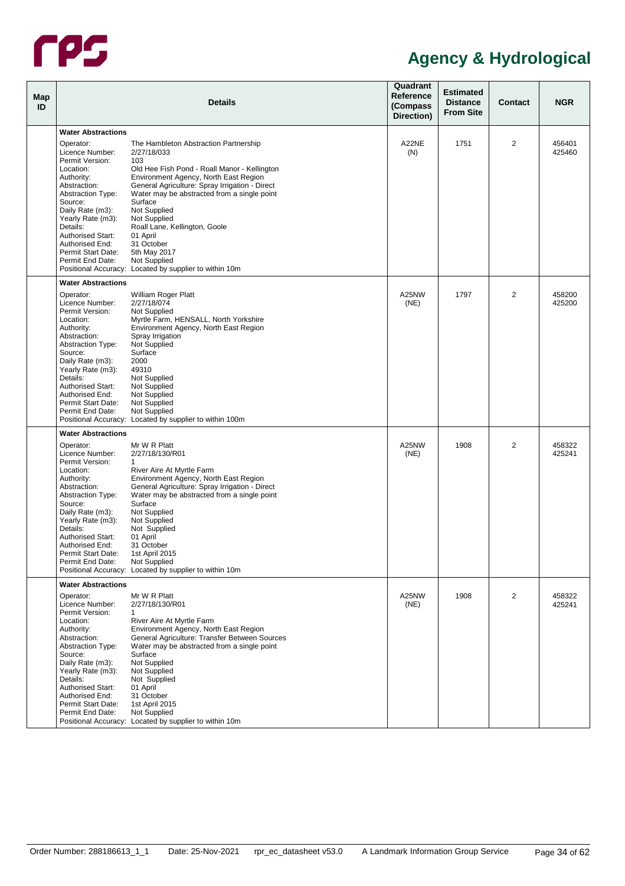# Agency & Hydrological

| Map ID | Details | Quadrant Reference (Compass Direction) | Estimated Distance From Site | Contact | NGR |
|---|---|---|---|---|---|
| | **Water Abstractions**<br>Operator: The Hambleton Abstraction Partnership<br>Licence Number: 2/27/18/033<br>Permit Version: 103<br>Location: Old Hee Fish Pond - Roall Manor - Kellington<br>Authority: Environment Agency, North East Region<br>Abstraction: General Agriculture: Spray Irrigation - Direct<br>Abstraction Type: Water may be abstracted from a single point<br>Source: Surface<br>Daily Rate (m3): Not Supplied<br>Yearly Rate (m3): Not Supplied<br>Details: Roall Lane, Kellington, Goole<br>Authorised Start: 01 April<br>Authorised End: 31 October<br>Permit Start Date: 5th May 2017<br>Permit End Date: Not Supplied<br>Positional Accuracy: Located by supplier to within 10m | A22NE (N) | 1751 | 2 | 456401 425460 |
| | **Water Abstractions**<br>Operator: William Roger Platt<br>Licence Number: 2/27/18/074<br>Permit Version: Not Supplied<br>Location: Myrtle Farm, HENSALL, North Yorkshire<br>Authority: Environment Agency, North East Region<br>Abstraction: Spray Irrigation<br>Abstraction Type: Not Supplied<br>Source: Surface<br>Daily Rate (m3): 2000<br>Yearly Rate (m3): 49310<br>Details: Not Supplied<br>Authorised Start: Not Supplied<br>Authorised End: Not Supplied<br>Permit Start Date: Not Supplied<br>Permit End Date: Not Supplied<br>Positional Accuracy: Located by supplier to within 100m | A25NW (NE) | 1797 | 2 | 458200 425200 |
| | **Water Abstractions**<br>Operator: Mr W R Platt<br>Licence Number: 2/27/18/130/R01<br>Permit Version: 1<br>Location: River Aire At Myrtle Farm<br>Authority: Environment Agency, North East Region<br>Abstraction: General Agriculture: Spray Irrigation - Direct<br>Abstraction Type: Water may be abstracted from a single point<br>Source: Surface<br>Daily Rate (m3): Not Supplied<br>Yearly Rate (m3): Not Supplied<br>Details: Not Supplied<br>Authorised Start: 01 April<br>Authorised End: 31 October<br>Permit Start Date: 1st April 2015<br>Permit End Date: Not Supplied<br>Positional Accuracy: Located by supplier to within 10m | A25NW (NE) | 1908 | 2 | 458322 425241 |
| | **Water Abstractions**<br>Operator: Mr W R Platt<br>Licence Number: 2/27/18/130/R01<br>Permit Version: 1<br>Location: River Aire At Myrtle Farm<br>Authority: Environment Agency, North East Region<br>Abstraction: General Agriculture: Transfer Between Sources<br>Abstraction Type: Water may be abstracted from a single point<br>Source: Surface<br>Daily Rate (m3): Not Supplied<br>Yearly Rate (m3): Not Supplied<br>Details: Not Supplied<br>Authorised Start: 01 April<br>Authorised End: 31 October<br>Permit Start Date: 1st April 2015<br>Permit End Date: Not Supplied<br>Positional Accuracy: Located by supplier to within 10m | A25NW (NE) | 1908 | 2 | 458322 425241 |

Order Number: 288186613_1_1 Date: 25-Nov-2021 rpr_ec_datasheet v53.0 A Landmark Information Group Service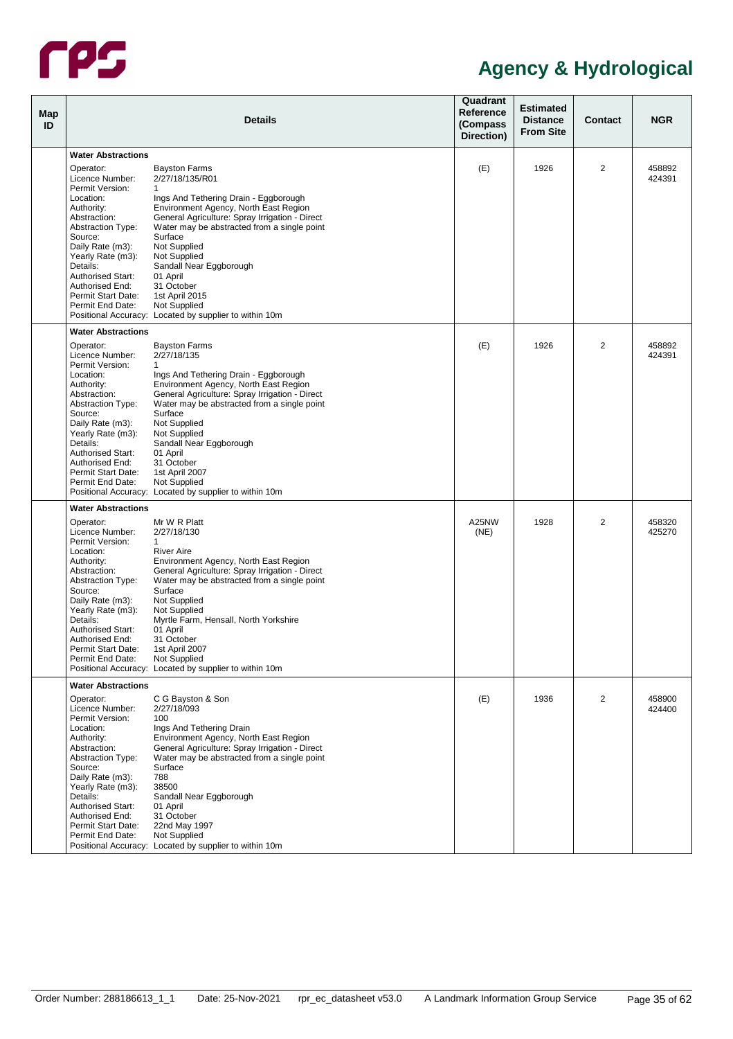# Agency & Hydrological

| Map ID | Details | Quadrant Reference (Compass Direction) | Estimated Distance From Site | Contact | NGR |
|---|---|---|---|---|---|
| | **Water Abstractions**<br>Operator: Bayston Farms<br>Licence Number: 2/27/18/135/R01<br>Permit Version: 1<br>Location: Ings And Tethering Drain - Eggborough<br>Authority: Environment Agency, North East Region<br>Abstraction: General Agriculture: Spray Irrigation - Direct<br>Abstraction Type: Water may be abstracted from a single point<br>Source: Surface<br>Daily Rate (m3): Not Supplied<br>Yearly Rate (m3): Not Supplied<br>Details: Sandall Near Eggborough<br>Authorised Start: 01 April<br>Authorised End: 31 October<br>Permit Start Date: 1st April 2015<br>Permit End Date: Not Supplied<br>Positional Accuracy: Located by supplier to within 10m | (E) | 1926 | 2 | 458892 424391 |
| | **Water Abstractions**<br>Operator: Bayston Farms<br>Licence Number: 2/27/18/135<br>Permit Version: 1<br>Location: Ings And Tethering Drain - Eggborough<br>Authority: Environment Agency, North East Region<br>Abstraction: General Agriculture: Spray Irrigation - Direct<br>Abstraction Type: Water may be abstracted from a single point<br>Source: Surface<br>Daily Rate (m3): Not Supplied<br>Yearly Rate (m3): Not Supplied<br>Details: Sandall Near Eggborough<br>Authorised Start: 01 April<br>Authorised End: 31 October<br>Permit Start Date: 1st April 2007<br>Permit End Date: Not Supplied<br>Positional Accuracy: Located by supplier to within 10m | (E) | 1926 | 2 | 458892 424391 |
| | **Water Abstractions**<br>Operator: Mr W R Platt<br>Licence Number: 2/27/18/130<br>Permit Version: 1<br>Location: River Aire<br>Authority: Environment Agency, North East Region<br>Abstraction: General Agriculture: Spray Irrigation - Direct<br>Abstraction Type: Water may be abstracted from a single point<br>Source: Surface<br>Daily Rate (m3): Not Supplied<br>Yearly Rate (m3): Not Supplied<br>Details: Myrtle Farm, Hensall, North Yorkshire<br>Authorised Start: 01 April<br>Authorised End: 31 October<br>Permit Start Date: 1st April 2007<br>Permit End Date: Not Supplied<br>Positional Accuracy: Located by supplier to within 10m | A25NW (NE) | 1928 | 2 | 458320 425270 |
| | **Water Abstractions**<br>Operator: C G Bayston & Son<br>Licence Number: 2/27/18/093<br>Permit Version: 100<br>Location: Ings And Tethering Drain<br>Authority: Environment Agency, North East Region<br>Abstraction: General Agriculture: Spray Irrigation - Direct<br>Abstraction Type: Water may be abstracted from a single point<br>Source: Surface<br>Daily Rate (m3): 788<br>Yearly Rate (m3): 38500<br>Details: Sandall Near Eggborough<br>Authorised Start: 01 April<br>Authorised End: 31 October<br>Permit Start Date: 22nd May 1997<br>Permit End Date: Not Supplied<br>Positional Accuracy: Located by supplier to within 10m | (E) | 1936 | 2 | 458900 424400 |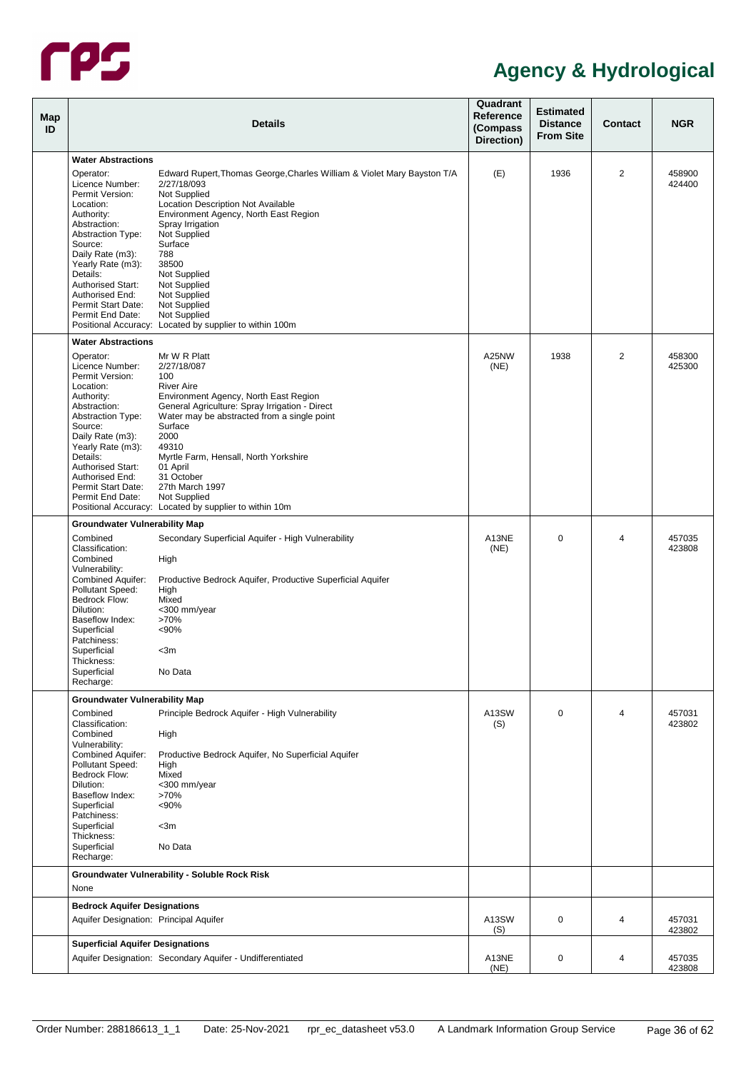# Agency & Hydrological

| Map ID | Details | | Quadrant Reference (Compass Direction) | Estimated Distance From Site | Contact | NGR |
|---|---|---|---|---|---|---|
| | **Water Abstractions** | | | | | |
| | Operator: | Edward Rupert,Thomas George,Charles William & Violet Mary Bayston T/A | (E) | 1936 | 2 | 458900 424400 |
| | Licence Number: | 2/27/18/093 | | | | |
| | Permit Version: | Not Supplied | | | | |
| | Location: | Location Description Not Available | | | | |
| | Authority: | Environment Agency, North East Region | | | | |
| | Abstraction: | Spray Irrigation | | | | |
| | Abstraction Type: | Not Supplied | | | | |
| | Source: | Surface | | | | |
| | Daily Rate (m3): | 788 | | | | |
| | Yearly Rate (m3): | 38500 | | | | |
| | Details: | Not Supplied | | | | |
| | Authorised Start: | Not Supplied | | | | |
| | Authorised End: | Not Supplied | | | | |
| | Permit Start Date: | Not Supplied | | | | |
| | Permit End Date: | Not Supplied | | | | |
| | Positional Accuracy: | Located by supplier to within 100m | | | | |
| | **Water Abstractions** | | | | | |
| | Operator: | Mr W R Platt | A25NW (NE) | 1938 | 2 | 458300 425300 |
| | Licence Number: | 2/27/18/087 | | | | |
| | Permit Version: | 100 | | | | |
| | Location: | River Aire | | | | |
| | Authority: | Environment Agency, North East Region | | | | |
| | Abstraction: | General Agriculture: Spray Irrigation - Direct | | | | |
| | Abstraction Type: | Water may be abstracted from a single point | | | | |
| | Source: | Surface | | | | |
| | Daily Rate (m3): | 2000 | | | | |
| | Yearly Rate (m3): | 49310 | | | | |
| | Details: | Myrtle Farm, Hensall, North Yorkshire | | | | |
| | Authorised Start: | 01 April | | | | |
| | Authorised End: | 31 October | | | | |
| | Permit Start Date: | 27th March 1997 | | | | |
| | Permit End Date: | Not Supplied | | | | |
| | Positional Accuracy: | Located by supplier to within 10m | | | | |
| | **Groundwater Vulnerability Map** | | | | | |
| | Combined Classification: | Secondary Superficial Aquifer - High Vulnerability | A13NE (NE) | 0 | 4 | 457035 423808 |
| | Combined Vulnerability: | High | | | | |
| | Combined Aquifer: | Productive Bedrock Aquifer, Productive Superficial Aquifer | | | | |
| | Pollutant Speed: | High | | | | |
| | Bedrock Flow: | Mixed | | | | |
| | Dilution: | <300 mm/year | | | | |
| | Baseflow Index: | >70% | | | | |
| | Superficial Patchiness: | <90% | | | | |
| | Superficial Thickness: | <3m | | | | |
| | Superficial Recharge: | No Data | | | | |
| | **Groundwater Vulnerability Map** | | | | | |
| | Combined Classification: | Principle Bedrock Aquifer - High Vulnerability | A13SW (S) | 0 | 4 | 457031 423802 |
| | Combined Vulnerability: | High | | | | |
| | Combined Aquifer: | Productive Bedrock Aquifer, No Superficial Aquifer | | | | |
| | Pollutant Speed: | High | | | | |
| | Bedrock Flow: | Mixed | | | | |
| | Dilution: | <300 mm/year | | | | |
| | Baseflow Index: | >70% | | | | |
| | Superficial Patchiness: | <90% | | | | |
| | Superficial Thickness: | <3m | | | | |
| | Superficial Recharge: | No Data | | | | |
| | **Groundwater Vulnerability - Soluble Rock Risk** | | | | | |
| | None | | | | | |
| | **Bedrock Aquifer Designations** | | | | | |
| | Aquifer Designation: | Principal Aquifer | A13SW (S) | 0 | 4 | 457031 423802 |
| | **Superficial Aquifer Designations** | | | | | |
| | Aquifer Designation: | Secondary Aquifer - Undifferentiated | A13NE (NE) | 0 | 4 | 457035 423808 |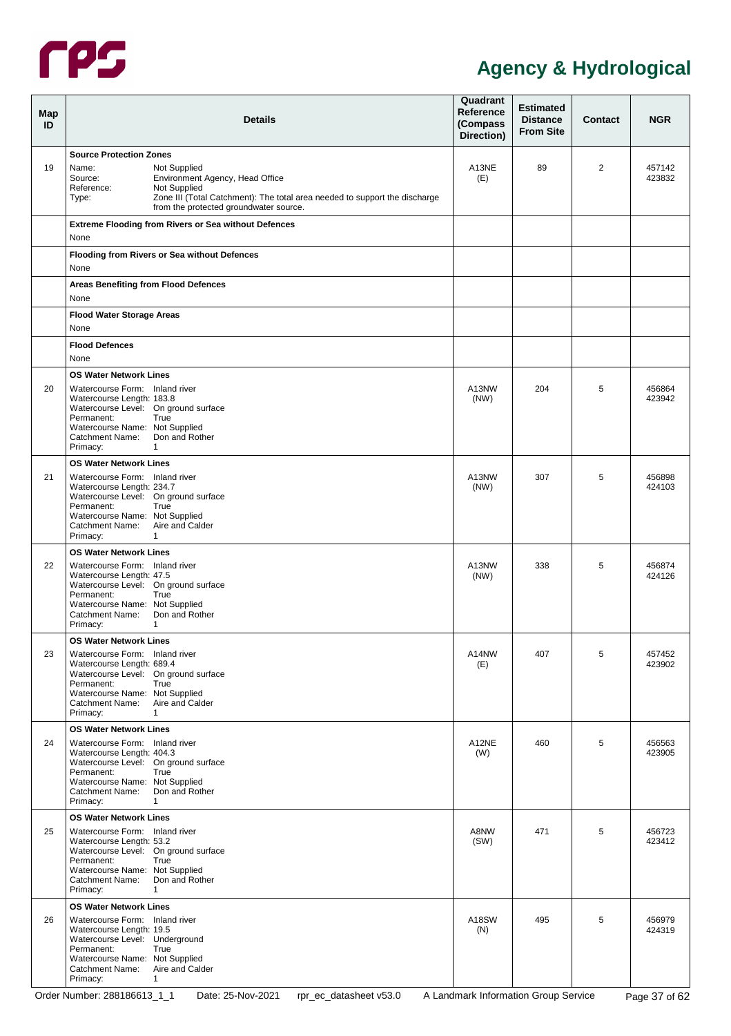## Agency & Hydrological

| Map ID | Details | Quadrant Reference (Compass Direction) | Estimated Distance From Site | Contact | NGR |
|---|---|---|---|---|---|
| 19 | **Source Protection Zones**<br>Name: Not Supplied<br>Source: Environment Agency, Head Office<br>Reference: Not Supplied<br>Type: Zone III (Total Catchment): The total area needed to support the discharge from the protected groundwater source. | A13NE (E) | 89 | 2 | 457142 423832 |
| | **Extreme Flooding from Rivers or Sea without Defences**<br>None | | | | |
| | **Flooding from Rivers or Sea without Defences**<br>None | | | | |
| | **Areas Benefiting from Flood Defences**<br>None | | | | |
| | **Flood Water Storage Areas**<br>None | | | | |
| | **Flood Defences**<br>None | | | | |
| 20 | **OS Water Network Lines**<br>Watercourse Form: Inland river<br>Watercourse Length: 183.8<br>Watercourse Level: On ground surface<br>Permanent: True<br>Watercourse Name: Not Supplied<br>Catchment Name: Don and Rother<br>Primacy: 1 | A13NW (NW) | 204 | 5 | 456864 423942 |
| 21 | **OS Water Network Lines**<br>Watercourse Form: Inland river<br>Watercourse Length: 234.7<br>Watercourse Level: On ground surface<br>Permanent: True<br>Watercourse Name: Not Supplied<br>Catchment Name: Aire and Calder<br>Primacy: 1 | A13NW (NW) | 307 | 5 | 456898 424103 |
| 22 | **OS Water Network Lines**<br>Watercourse Form: Inland river<br>Watercourse Length: 47.5<br>Watercourse Level: On ground surface<br>Permanent: True<br>Watercourse Name: Not Supplied<br>Catchment Name: Don and Rother<br>Primacy: 1 | A13NW (NW) | 338 | 5 | 456874 424126 |
| 23 | **OS Water Network Lines**<br>Watercourse Form: Inland river<br>Watercourse Length: 689.4<br>Watercourse Level: On ground surface<br>Permanent: True<br>Watercourse Name: Not Supplied<br>Catchment Name: Aire and Calder<br>Primacy: 1 | A14NW (E) | 407 | 5 | 457452 423902 |
| 24 | **OS Water Network Lines**<br>Watercourse Form: Inland river<br>Watercourse Length: 404.3<br>Watercourse Level: On ground surface<br>Permanent: True<br>Watercourse Name: Not Supplied<br>Catchment Name: Don and Rother<br>Primacy: 1 | A12NE (W) | 460 | 5 | 456563 423905 |
| 25 | **OS Water Network Lines**<br>Watercourse Form: Inland river<br>Watercourse Length: 53.2<br>Watercourse Level: On ground surface<br>Permanent: True<br>Watercourse Name: Not Supplied<br>Catchment Name: Don and Rother<br>Primacy: 1 | A8NW (SW) | 471 | 5 | 456723 423412 |
| 26 | **OS Water Network Lines**<br>Watercourse Form: Inland river<br>Watercourse Length: 19.5<br>Watercourse Level: Underground<br>Permanent: True<br>Watercourse Name: Not Supplied<br>Catchment Name: Aire and Calder<br>Primacy: 1 | A18SW (N) | 495 | 5 | 456979 424319 |

Order Number: 288186613_1_1 Date: 25-Nov-2021 rpr_ec_datasheet v53.0 A Landmark Information Group Service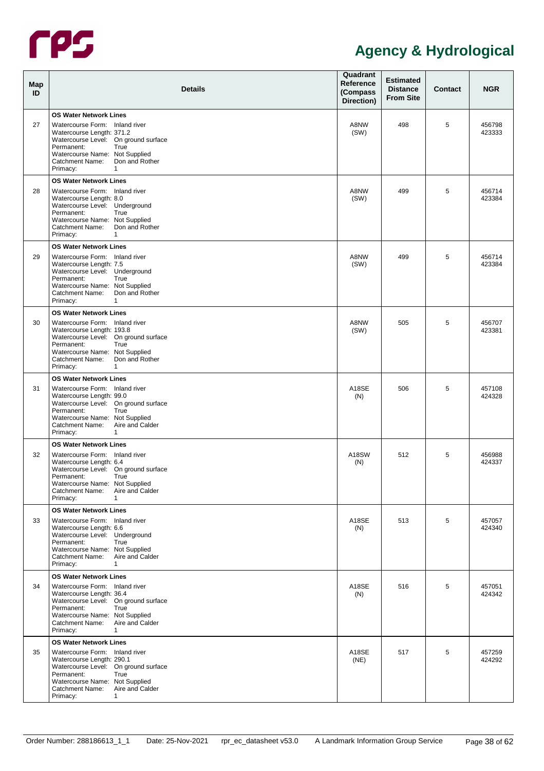## Agency & Hydrological

| Map ID | Details | Quadrant Reference (Compass Direction) | Estimated Distance From Site | Contact | NGR |
|---|---|---|---|---|---|
| 27 | **OS Water Network Lines**<br>Watercourse Form: Inland river<br>Watercourse Length: 371.2<br>Watercourse Level: On ground surface<br>Permanent: True<br>Watercourse Name: Not Supplied<br>Catchment Name: Don and Rother<br>Primacy: 1 | A8NW (SW) | 498 | 5 | 456798 423333 |
| 28 | **OS Water Network Lines**<br>Watercourse Form: Inland river<br>Watercourse Length: 8.0<br>Watercourse Level: Underground<br>Permanent: True<br>Watercourse Name: Not Supplied<br>Catchment Name: Don and Rother<br>Primacy: 1 | A8NW (SW) | 499 | 5 | 456714 423384 |
| 29 | **OS Water Network Lines**<br>Watercourse Form: Inland river<br>Watercourse Length: 7.5<br>Watercourse Level: Underground<br>Permanent: True<br>Watercourse Name: Not Supplied<br>Catchment Name: Don and Rother<br>Primacy: 1 | A8NW (SW) | 499 | 5 | 456714 423384 |
| 30 | **OS Water Network Lines**<br>Watercourse Form: Inland river<br>Watercourse Length: 193.8<br>Watercourse Level: On ground surface<br>Permanent: True<br>Watercourse Name: Not Supplied<br>Catchment Name: Don and Rother<br>Primacy: 1 | A8NW (SW) | 505 | 5 | 456707 423381 |
| 31 | **OS Water Network Lines**<br>Watercourse Form: Inland river<br>Watercourse Length: 99.0<br>Watercourse Level: On ground surface<br>Permanent: True<br>Watercourse Name: Not Supplied<br>Catchment Name: Aire and Calder<br>Primacy: 1 | A18SE (N) | 506 | 5 | 457108 424328 |
| 32 | **OS Water Network Lines**<br>Watercourse Form: Inland river<br>Watercourse Length: 6.4<br>Watercourse Level: On ground surface<br>Permanent: True<br>Watercourse Name: Not Supplied<br>Catchment Name: Aire and Calder<br>Primacy: 1 | A18SW (N) | 512 | 5 | 456988 424337 |
| 33 | **OS Water Network Lines**<br>Watercourse Form: Inland river<br>Watercourse Length: 6.6<br>Watercourse Level: Underground<br>Permanent: True<br>Watercourse Name: Not Supplied<br>Catchment Name: Aire and Calder<br>Primacy: 1 | A18SE (N) | 513 | 5 | 457057 424340 |
| 34 | **OS Water Network Lines**<br>Watercourse Form: Inland river<br>Watercourse Length: 36.4<br>Watercourse Level: On ground surface<br>Permanent: True<br>Watercourse Name: Not Supplied<br>Catchment Name: Aire and Calder<br>Primacy: 1 | A18SE (N) | 516 | 5 | 457051 424342 |
| 35 | **OS Water Network Lines**<br>Watercourse Form: Inland river<br>Watercourse Length: 290.1<br>Watercourse Level: On ground surface<br>Permanent: True<br>Watercourse Name: Not Supplied<br>Catchment Name: Aire and Calder<br>Primacy: 1 | A18SE (NE) | 517 | 5 | 457259 424292 |

Order Number: 288186613_1_1 Date: 25-Nov-2021 rpr_ec_datasheet v53.0 A Landmark Information Group Service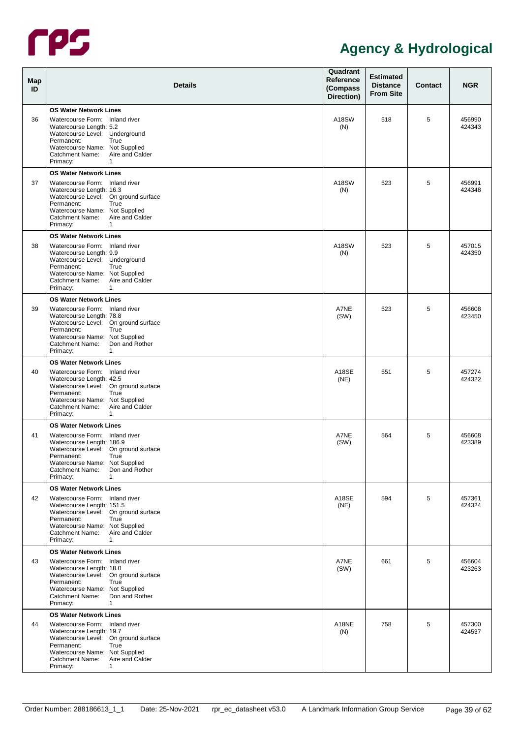## Agency & Hydrological

| Map ID | Details | Quadrant Reference (Compass Direction) | Estimated Distance From Site | Contact | NGR |
|---|---|---|---|---|---|
| 36 | **OS Water Network Lines**<br>Watercourse Form: Inland river<br>Watercourse Length: 5.2<br>Watercourse Level: Underground<br>Permanent: True<br>Watercourse Name: Not Supplied<br>Catchment Name: Aire and Calder<br>Primacy: 1 | A18SW (N) | 518 | 5 | 456990 424343 |
| 37 | **OS Water Network Lines**<br>Watercourse Form: Inland river<br>Watercourse Length: 16.3<br>Watercourse Level: On ground surface<br>Permanent: True<br>Watercourse Name: Not Supplied<br>Catchment Name: Aire and Calder<br>Primacy: 1 | A18SW (N) | 523 | 5 | 456991 424348 |
| 38 | **OS Water Network Lines**<br>Watercourse Form: Inland river<br>Watercourse Length: 9.9<br>Watercourse Level: Underground<br>Permanent: True<br>Watercourse Name: Not Supplied<br>Catchment Name: Aire and Calder<br>Primacy: 1 | A18SW (N) | 523 | 5 | 457015 424350 |
| 39 | **OS Water Network Lines**<br>Watercourse Form: Inland river<br>Watercourse Length: 78.8<br>Watercourse Level: On ground surface<br>Permanent: True<br>Watercourse Name: Not Supplied<br>Catchment Name: Don and Rother<br>Primacy: 1 | A7NE (SW) | 523 | 5 | 456608 423450 |
| 40 | **OS Water Network Lines**<br>Watercourse Form: Inland river<br>Watercourse Length: 42.5<br>Watercourse Level: On ground surface<br>Permanent: True<br>Watercourse Name: Not Supplied<br>Catchment Name: Aire and Calder<br>Primacy: 1 | A18SE (NE) | 551 | 5 | 457274 424322 |
| 41 | **OS Water Network Lines**<br>Watercourse Form: Inland river<br>Watercourse Length: 186.9<br>Watercourse Level: On ground surface<br>Permanent: True<br>Watercourse Name: Not Supplied<br>Catchment Name: Don and Rother<br>Primacy: 1 | A7NE (SW) | 564 | 5 | 456608 423389 |
| 42 | **OS Water Network Lines**<br>Watercourse Form: Inland river<br>Watercourse Length: 151.5<br>Watercourse Level: On ground surface<br>Permanent: True<br>Watercourse Name: Not Supplied<br>Catchment Name: Aire and Calder<br>Primacy: 1 | A18SE (NE) | 594 | 5 | 457361 424324 |
| 43 | **OS Water Network Lines**<br>Watercourse Form: Inland river<br>Watercourse Length: 18.0<br>Watercourse Level: On ground surface<br>Permanent: True<br>Watercourse Name: Not Supplied<br>Catchment Name: Don and Rother<br>Primacy: 1 | A7NE (SW) | 661 | 5 | 456604 423263 |
| 44 | **OS Water Network Lines**<br>Watercourse Form: Inland river<br>Watercourse Length: 19.7<br>Watercourse Level: On ground surface<br>Permanent: True<br>Watercourse Name: Not Supplied<br>Catchment Name: Aire and Calder<br>Primacy: 1 | A18NE (N) | 758 | 5 | 457300 424537 |

Order Number: 288186613_1_1 Date: 25-Nov-2021 rpr_ec_datasheet v53.0 A Landmark Information Group Service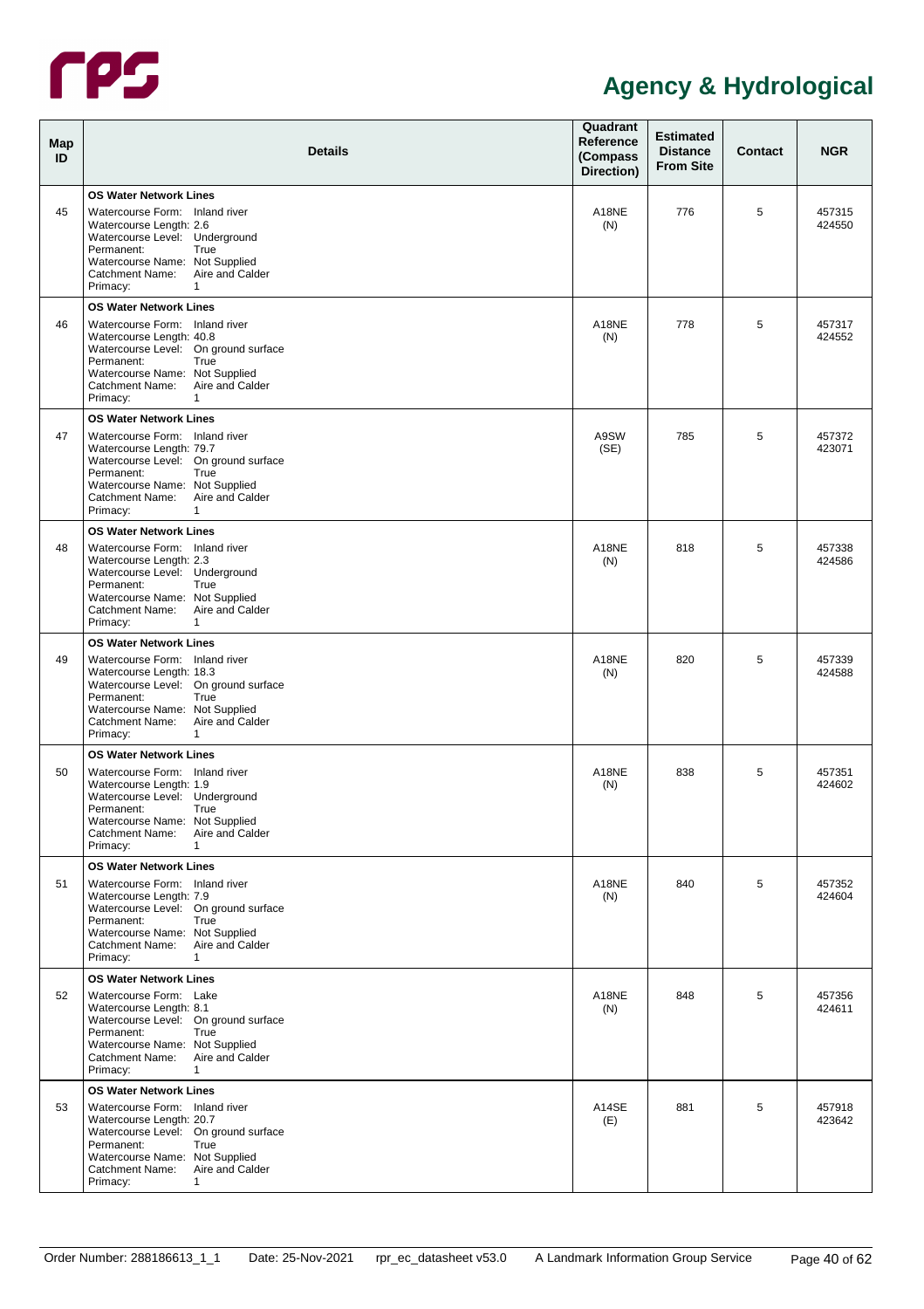# Agency & Hydrological

| Map ID | Details | Quadrant Reference (Compass Direction) | Estimated Distance From Site | Contact | NGR |
|---|---|---|---|---|---|
| 45 | **OS Water Network Lines**<br>Watercourse Form: Inland river<br>Watercourse Length: 2.6<br>Watercourse Level: Underground<br>Permanent: True<br>Watercourse Name: Not Supplied<br>Catchment Name: Aire and Calder<br>Primacy: 1 | A18NE (N) | 776 | 5 | 457315 424550 |
| 46 | **OS Water Network Lines**<br>Watercourse Form: Inland river<br>Watercourse Length: 40.8<br>Watercourse Level: On ground surface<br>Permanent: True<br>Watercourse Name: Not Supplied<br>Catchment Name: Aire and Calder<br>Primacy: 1 | A18NE (N) | 778 | 5 | 457317 424552 |
| 47 | **OS Water Network Lines**<br>Watercourse Form: Inland river<br>Watercourse Length: 79.7<br>Watercourse Level: On ground surface<br>Permanent: True<br>Watercourse Name: Not Supplied<br>Catchment Name: Aire and Calder<br>Primacy: 1 | A9SW (SE) | 785 | 5 | 457372 423071 |
| 48 | **OS Water Network Lines**<br>Watercourse Form: Inland river<br>Watercourse Length: 2.3<br>Watercourse Level: Underground<br>Permanent: True<br>Watercourse Name: Not Supplied<br>Catchment Name: Aire and Calder<br>Primacy: 1 | A18NE (N) | 818 | 5 | 457338 424586 |
| 49 | **OS Water Network Lines**<br>Watercourse Form: Inland river<br>Watercourse Length: 18.3<br>Watercourse Level: On ground surface<br>Permanent: True<br>Watercourse Name: Not Supplied<br>Catchment Name: Aire and Calder<br>Primacy: 1 | A18NE (N) | 820 | 5 | 457339 424588 |
| 50 | **OS Water Network Lines**<br>Watercourse Form: Inland river<br>Watercourse Length: 1.9<br>Watercourse Level: Underground<br>Permanent: True<br>Watercourse Name: Not Supplied<br>Catchment Name: Aire and Calder<br>Primacy: 1 | A18NE (N) | 838 | 5 | 457351 424602 |
| 51 | **OS Water Network Lines**<br>Watercourse Form: Inland river<br>Watercourse Length: 7.9<br>Watercourse Level: On ground surface<br>Permanent: True<br>Watercourse Name: Not Supplied<br>Catchment Name: Aire and Calder<br>Primacy: 1 | A18NE (N) | 840 | 5 | 457352 424604 |
| 52 | **OS Water Network Lines**<br>Watercourse Form: Lake<br>Watercourse Length: 8.1<br>Watercourse Level: On ground surface<br>Permanent: True<br>Watercourse Name: Not Supplied<br>Catchment Name: Aire and Calder<br>Primacy: 1 | A18NE (N) | 848 | 5 | 457356 424611 |
| 53 | **OS Water Network Lines**<br>Watercourse Form: Inland river<br>Watercourse Length: 20.7<br>Watercourse Level: On ground surface<br>Permanent: True<br>Watercourse Name: Not Supplied<br>Catchment Name: Aire and Calder<br>Primacy: 1 | A14SE (E) | 881 | 5 | 457918 423642 |

Order Number: 288186613_1_1 Date: 25-Nov-2021 rpr_ec_datasheet v53.0 A Landmark Information Group Service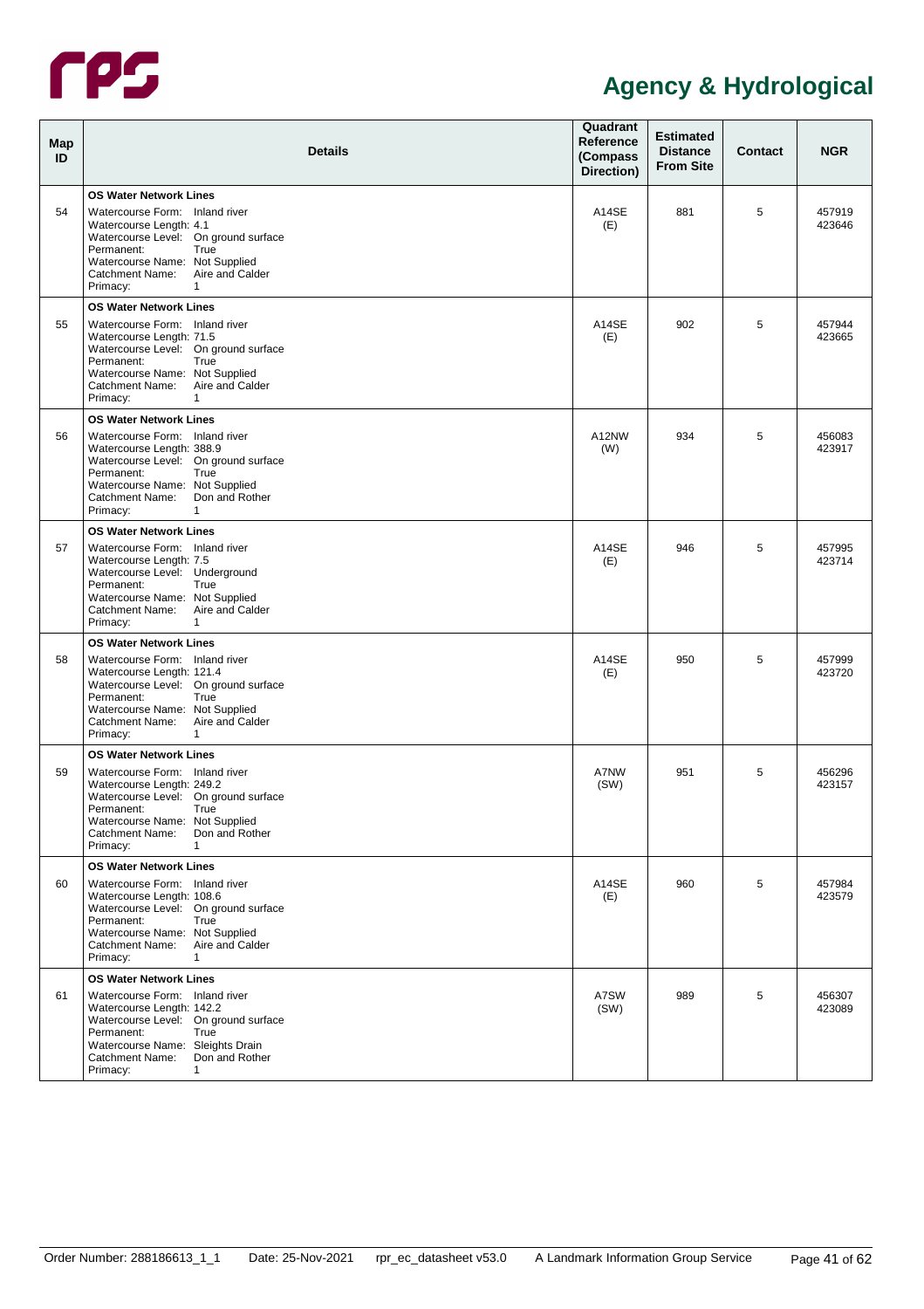# Agency & Hydrological

| Map ID | Details | Quadrant Reference (Compass Direction) | Estimated Distance From Site | Contact | NGR |
|---|---|---|---|---|---|
| 54 | **OS Water Network Lines**<br>Watercourse Form: Inland river<br>Watercourse Length: 4.1<br>Watercourse Level: On ground surface<br>Permanent: True<br>Watercourse Name: Not Supplied<br>Catchment Name: Aire and Calder<br>Primacy: 1 | A14SE (E) | 881 | 5 | 457919 423646 |
| 55 | **OS Water Network Lines**<br>Watercourse Form: Inland river<br>Watercourse Length: 71.5<br>Watercourse Level: On ground surface<br>Permanent: True<br>Watercourse Name: Not Supplied<br>Catchment Name: Aire and Calder<br>Primacy: 1 | A14SE (E) | 902 | 5 | 457944 423665 |
| 56 | **OS Water Network Lines**<br>Watercourse Form: Inland river<br>Watercourse Length: 388.9<br>Watercourse Level: On ground surface<br>Permanent: True<br>Watercourse Name: Not Supplied<br>Catchment Name: Don and Rother<br>Primacy: 1 | A12NW (W) | 934 | 5 | 456083 423917 |
| 57 | **OS Water Network Lines**<br>Watercourse Form: Inland river<br>Watercourse Length: 7.5<br>Watercourse Level: Underground<br>Permanent: True<br>Watercourse Name: Not Supplied<br>Catchment Name: Aire and Calder<br>Primacy: 1 | A14SE (E) | 946 | 5 | 457995 423714 |
| 58 | **OS Water Network Lines**<br>Watercourse Form: Inland river<br>Watercourse Length: 121.4<br>Watercourse Level: On ground surface<br>Permanent: True<br>Watercourse Name: Not Supplied<br>Catchment Name: Aire and Calder<br>Primacy: 1 | A14SE (E) | 950 | 5 | 457999 423720 |
| 59 | **OS Water Network Lines**<br>Watercourse Form: Inland river<br>Watercourse Length: 249.2<br>Watercourse Level: On ground surface<br>Permanent: True<br>Watercourse Name: Not Supplied<br>Catchment Name: Don and Rother<br>Primacy: 1 | A7NW (SW) | 951 | 5 | 456296 423157 |
| 60 | **OS Water Network Lines**<br>Watercourse Form: Inland river<br>Watercourse Length: 108.6<br>Watercourse Level: On ground surface<br>Permanent: True<br>Watercourse Name: Not Supplied<br>Catchment Name: Aire and Calder<br>Primacy: 1 | A14SE (E) | 960 | 5 | 457984 423579 |
| 61 | **OS Water Network Lines**<br>Watercourse Form: Inland river<br>Watercourse Length: 142.2<br>Watercourse Level: On ground surface<br>Permanent: True<br>Watercourse Name: Sleights Drain<br>Catchment Name: Don and Rother<br>Primacy: 1 | A7SW (SW) | 989 | 5 | 456307 423089 |

Order Number: 288186613_1_1 Date: 25-Nov-2021 rpr_ec_datasheet v53.0 A Landmark Information Group Service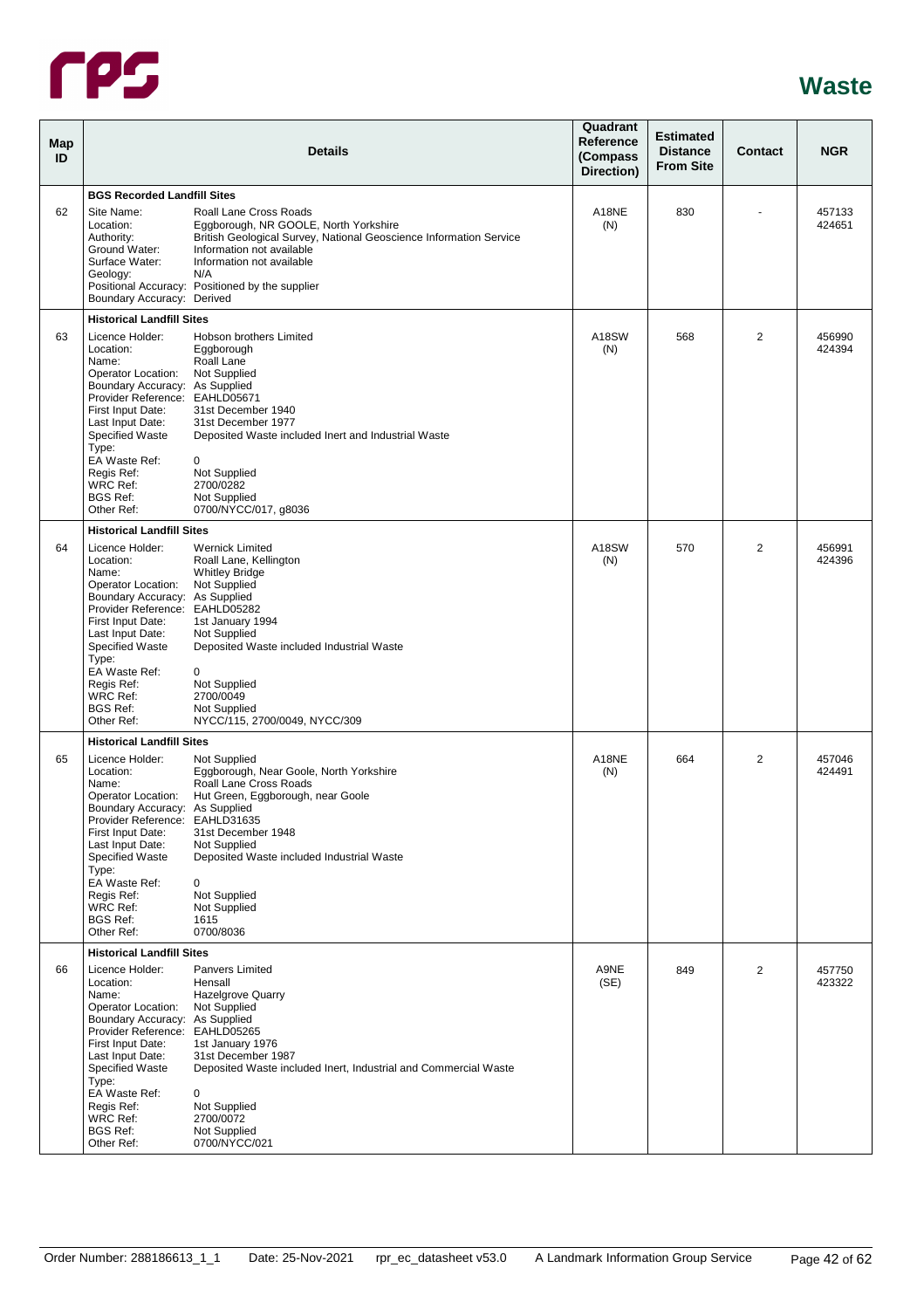# Waste

| Map ID | Details | Quadrant Reference (Compass Direction) | Estimated Distance From Site | Contact | NGR |
|---|---|---|---|---|---|
| | **BGS Recorded Landfill Sites** | | | | |
| 62 | Site Name: Roall Lane Cross Roads<br>Location: Eggborough, NR GOOLE, North Yorkshire<br>Authority: British Geological Survey, National Geoscience Information Service<br>Ground Water: Information not available<br>Surface Water: Information not available<br>Geology: N/A<br>Positional Accuracy: Positioned by the supplier<br>Boundary Accuracy: Derived | A18NE (N) | 830 | - | 457133 424651 |
| | **Historical Landfill Sites** | | | | |
| 63 | Licence Holder: Hobson brothers Limited<br>Location: Eggborough<br>Name: Roall Lane<br>Operator Location: Not Supplied<br>Boundary Accuracy: As Supplied<br>Provider Reference: EAHLD05671<br>First Input Date: 31st December 1940<br>Last Input Date: 31st December 1977<br>Specified Waste Type: Deposited Waste included Inert and Industrial Waste<br>EA Waste Ref: 0<br>Regis Ref: Not Supplied<br>WRC Ref: 2700/0282<br>BGS Ref: Not Supplied<br>Other Ref: 0700/NYCC/017, g8036 | A18SW (N) | 568 | 2 | 456990 424394 |
| | **Historical Landfill Sites** | | | | |
| 64 | Licence Holder: Wernick Limited<br>Location: Roall Lane, Kellington<br>Name: Whitley Bridge<br>Operator Location: Not Supplied<br>Boundary Accuracy: As Supplied<br>Provider Reference: EAHLD05282<br>First Input Date: 1st January 1994<br>Last Input Date: Not Supplied<br>Specified Waste Type: Deposited Waste included Industrial Waste<br>EA Waste Ref: 0<br>Regis Ref: Not Supplied<br>WRC Ref: 2700/0049<br>BGS Ref: Not Supplied<br>Other Ref: NYCC/115, 2700/0049, NYCC/309 | A18SW (N) | 570 | 2 | 456991 424396 |
| | **Historical Landfill Sites** | | | | |
| 65 | Licence Holder: Not Supplied<br>Location: Eggborough, Near Goole, North Yorkshire<br>Name: Roall Lane Cross Roads<br>Operator Location: Hut Green, Eggborough, near Goole<br>Boundary Accuracy: As Supplied<br>Provider Reference: EAHLD31635<br>First Input Date: 31st December 1948<br>Last Input Date: Not Supplied<br>Specified Waste Type: Deposited Waste included Industrial Waste<br>EA Waste Ref: 0<br>Regis Ref: Not Supplied<br>WRC Ref: Not Supplied<br>BGS Ref: 1615<br>Other Ref: 0700/8036 | A18NE (N) | 664 | 2 | 457046 424491 |
| | **Historical Landfill Sites** | | | | |
| 66 | Licence Holder: Panvers Limited<br>Location: Hensall<br>Name: Hazelgrove Quarry<br>Operator Location: Not Supplied<br>Boundary Accuracy: As Supplied<br>Provider Reference: EAHLD05265<br>First Input Date: 1st January 1976<br>Last Input Date: 31st December 1987<br>Specified Waste Type: Deposited Waste included Inert, Industrial and Commercial Waste<br>EA Waste Ref: 0<br>Regis Ref: Not Supplied<br>WRC Ref: 2700/0072<br>BGS Ref: Not Supplied<br>Other Ref: 0700/NYCC/021 | A9NE (SE) | 849 | 2 | 457750 423322 |

Order Number: 288186613_1_1 Date: 25-Nov-2021 rpr_ec_datasheet v53.0 A Landmark Information Group Service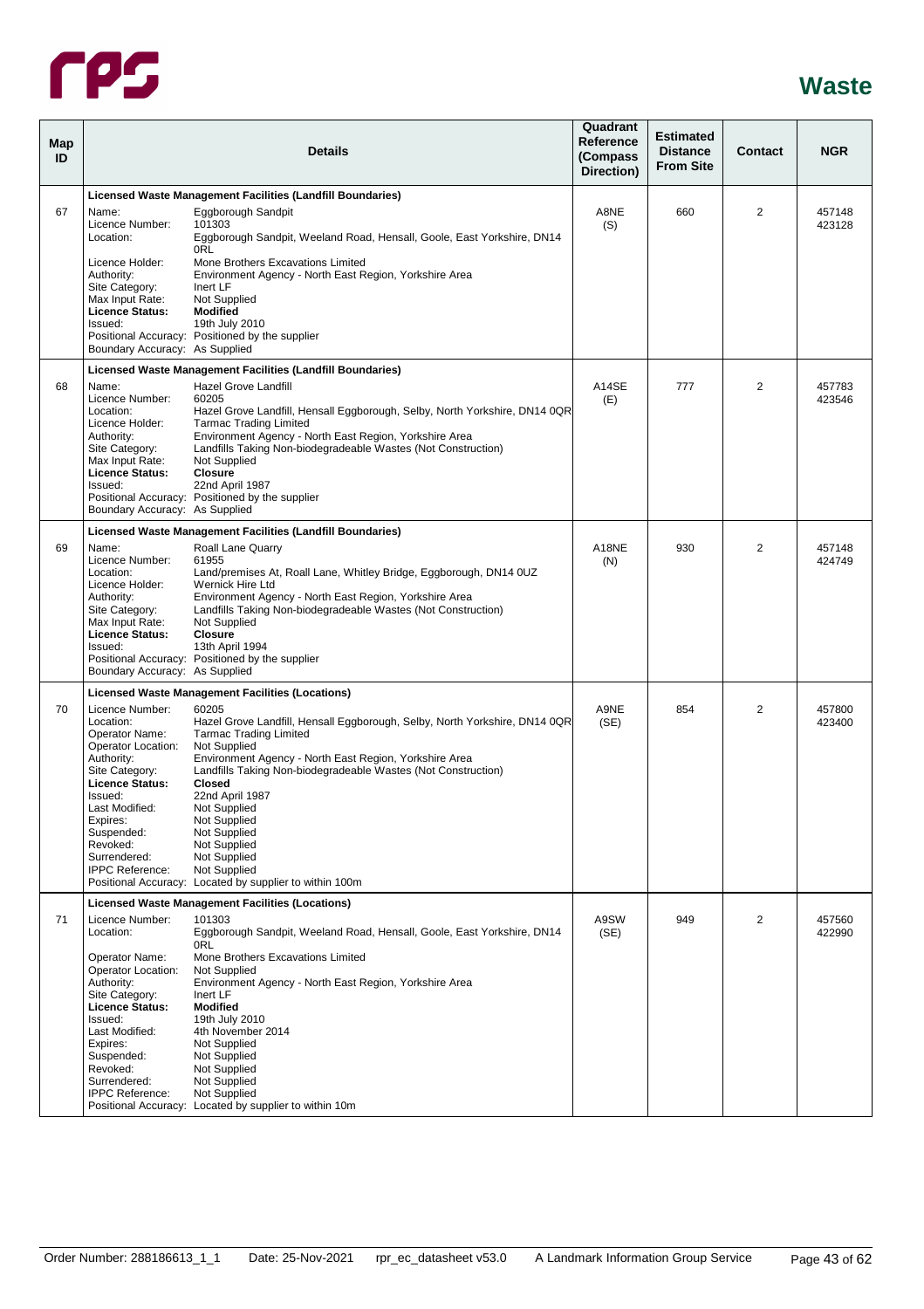# Waste

| Map ID | Details | Quadrant Reference (Compass Direction) | Estimated Distance From Site | Contact | NGR |
|---|---|---|---|---|---|
| 67 | **Licensed Waste Management Facilities (Landfill Boundaries)**<br>Name: Eggborough Sandpit<br>Licence Number: 101303<br>Location: Eggborough Sandpit, Weeland Road, Hensall, Goole, East Yorkshire, DN14 0RL<br>Licence Holder: Mone Brothers Excavations Limited<br>Authority: Environment Agency - North East Region, Yorkshire Area<br>Site Category: Inert LF<br>Max Input Rate: Not Supplied<br>**Licence Status: Modified**<br>Issued: 19th July 2010<br>Positional Accuracy: Positioned by the supplier<br>Boundary Accuracy: As Supplied | A8NE (S) | 660 | 2 | 457148 423128 |
| 68 | **Licensed Waste Management Facilities (Landfill Boundaries)**<br>Name: Hazel Grove Landfill<br>Licence Number: 60205<br>Location: Hazel Grove Landfill, Hensall Eggborough, Selby, North Yorkshire, DN14 0QR<br>Licence Holder: Tarmac Trading Limited<br>Authority: Environment Agency - North East Region, Yorkshire Area<br>Site Category: Landfills Taking Non-biodegradeable Wastes (Not Construction)<br>Max Input Rate: Not Supplied<br>**Licence Status: Closure**<br>Issued: 22nd April 1987<br>Positional Accuracy: Positioned by the supplier<br>Boundary Accuracy: As Supplied | A14SE (E) | 777 | 2 | 457783 423546 |
| 69 | **Licensed Waste Management Facilities (Landfill Boundaries)**<br>Name: Roall Lane Quarry<br>Licence Number: 61955<br>Location: Land/premises At, Roall Lane, Whitley Bridge, Eggborough, DN14 0UZ<br>Licence Holder: Wernick Hire Ltd<br>Authority: Environment Agency - North East Region, Yorkshire Area<br>Site Category: Landfills Taking Non-biodegradeable Wastes (Not Construction)<br>Max Input Rate: Not Supplied<br>**Licence Status: Closure**<br>Issued: 13th April 1994<br>Positional Accuracy: Positioned by the supplier<br>Boundary Accuracy: As Supplied | A18NE (N) | 930 | 2 | 457148 424749 |
| 70 | **Licensed Waste Management Facilities (Locations)**<br>Licence Number: 60205<br>Location: Hazel Grove Landfill, Hensall Eggborough, Selby, North Yorkshire, DN14 0QR<br>Operator Name: Tarmac Trading Limited<br>Operator Location: Not Supplied<br>Authority: Environment Agency - North East Region, Yorkshire Area<br>Site Category: Landfills Taking Non-biodegradeable Wastes (Not Construction)<br>**Licence Status: Closed**<br>Issued: 22nd April 1987<br>Last Modified: Not Supplied<br>Expires: Not Supplied<br>Suspended: Not Supplied<br>Revoked: Not Supplied<br>Surrendered: Not Supplied<br>IPPC Reference: Not Supplied<br>Positional Accuracy: Located by supplier to within 100m | A9NE (SE) | 854 | 2 | 457800 423400 |
| 71 | **Licensed Waste Management Facilities (Locations)**<br>Licence Number: 101303<br>Location: Eggborough Sandpit, Weeland Road, Hensall, Goole, East Yorkshire, DN14 0RL<br>Operator Name: Mone Brothers Excavations Limited<br>Operator Location: Not Supplied<br>Authority: Environment Agency - North East Region, Yorkshire Area<br>Site Category: Inert LF<br>**Licence Status: Modified**<br>Issued: 19th July 2010<br>Last Modified: 4th November 2014<br>Expires: Not Supplied<br>Suspended: Not Supplied<br>Revoked: Not Supplied<br>Surrendered: Not Supplied<br>IPPC Reference: Not Supplied<br>Positional Accuracy: Located by supplier to within 10m | A9SW (SE) | 949 | 2 | 457560 422990 |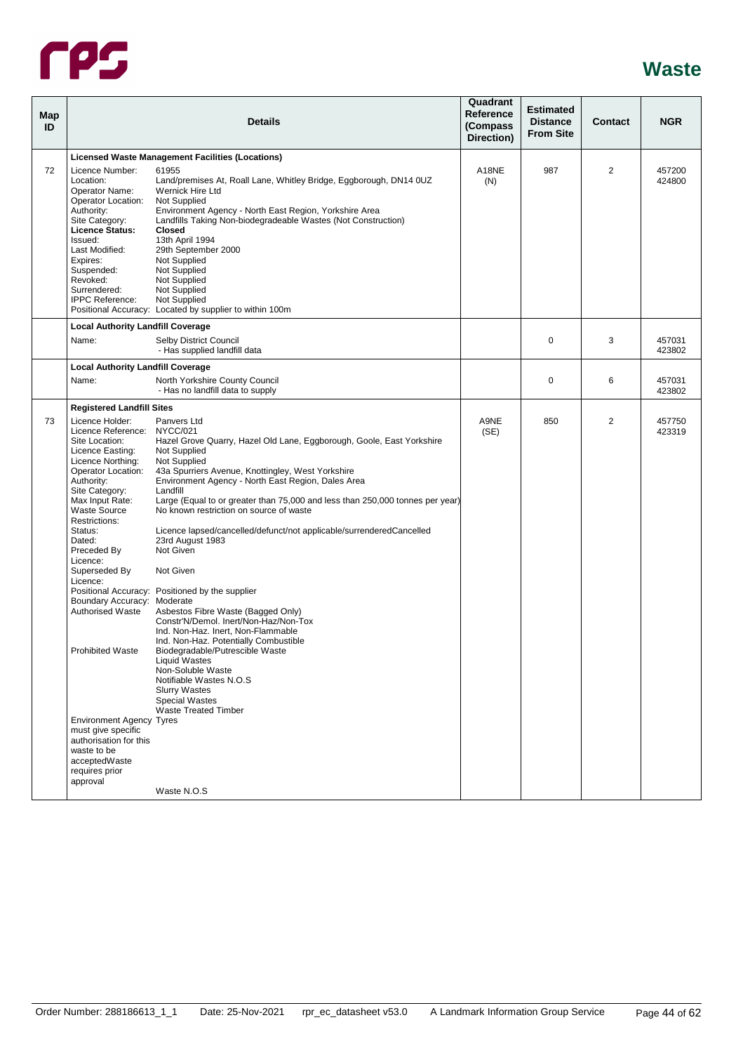# Waste

| Map ID | Details | | Quadrant Reference (Compass Direction) | Estimated Distance From Site | Contact | NGR |
|---|---|---|---|---|---|---|
| | **Licensed Waste Management Facilities (Locations)** | | | | | |
| 72 | Licence Number: | 61955 | A18NE (N) | 987 | 2 | 457200 424800 |
| | Location: | Land/premises At, Roall Lane, Whitley Bridge, Eggborough, DN14 0UZ | | | | |
| | Operator Name: | Wernick Hire Ltd | | | | |
| | Operator Location: | Not Supplied | | | | |
| | Authority: | Environment Agency - North East Region, Yorkshire Area | | | | |
| | Site Category: | Landfills Taking Non-biodegradeable Wastes (Not Construction) | | | | |
| | **Licence Status:** | **Closed** | | | | |
| | Issued: | 13th April 1994 | | | | |
| | Last Modified: | 29th September 2000 | | | | |
| | Expires: | Not Supplied | | | | |
| | Suspended: | Not Supplied | | | | |
| | Revoked: | Not Supplied | | | | |
| | Surrendered: | Not Supplied | | | | |
| | IPPC Reference: | Not Supplied | | | | |
| | Positional Accuracy: | Located by supplier to within 100m | | | | |
| | **Local Authority Landfill Coverage** | | | | | |
| | Name: | Selby District Council - Has supplied landfill data | | 0 | 3 | 457031 423802 |
| | **Local Authority Landfill Coverage** | | | | | |
| | Name: | North Yorkshire County Council - Has no landfill data to supply | | 0 | 6 | 457031 423802 |
| | **Registered Landfill Sites** | | | | | |
| 73 | Licence Holder: | Panvers Ltd | A9NE (SE) | 850 | 2 | 457750 423319 |
| | Licence Reference: | NYCC/021 | | | | |
| | Site Location: | Hazel Grove Quarry, Hazel Old Lane, Eggborough, Goole, East Yorkshire | | | | |
| | Licence Easting: | Not Supplied | | | | |
| | Licence Northing: | Not Supplied | | | | |
| | Operator Location: | 43a Spurriers Avenue, Knottingley, West Yorkshire | | | | |
| | Authority: | Environment Agency - North East Region, Dales Area | | | | |
| | Site Category: | Landfill | | | | |
| | Max Input Rate: | Large (Equal to or greater than 75,000 and less than 250,000 tonnes per year) | | | | |
| | Waste Source Restrictions: | No known restriction on source of waste | | | | |
| | Status: | Licence lapsed/cancelled/defunct/not applicable/surrenderedCancelled | | | | |
| | Dated: | 23rd August 1983 | | | | |
| | Preceded By Licence: | Not Given | | | | |
| | Superseded By Licence: | Not Given | | | | |
| | Positional Accuracy: | Positioned by the supplier | | | | |
| | Boundary Accuracy: | Moderate | | | | |
| | Authorised Waste | Asbestos Fibre Waste (Bagged Only)<br>Constr'N/Demol. Inert/Non-Haz/Non-Tox<br>Ind. Non-Haz. Inert, Non-Flammable<br>Ind. Non-Haz. Potentially Combustible | | | | |
| | Prohibited Waste | Biodegradable/Putrescible Waste<br>Liquid Wastes<br>Non-Soluble Waste<br>Notifiable Wastes N.O.S<br>Slurry Wastes<br>Special Wastes<br>Waste Treated Timber | | | | |
| | Environment Agency must give specific authorisation for this waste to be acceptedWaste requires prior approval | Tyres<br><br>Waste N.O.S | | | | |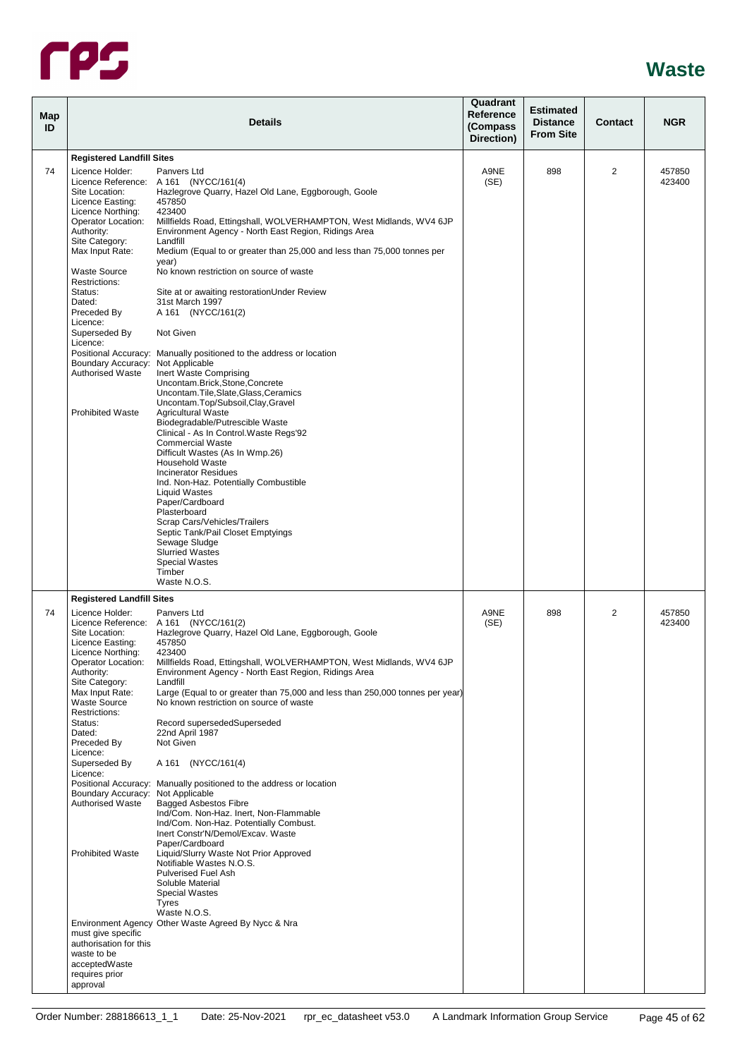# Waste

| Map ID | Details | | Quadrant Reference (Compass Direction) | Estimated Distance From Site | Contact | NGR |
|---|---|---|---|---|---|---|
| | **Registered Landfill Sites** | | | | | |
| 74 | Licence Holder: | Panvers Ltd | A9NE (SE) | 898 | 2 | 457850 423400 |
| | Licence Reference: | A 161 (NYCC/161(4) | | | | |
| | Site Location: | Hazlegrove Quarry, Hazel Old Lane, Eggborough, Goole | | | | |
| | Licence Easting: | 457850 | | | | |
| | Licence Northing: | 423400 | | | | |
| | Operator Location: | Millfields Road, Ettingshall, WOLVERHAMPTON, West Midlands, WV4 6JP | | | | |
| | Authority: | Environment Agency - North East Region, Ridings Area | | | | |
| | Site Category: | Landfill | | | | |
| | Max Input Rate: | Medium (Equal to or greater than 25,000 and less than 75,000 tonnes per year) | | | | |
| | Waste Source Restrictions: | No known restriction on source of waste | | | | |
| | Status: | Site at or awaiting restorationUnder Review | | | | |
| | Dated: | 31st March 1997 | | | | |
| | Preceded By Licence: | A 161 (NYCC/161(2) | | | | |
| | Superseded By Licence: | Not Given | | | | |
| | Positional Accuracy: | Manually positioned to the address or location | | | | |
| | Boundary Accuracy: | Not Applicable | | | | |
| | Authorised Waste | Inert Waste Comprising<br>Uncontam.Brick,Stone,Concrete<br>Uncontam.Tile,Slate,Glass,Ceramics<br>Uncontam.Top/Subsoil,Clay,Gravel | | | | |
| | Prohibited Waste | Agricultural Waste<br>Biodegradable/Putrescible Waste<br>Clinical - As In Control.Waste Regs'92<br>Commercial Waste<br>Difficult Wastes (As In Wmp.26)<br>Household Waste<br>Incinerator Residues<br>Ind. Non-Haz. Potentially Combustible<br>Liquid Wastes<br>Paper/Cardboard<br>Plasterboard<br>Scrap Cars/Vehicles/Trailers<br>Septic Tank/Pail Closet Emptyings<br>Sewage Sludge<br>Slurried Wastes<br>Special Wastes<br>Timber<br>Waste N.O.S. | | | | |
| | **Registered Landfill Sites** | | | | | |
| 74 | Licence Holder: | Panvers Ltd | A9NE (SE) | 898 | 2 | 457850 423400 |
| | Licence Reference: | A 161 (NYCC/161(2) | | | | |
| | Site Location: | Hazlegrove Quarry, Hazel Old Lane, Eggborough, Goole | | | | |
| | Licence Easting: | 457850 | | | | |
| | Licence Northing: | 423400 | | | | |
| | Operator Location: | Millfields Road, Ettingshall, WOLVERHAMPTON, West Midlands, WV4 6JP | | | | |
| | Authority: | Environment Agency - North East Region, Ridings Area | | | | |
| | Site Category: | Landfill | | | | |
| | Max Input Rate: | Large (Equal to or greater than 75,000 and less than 250,000 tonnes per year) | | | | |
| | Waste Source Restrictions: | No known restriction on source of waste | | | | |
| | Status: | Record supersededSuperseded | | | | |
| | Dated: | 22nd April 1987 | | | | |
| | Preceded By Licence: | Not Given | | | | |
| | Superseded By Licence: | A 161 (NYCC/161(4) | | | | |
| | Positional Accuracy: | Manually positioned to the address or location | | | | |
| | Boundary Accuracy: | Not Applicable | | | | |
| | Authorised Waste | Bagged Asbestos Fibre<br>Ind/Com. Non-Haz. Inert, Non-Flammable<br>Ind/Com. Non-Haz. Potentially Combust.<br>Inert Constr'N/Demol/Excav. Waste<br>Paper/Cardboard | | | | |
| | Prohibited Waste | Liquid/Slurry Waste Not Prior Approved<br>Notifiable Wastes N.O.S.<br>Pulverised Fuel Ash<br>Soluble Material<br>Special Wastes<br>Tyres<br>Waste N.O.S. | | | | |
| | Environment Agency must give specific authorisation for this waste to be acceptedWaste requires prior approval | Other Waste Agreed By Nycc & Nra | | | | |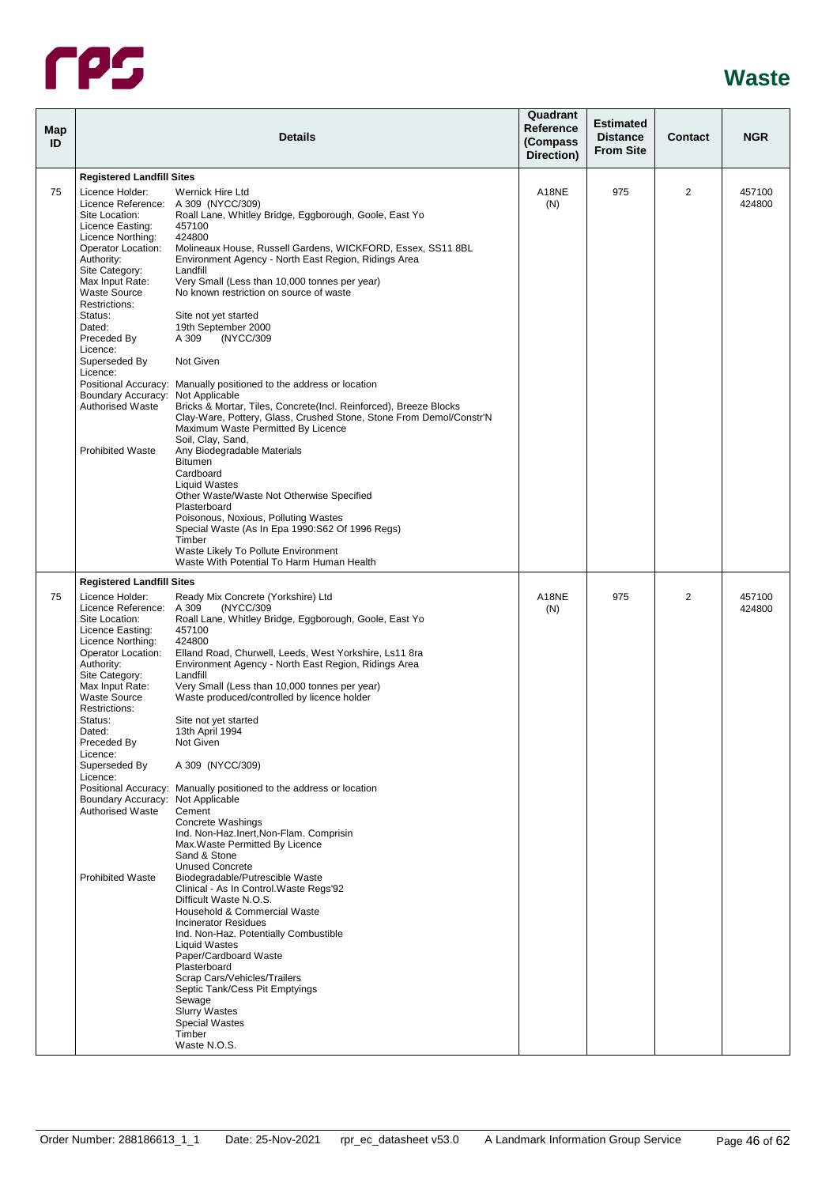# Waste

| Map ID | Details | | Quadrant Reference (Compass Direction) | Estimated Distance From Site | Contact | NGR |
|---|---|---|---|---|---|---|
| | **Registered Landfill Sites** | | | | | |
| 75 | Licence Holder: | Wernick Hire Ltd | A18NE (N) | 975 | 2 | 457100 424800 |
| | Licence Reference: | A 309 (NYCC/309) | | | | |
| | Site Location: | Roall Lane, Whitley Bridge, Eggborough, Goole, East Yo | | | | |
| | Licence Easting: | 457100 | | | | |
| | Licence Northing: | 424800 | | | | |
| | Operator Location: | Molineaux House, Russell Gardens, WICKFORD, Essex, SS11 8BL | | | | |
| | Authority: | Environment Agency - North East Region, Ridings Area | | | | |
| | Site Category: | Landfill | | | | |
| | Max Input Rate: | Very Small (Less than 10,000 tonnes per year) | | | | |
| | Waste Source Restrictions: | No known restriction on source of waste | | | | |
| | Status: | Site not yet started | | | | |
| | Dated: | 19th September 2000 | | | | |
| | Preceded By Licence: | A 309 (NYCC/309 | | | | |
| | Superseded By Licence: | Not Given | | | | |
| | Positional Accuracy: | Manually positioned to the address or location | | | | |
| | Boundary Accuracy: | Not Applicable | | | | |
| | Authorised Waste | Bricks & Mortar, Tiles, Concrete(Incl. Reinforced), Breeze Blocks<br>Clay-Ware, Pottery, Glass, Crushed Stone, Stone From Demol/Constr'N<br>Maximum Waste Permitted By Licence<br>Soil, Clay, Sand, | | | | |
| | Prohibited Waste | Any Biodegradable Materials<br>Bitumen<br>Cardboard<br>Liquid Wastes<br>Other Waste/Waste Not Otherwise Specified<br>Plasterboard<br>Poisonous, Noxious, Polluting Wastes<br>Special Waste (As In Epa 1990:S62 Of 1996 Regs)<br>Timber<br>Waste Likely To Pollute Environment<br>Waste With Potential To Harm Human Health | | | | |
| | **Registered Landfill Sites** | | | | | |
| 75 | Licence Holder: | Ready Mix Concrete (Yorkshire) Ltd | A18NE (N) | 975 | 2 | 457100 424800 |
| | Licence Reference: | A 309 (NYCC/309 | | | | |
| | Site Location: | Roall Lane, Whitley Bridge, Eggborough, Goole, East Yo | | | | |
| | Licence Easting: | 457100 | | | | |
| | Licence Northing: | 424800 | | | | |
| | Operator Location: | Elland Road, Churwell, Leeds, West Yorkshire, Ls11 8ra | | | | |
| | Authority: | Environment Agency - North East Region, Ridings Area | | | | |
| | Site Category: | Landfill | | | | |
| | Max Input Rate: | Very Small (Less than 10,000 tonnes per year) | | | | |
| | Waste Source Restrictions: | Waste produced/controlled by licence holder | | | | |
| | Status: | Site not yet started | | | | |
| | Dated: | 13th April 1994 | | | | |
| | Preceded By Licence: | Not Given | | | | |
| | Superseded By Licence: | A 309 (NYCC/309) | | | | |
| | Positional Accuracy: | Manually positioned to the address or location | | | | |
| | Boundary Accuracy: | Not Applicable | | | | |
| | Authorised Waste | Cement<br>Concrete Washings<br>Ind. Non-Haz.Inert,Non-Flam. Comprisin<br>Max.Waste Permitted By Licence<br>Sand & Stone<br>Unused Concrete | | | | |
| | Prohibited Waste | Biodegradable/Putrescible Waste<br>Clinical - As In Control.Waste Regs'92<br>Difficult Waste N.O.S.<br>Household & Commercial Waste<br>Incinerator Residues<br>Ind. Non-Haz. Potentially Combustible<br>Liquid Wastes<br>Paper/Cardboard Waste<br>Plasterboard<br>Scrap Cars/Vehicles/Trailers<br>Septic Tank/Cess Pit Emptyings<br>Sewage<br>Slurry Wastes<br>Special Wastes<br>Timber<br>Waste N.O.S. | | | | |

Order Number: 288186613_1_1 Date: 25-Nov-2021 rpr_ec_datasheet v53.0 A Landmark Information Group Service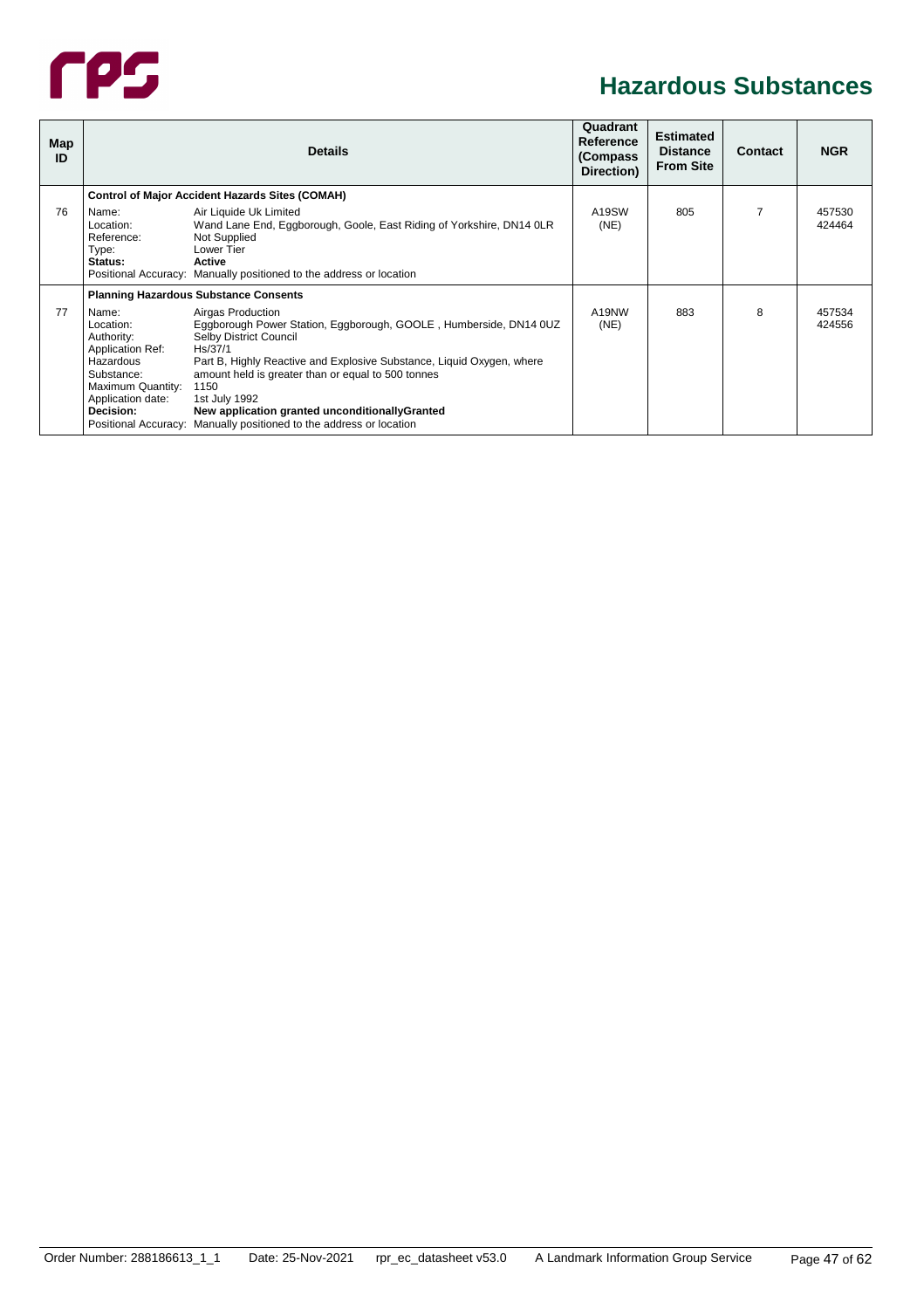# Hazardous Substances

| Map ID | Details | | Quadrant Reference (Compass Direction) | Estimated Distance From Site | Contact | NGR |
|---|---|---|---|---|---|---|
| | **Control of Major Accident Hazards Sites (COMAH)** | | | | | |
| 76 | Name: | Air Liquide Uk Limited | A19SW (NE) | 805 | 7 | 457530 424464 |
| | Location: | Wand Lane End, Eggborough, Goole, East Riding of Yorkshire, DN14 0LR | | | | |
| | Reference: | Not Supplied | | | | |
| | Type: | Lower Tier | | | | |
| | **Status:** | **Active** | | | | |
| | Positional Accuracy: | Manually positioned to the address or location | | | | |
| | **Planning Hazardous Substance Consents** | | | | | |
| 77 | Name: | Airgas Production | A19NW (NE) | 883 | 8 | 457534 424556 |
| | Location: | Eggborough Power Station, Eggborough, GOOLE , Humberside, DN14 0UZ | | | | |
| | Authority: | Selby District Council | | | | |
| | Application Ref: | Hs/37/1 | | | | |
| | Hazardous Substance: | Part B, Highly Reactive and Explosive Substance, Liquid Oxygen, where amount held is greater than or equal to 500 tonnes | | | | |
| | Maximum Quantity: | 1150 | | | | |
| | Application date: | 1st July 1992 | | | | |
| | **Decision:** | **New application granted unconditionallyGranted** | | | | |
| | Positional Accuracy: | Manually positioned to the address or location | | | | |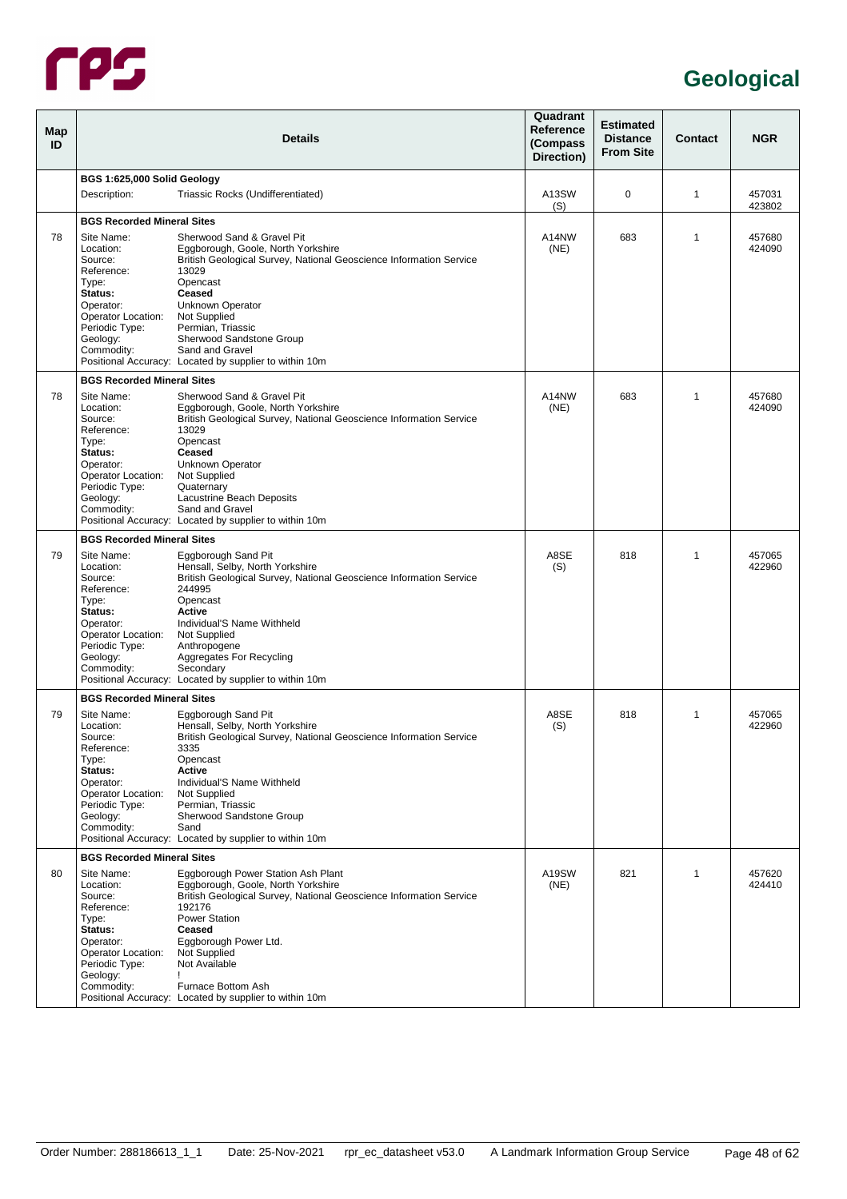# Geological

| Map ID | Details | | Quadrant Reference (Compass Direction) | Estimated Distance From Site | Contact | NGR |
|---|---|---|---|---|---|---|
| | **BGS 1:625,000 Solid Geology** | | | | | |
| | Description: | Triassic Rocks (Undifferentiated) | A13SW (S) | 0 | 1 | 457031 423802 |
| | **BGS Recorded Mineral Sites** | | | | | |
| 78 | Site Name:<br>Location:<br>Source:<br>Reference:<br>Type:<br>**Status:**<br>Operator:<br>Operator Location:<br>Periodic Type:<br>Geology:<br>Commodity:<br>Positional Accuracy: | Sherwood Sand & Gravel Pit<br>Eggborough, Goole, North Yorkshire<br>British Geological Survey, National Geoscience Information Service<br>13029<br>Opencast<br>**Ceased**<br>Unknown Operator<br>Not Supplied<br>Permian, Triassic<br>Sherwood Sandstone Group<br>Sand and Gravel<br>Located by supplier to within 10m | A14NW (NE) | 683 | 1 | 457680 424090 |
| | **BGS Recorded Mineral Sites** | | | | | |
| 78 | Site Name:<br>Location:<br>Source:<br>Reference:<br>Type:<br>**Status:**<br>Operator:<br>Operator Location:<br>Periodic Type:<br>Geology:<br>Commodity:<br>Positional Accuracy: | Sherwood Sand & Gravel Pit<br>Eggborough, Goole, North Yorkshire<br>British Geological Survey, National Geoscience Information Service<br>13029<br>Opencast<br>**Ceased**<br>Unknown Operator<br>Not Supplied<br>Quaternary<br>Lacustrine Beach Deposits<br>Sand and Gravel<br>Located by supplier to within 10m | A14NW (NE) | 683 | 1 | 457680 424090 |
| | **BGS Recorded Mineral Sites** | | | | | |
| 79 | Site Name:<br>Location:<br>Source:<br>Reference:<br>Type:<br>**Status:**<br>Operator:<br>Operator Location:<br>Periodic Type:<br>Geology:<br>Commodity:<br>Positional Accuracy: | Eggborough Sand Pit<br>Hensall, Selby, North Yorkshire<br>British Geological Survey, National Geoscience Information Service<br>244995<br>Opencast<br>**Active**<br>Individual'S Name Withheld<br>Not Supplied<br>Anthropogene<br>Aggregates For Recycling<br>Secondary<br>Located by supplier to within 10m | A8SE (S) | 818 | 1 | 457065 422960 |
| | **BGS Recorded Mineral Sites** | | | | | |
| 79 | Site Name:<br>Location:<br>Source:<br>Reference:<br>Type:<br>**Status:**<br>Operator:<br>Operator Location:<br>Periodic Type:<br>Geology:<br>Commodity:<br>Positional Accuracy: | Eggborough Sand Pit<br>Hensall, Selby, North Yorkshire<br>British Geological Survey, National Geoscience Information Service<br>3335<br>Opencast<br>**Active**<br>Individual'S Name Withheld<br>Not Supplied<br>Permian, Triassic<br>Sherwood Sandstone Group<br>Sand<br>Located by supplier to within 10m | A8SE (S) | 818 | 1 | 457065 422960 |
| | **BGS Recorded Mineral Sites** | | | | | |
| 80 | Site Name:<br>Location:<br>Source:<br>Reference:<br>Type:<br>**Status:**<br>Operator:<br>Operator Location:<br>Periodic Type:<br>Geology:<br>Commodity:<br>Positional Accuracy: | Eggborough Power Station Ash Plant<br>Eggborough, Goole, North Yorkshire<br>British Geological Survey, National Geoscience Information Service<br>192176<br>Power Station<br>**Ceased**<br>Eggborough Power Ltd.<br>Not Supplied<br>Not Available<br>!<br>Furnace Bottom Ash<br>Located by supplier to within 10m | A19SW (NE) | 821 | 1 | 457620 424410 |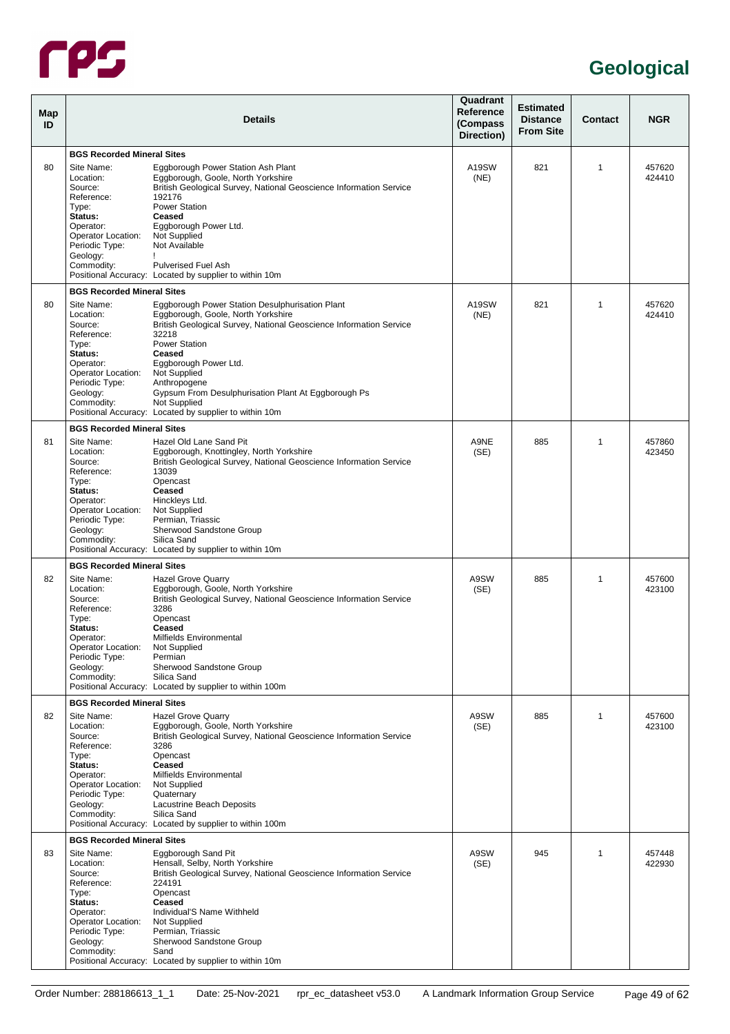# Geological

| Map ID | Details | Quadrant Reference (Compass Direction) | Estimated Distance From Site | Contact | NGR |
|---|---|---|---|---|---|
| 80 | **BGS Recorded Mineral Sites**<br>Site Name: Eggborough Power Station Ash Plant<br>Location: Eggborough, Goole, North Yorkshire<br>Source: British Geological Survey, National Geoscience Information Service<br>Reference: 192176<br>Type: Power Station<br>**Status: Ceased**<br>Operator: Eggborough Power Ltd.<br>Operator Location: Not Supplied<br>Periodic Type: Not Available<br>Geology: !<br>Commodity: Pulverised Fuel Ash<br>Positional Accuracy: Located by supplier to within 10m | A19SW (NE) | 821 | 1 | 457620 424410 |
| 80 | **BGS Recorded Mineral Sites**<br>Site Name: Eggborough Power Station Desulphurisation Plant<br>Location: Eggborough, Goole, North Yorkshire<br>Source: British Geological Survey, National Geoscience Information Service<br>Reference: 32218<br>Type: Power Station<br>**Status: Ceased**<br>Operator: Eggborough Power Ltd.<br>Operator Location: Not Supplied<br>Periodic Type: Anthropogene<br>Geology: Gypsum From Desulphurisation Plant At Eggborough Ps<br>Commodity: Not Supplied<br>Positional Accuracy: Located by supplier to within 10m | A19SW (NE) | 821 | 1 | 457620 424410 |
| 81 | **BGS Recorded Mineral Sites**<br>Site Name: Hazel Old Lane Sand Pit<br>Location: Eggborough, Knottingley, North Yorkshire<br>Source: British Geological Survey, National Geoscience Information Service<br>Reference: 13039<br>Type: Opencast<br>**Status: Ceased**<br>Operator: Hinckleys Ltd.<br>Operator Location: Not Supplied<br>Periodic Type: Permian, Triassic<br>Geology: Sherwood Sandstone Group<br>Commodity: Silica Sand<br>Positional Accuracy: Located by supplier to within 10m | A9NE (SE) | 885 | 1 | 457860 423450 |
| 82 | **BGS Recorded Mineral Sites**<br>Site Name: Hazel Grove Quarry<br>Location: Eggborough, Goole, North Yorkshire<br>Source: British Geological Survey, National Geoscience Information Service<br>Reference: 3286<br>Type: Opencast<br>**Status: Ceased**<br>Operator: Milfields Environmental<br>Operator Location: Not Supplied<br>Periodic Type: Permian<br>Geology: Sherwood Sandstone Group<br>Commodity: Silica Sand<br>Positional Accuracy: Located by supplier to within 100m | A9SW (SE) | 885 | 1 | 457600 423100 |
| 82 | **BGS Recorded Mineral Sites**<br>Site Name: Hazel Grove Quarry<br>Location: Eggborough, Goole, North Yorkshire<br>Source: British Geological Survey, National Geoscience Information Service<br>Reference: 3286<br>Type: Opencast<br>**Status: Ceased**<br>Operator: Milfields Environmental<br>Operator Location: Not Supplied<br>Periodic Type: Quaternary<br>Geology: Lacustrine Beach Deposits<br>Commodity: Silica Sand<br>Positional Accuracy: Located by supplier to within 100m | A9SW (SE) | 885 | 1 | 457600 423100 |
| 83 | **BGS Recorded Mineral Sites**<br>Site Name: Eggborough Sand Pit<br>Location: Hensall, Selby, North Yorkshire<br>Source: British Geological Survey, National Geoscience Information Service<br>Reference: 224191<br>Type: Opencast<br>**Status: Ceased**<br>Operator: Individual'S Name Withheld<br>Operator Location: Not Supplied<br>Periodic Type: Permian, Triassic<br>Geology: Sherwood Sandstone Group<br>Commodity: Sand<br>Positional Accuracy: Located by supplier to within 10m | A9SW (SE) | 945 | 1 | 457448 422930 |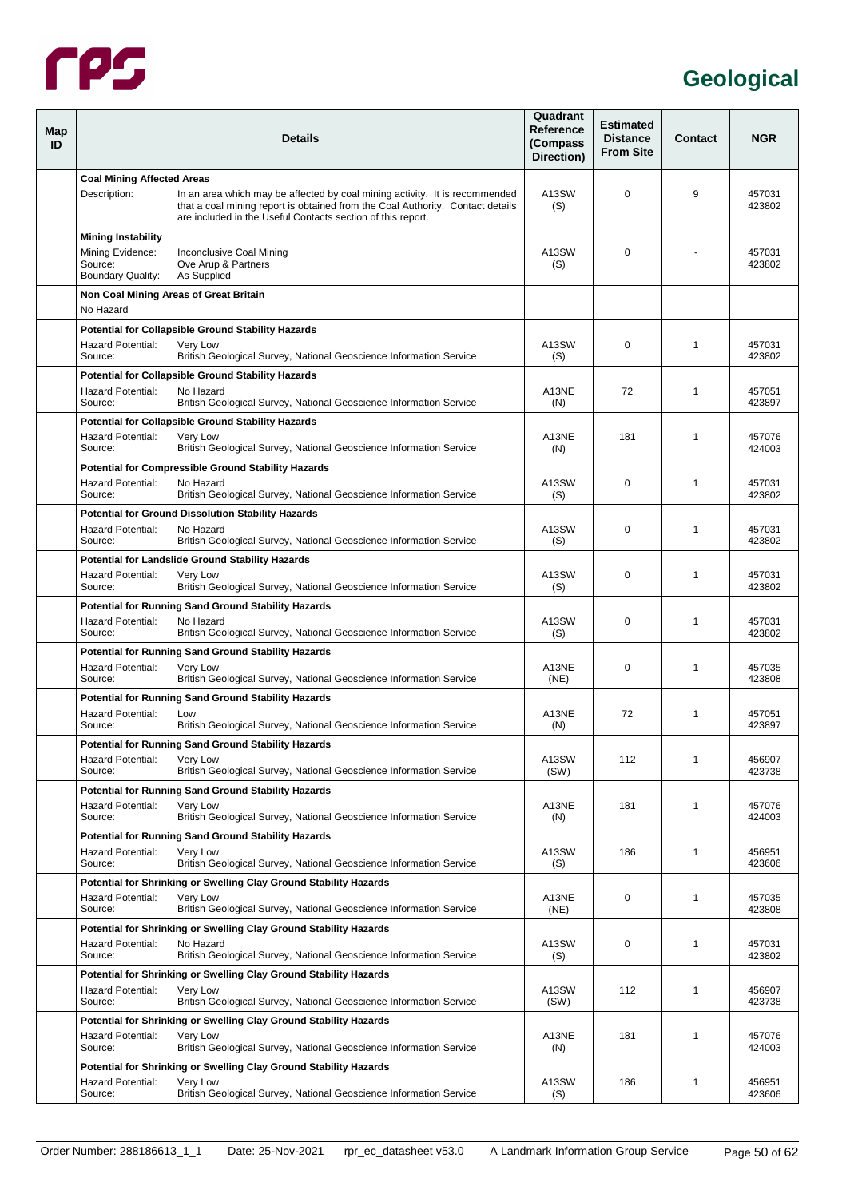# Geological

| Map ID | Details | Quadrant Reference (Compass Direction) | Estimated Distance From Site | Contact | NGR |
|---|---|---|---|---|---|
| | **Coal Mining Affected Areas**<br>Description: In an area which may be affected by coal mining activity. It is recommended that a coal mining report is obtained from the Coal Authority. Contact details are included in the Useful Contacts section of this report. | A13SW (S) | 0 | 9 | 457031 423802 |
| | **Mining Instability**<br>Mining Evidence: Inconclusive Coal Mining<br>Source: Ove Arup & Partners<br>Boundary Quality: As Supplied | A13SW (S) | 0 | - | 457031 423802 |
| | **Non Coal Mining Areas of Great Britain**<br>No Hazard | | | | |
| | **Potential for Collapsible Ground Stability Hazards**<br>Hazard Potential: Very Low<br>Source: British Geological Survey, National Geoscience Information Service | A13SW (S) | 0 | 1 | 457031 423802 |
| | **Potential for Collapsible Ground Stability Hazards**<br>Hazard Potential: No Hazard<br>Source: British Geological Survey, National Geoscience Information Service | A13NE (N) | 72 | 1 | 457051 423897 |
| | **Potential for Collapsible Ground Stability Hazards**<br>Hazard Potential: Very Low<br>Source: British Geological Survey, National Geoscience Information Service | A13NE (N) | 181 | 1 | 457076 424003 |
| | **Potential for Compressible Ground Stability Hazards**<br>Hazard Potential: No Hazard<br>Source: British Geological Survey, National Geoscience Information Service | A13SW (S) | 0 | 1 | 457031 423802 |
| | **Potential for Ground Dissolution Stability Hazards**<br>Hazard Potential: No Hazard<br>Source: British Geological Survey, National Geoscience Information Service | A13SW (S) | 0 | 1 | 457031 423802 |
| | **Potential for Landslide Ground Stability Hazards**<br>Hazard Potential: Very Low<br>Source: British Geological Survey, National Geoscience Information Service | A13SW (S) | 0 | 1 | 457031 423802 |
| | **Potential for Running Sand Ground Stability Hazards**<br>Hazard Potential: No Hazard<br>Source: British Geological Survey, National Geoscience Information Service | A13SW (S) | 0 | 1 | 457031 423802 |
| | **Potential for Running Sand Ground Stability Hazards**<br>Hazard Potential: Very Low<br>Source: British Geological Survey, National Geoscience Information Service | A13NE (NE) | 0 | 1 | 457035 423808 |
| | **Potential for Running Sand Ground Stability Hazards**<br>Hazard Potential: Low<br>Source: British Geological Survey, National Geoscience Information Service | A13NE (N) | 72 | 1 | 457051 423897 |
| | **Potential for Running Sand Ground Stability Hazards**<br>Hazard Potential: Very Low<br>Source: British Geological Survey, National Geoscience Information Service | A13SW (SW) | 112 | 1 | 456907 423738 |
| | **Potential for Running Sand Ground Stability Hazards**<br>Hazard Potential: Very Low<br>Source: British Geological Survey, National Geoscience Information Service | A13NE (N) | 181 | 1 | 457076 424003 |
| | **Potential for Running Sand Ground Stability Hazards**<br>Hazard Potential: Very Low<br>Source: British Geological Survey, National Geoscience Information Service | A13SW (S) | 186 | 1 | 456951 423606 |
| | **Potential for Shrinking or Swelling Clay Ground Stability Hazards**<br>Hazard Potential: Very Low<br>Source: British Geological Survey, National Geoscience Information Service | A13NE (NE) | 0 | 1 | 457035 423808 |
| | **Potential for Shrinking or Swelling Clay Ground Stability Hazards**<br>Hazard Potential: No Hazard<br>Source: British Geological Survey, National Geoscience Information Service | A13SW (S) | 0 | 1 | 457031 423802 |
| | **Potential for Shrinking or Swelling Clay Ground Stability Hazards**<br>Hazard Potential: Very Low<br>Source: British Geological Survey, National Geoscience Information Service | A13SW (SW) | 112 | 1 | 456907 423738 |
| | **Potential for Shrinking or Swelling Clay Ground Stability Hazards**<br>Hazard Potential: Very Low<br>Source: British Geological Survey, National Geoscience Information Service | A13NE (N) | 181 | 1 | 457076 424003 |
| | **Potential for Shrinking or Swelling Clay Ground Stability Hazards**<br>Hazard Potential: Very Low<br>Source: British Geological Survey, National Geoscience Information Service | A13SW (S) | 186 | 1 | 456951 423606 |

Order Number: 288186613_1_1 Date: 25-Nov-2021 rpr_ec_datasheet v53.0 A Landmark Information Group Service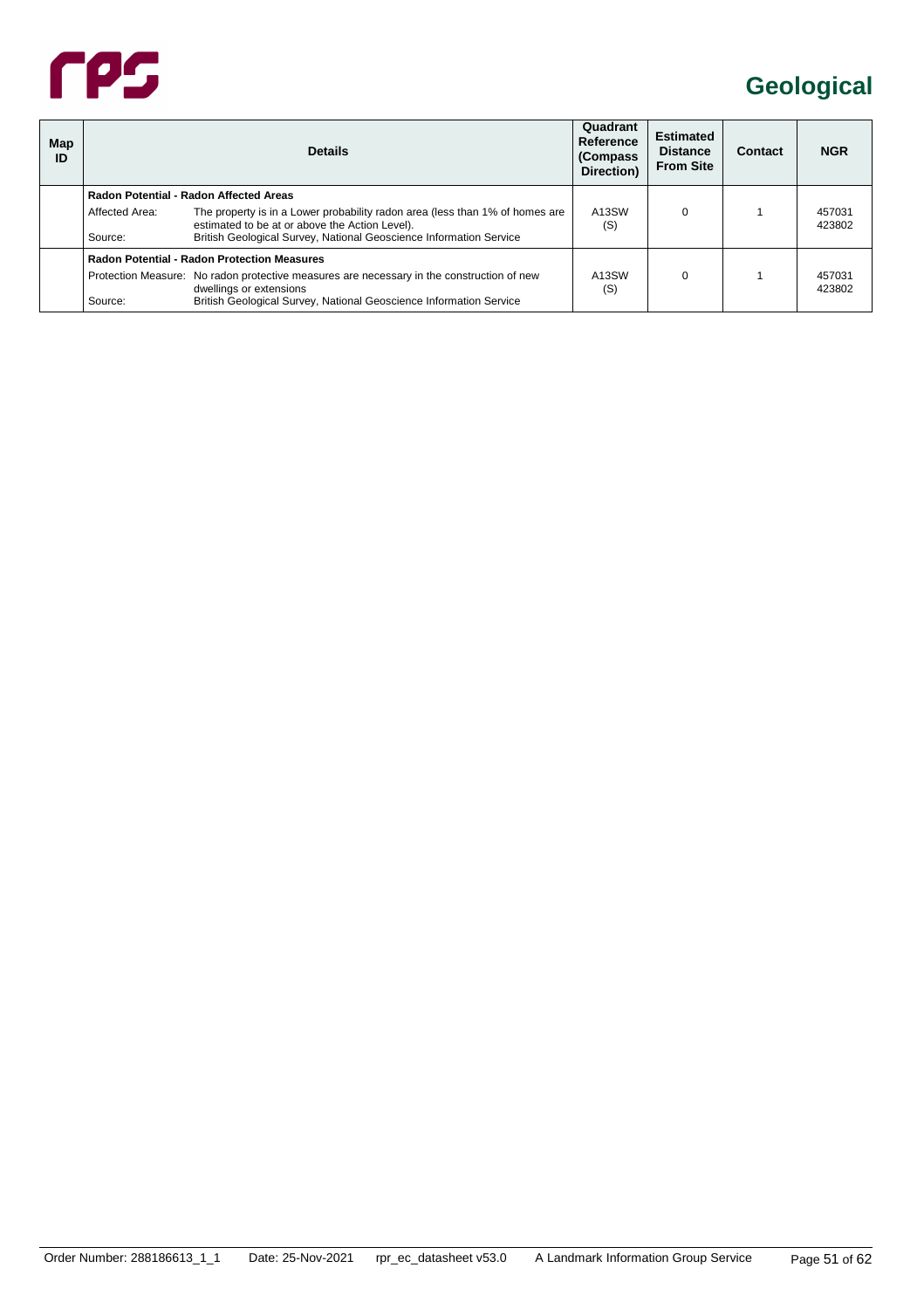# Geological

| Map ID | Details | Quadrant Reference (Compass Direction) | Estimated Distance From Site | Contact | NGR |
|---|---|---|---|---|---|
| | **Radon Potential - Radon Affected Areas**<br>Affected Area: The property is in a Lower probability radon area (less than 1% of homes are estimated to be at or above the Action Level).<br>Source: British Geological Survey, National Geoscience Information Service | A13SW (S) | 0 | 1 | 457031 423802 |
| | **Radon Potential - Radon Protection Measures**<br>Protection Measure: No radon protective measures are necessary in the construction of new dwellings or extensions<br>Source: British Geological Survey, National Geoscience Information Service | A13SW (S) | 0 | 1 | 457031 423802 |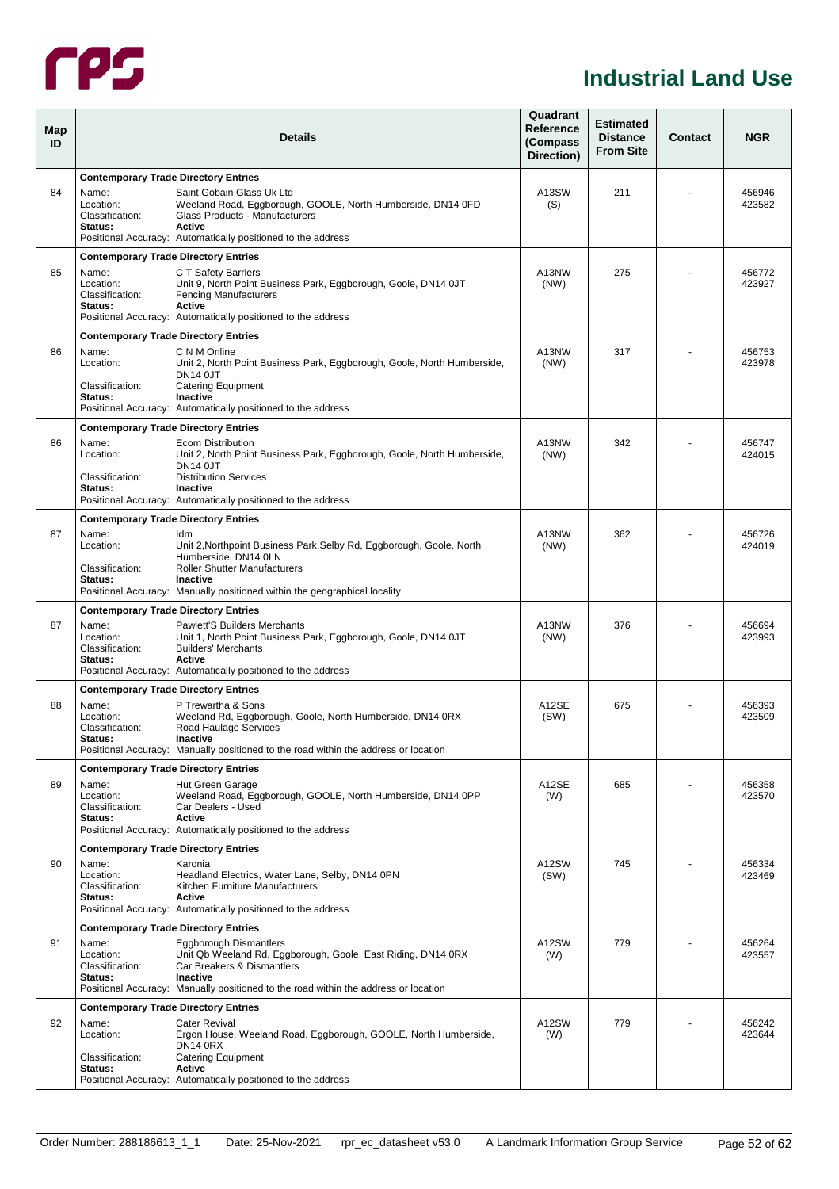# Industrial Land Use

| Map ID | Details | Quadrant Reference (Compass Direction) | Estimated Distance From Site | Contact | NGR |
|---|---|---|---|---|---|
| 84 | **Contemporary Trade Directory Entries**<br>Name: Saint Gobain Glass Uk Ltd<br>Location: Weeland Road, Eggborough, GOOLE, North Humberside, DN14 0FD<br>Classification: Glass Products - Manufacturers<br>**Status:** **Active**<br>Positional Accuracy: Automatically positioned to the address | A13SW (S) | 211 | - | 456946 423582 |
| 85 | **Contemporary Trade Directory Entries**<br>Name: C T Safety Barriers<br>Location: Unit 9, North Point Business Park, Eggborough, Goole, DN14 0JT<br>Classification: Fencing Manufacturers<br>**Status:** **Active**<br>Positional Accuracy: Automatically positioned to the address | A13NW (NW) | 275 | - | 456772 423927 |
| 86 | **Contemporary Trade Directory Entries**<br>Name: C N M Online<br>Location: Unit 2, North Point Business Park, Eggborough, Goole, North Humberside, DN14 0JT<br>Classification: Catering Equipment<br>**Status:** **Inactive**<br>Positional Accuracy: Automatically positioned to the address | A13NW (NW) | 317 | - | 456753 423978 |
| 86 | **Contemporary Trade Directory Entries**<br>Name: Ecom Distribution<br>Location: Unit 2, North Point Business Park, Eggborough, Goole, North Humberside, DN14 0JT<br>Classification: Distribution Services<br>**Status:** **Inactive**<br>Positional Accuracy: Automatically positioned to the address | A13NW (NW) | 342 | - | 456747 424015 |
| 87 | **Contemporary Trade Directory Entries**<br>Name: Idm<br>Location: Unit 2,Northpoint Business Park,Selby Rd, Eggborough, Goole, North Humberside, DN14 0LN<br>Classification: Roller Shutter Manufacturers<br>**Status:** **Inactive**<br>Positional Accuracy: Manually positioned within the geographical locality | A13NW (NW) | 362 | - | 456726 424019 |
| 87 | **Contemporary Trade Directory Entries**<br>Name: Pawlett'S Builders Merchants<br>Location: Unit 1, North Point Business Park, Eggborough, Goole, DN14 0JT<br>Classification: Builders' Merchants<br>**Status:** **Active**<br>Positional Accuracy: Automatically positioned to the address | A13NW (NW) | 376 | - | 456694 423993 |
| 88 | **Contemporary Trade Directory Entries**<br>Name: P Trewartha & Sons<br>Location: Weeland Rd, Eggborough, Goole, North Humberside, DN14 0RX<br>Classification: Road Haulage Services<br>**Status:** **Inactive**<br>Positional Accuracy: Manually positioned to the road within the address or location | A12SE (SW) | 675 | - | 456393 423509 |
| 89 | **Contemporary Trade Directory Entries**<br>Name: Hut Green Garage<br>Location: Weeland Road, Eggborough, GOOLE, North Humberside, DN14 0PP<br>Classification: Car Dealers - Used<br>**Status:** **Active**<br>Positional Accuracy: Automatically positioned to the address | A12SE (W) | 685 | - | 456358 423570 |
| 90 | **Contemporary Trade Directory Entries**<br>Name: Karonia<br>Location: Headland Electrics, Water Lane, Selby, DN14 0PN<br>Classification: Kitchen Furniture Manufacturers<br>**Status:** **Active**<br>Positional Accuracy: Automatically positioned to the address | A12SW (SW) | 745 | - | 456334 423469 |
| 91 | **Contemporary Trade Directory Entries**<br>Name: Eggborough Dismantlers<br>Location: Unit Qb Weeland Rd, Eggborough, Goole, East Riding, DN14 0RX<br>Classification: Car Breakers & Dismantlers<br>**Status:** **Inactive**<br>Positional Accuracy: Manually positioned to the road within the address or location | A12SW (W) | 779 | - | 456264 423557 |
| 92 | **Contemporary Trade Directory Entries**<br>Name: Cater Revival<br>Location: Ergon House, Weeland Road, Eggborough, GOOLE, North Humberside, DN14 0RX<br>Classification: Catering Equipment<br>**Status:** **Active**<br>Positional Accuracy: Automatically positioned to the address | A12SW (W) | 779 | - | 456242 423644 |

Order Number: 288186613_1_1 Date: 25-Nov-2021 rpr_ec_datasheet v53.0 A Landmark Information Group Service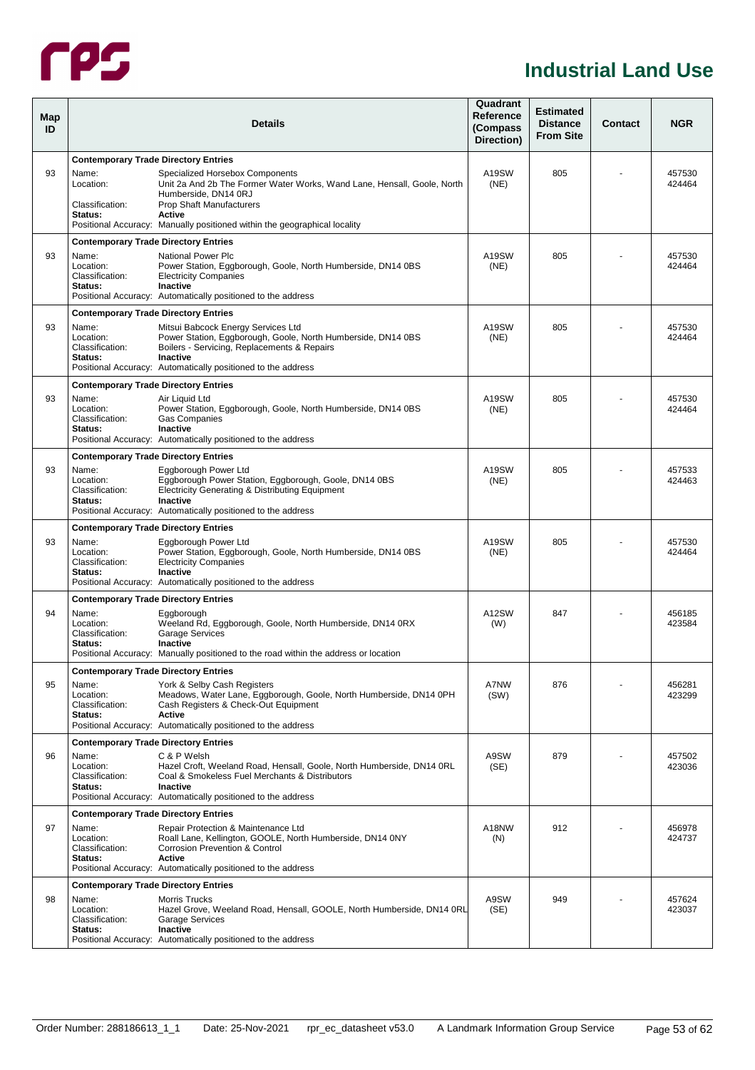# Industrial Land Use

| Map ID | Details | Quadrant Reference (Compass Direction) | Estimated Distance From Site | Contact | NGR |
|---|---|---|---|---|---|
| 93 | **Contemporary Trade Directory Entries**<br>Name: Specialized Horsebox Components<br>Location: Unit 2a And 2b The Former Water Works, Wand Lane, Hensall, Goole, North Humberside, DN14 0RJ<br>Classification: Prop Shaft Manufacturers<br>**Status: Active**<br>Positional Accuracy: Manually positioned within the geographical locality | A19SW (NE) | 805 | - | 457530 424464 |
| 93 | **Contemporary Trade Directory Entries**<br>Name: National Power Plc<br>Location: Power Station, Eggborough, Goole, North Humberside, DN14 0BS<br>Classification: Electricity Companies<br>**Status: Inactive**<br>Positional Accuracy: Automatically positioned to the address | A19SW (NE) | 805 | - | 457530 424464 |
| 93 | **Contemporary Trade Directory Entries**<br>Name: Mitsui Babcock Energy Services Ltd<br>Location: Power Station, Eggborough, Goole, North Humberside, DN14 0BS<br>Classification: Boilers - Servicing, Replacements & Repairs<br>**Status: Inactive**<br>Positional Accuracy: Automatically positioned to the address | A19SW (NE) | 805 | - | 457530 424464 |
| 93 | **Contemporary Trade Directory Entries**<br>Name: Air Liquid Ltd<br>Location: Power Station, Eggborough, Goole, North Humberside, DN14 0BS<br>Classification: Gas Companies<br>**Status: Inactive**<br>Positional Accuracy: Automatically positioned to the address | A19SW (NE) | 805 | - | 457530 424464 |
| 93 | **Contemporary Trade Directory Entries**<br>Name: Eggborough Power Ltd<br>Location: Eggborough Power Station, Eggborough, Goole, DN14 0BS<br>Classification: Electricity Generating & Distributing Equipment<br>**Status: Inactive**<br>Positional Accuracy: Automatically positioned to the address | A19SW (NE) | 805 | - | 457533 424463 |
| 93 | **Contemporary Trade Directory Entries**<br>Name: Eggborough Power Ltd<br>Location: Power Station, Eggborough, Goole, North Humberside, DN14 0BS<br>Classification: Electricity Companies<br>**Status: Inactive**<br>Positional Accuracy: Automatically positioned to the address | A19SW (NE) | 805 | - | 457530 424464 |
| 94 | **Contemporary Trade Directory Entries**<br>Name: Eggborough<br>Location: Weeland Rd, Eggborough, Goole, North Humberside, DN14 0RX<br>Classification: Garage Services<br>**Status: Inactive**<br>Positional Accuracy: Manually positioned to the road within the address or location | A12SW (W) | 847 | - | 456185 423584 |
| 95 | **Contemporary Trade Directory Entries**<br>Name: York & Selby Cash Registers<br>Location: Meadows, Water Lane, Eggborough, Goole, North Humberside, DN14 0PH<br>Classification: Cash Registers & Check-Out Equipment<br>**Status: Active**<br>Positional Accuracy: Automatically positioned to the address | A7NW (SW) | 876 | - | 456281 423299 |
| 96 | **Contemporary Trade Directory Entries**<br>Name: C & P Welsh<br>Location: Hazel Croft, Weeland Road, Hensall, Goole, North Humberside, DN14 0RL<br>Classification: Coal & Smokeless Fuel Merchants & Distributors<br>**Status: Inactive**<br>Positional Accuracy: Automatically positioned to the address | A9SW (SE) | 879 | - | 457502 423036 |
| 97 | **Contemporary Trade Directory Entries**<br>Name: Repair Protection & Maintenance Ltd<br>Location: Roall Lane, Kellington, GOOLE, North Humberside, DN14 0NY<br>Classification: Corrosion Prevention & Control<br>**Status: Active**<br>Positional Accuracy: Automatically positioned to the address | A18NW (N) | 912 | - | 456978 424737 |
| 98 | **Contemporary Trade Directory Entries**<br>Name: Morris Trucks<br>Location: Hazel Grove, Weeland Road, Hensall, GOOLE, North Humberside, DN14 0RL<br>Classification: Garage Services<br>**Status: Inactive**<br>Positional Accuracy: Automatically positioned to the address | A9SW (SE) | 949 | - | 457624 423037 |

Order Number: 288186613_1_1 Date: 25-Nov-2021 rpr_ec_datasheet v53.0 A Landmark Information Group Service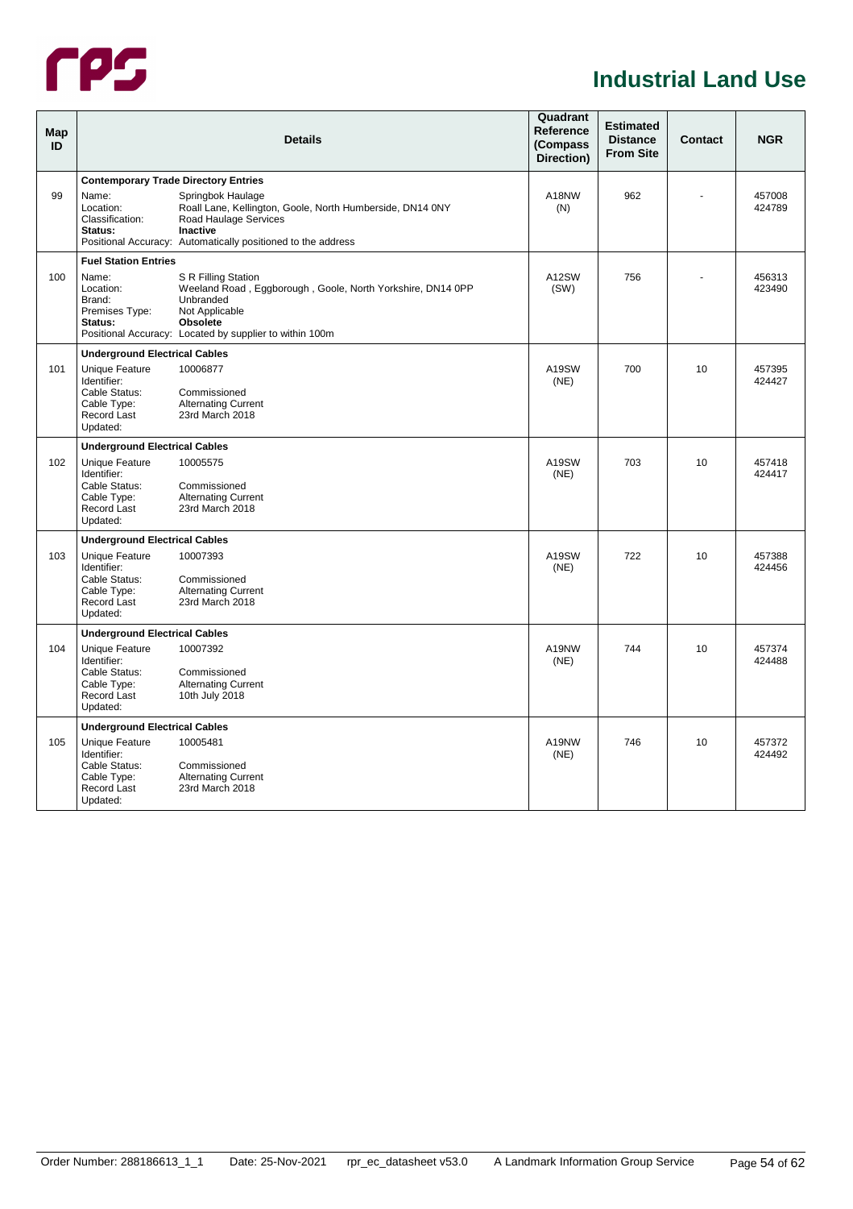# Industrial Land Use

| Map ID | Details | Quadrant Reference (Compass Direction) | Estimated Distance From Site | Contact | NGR |
|---|---|---|---|---|---|
| 99 | **Contemporary Trade Directory Entries**<br>Name: Springbok Haulage<br>Location: Roall Lane, Kellington, Goole, North Humberside, DN14 0NY<br>Classification: Road Haulage Services<br>**Status: Inactive**<br>Positional Accuracy: Automatically positioned to the address | A18NW (N) | 962 | - | 457008 424789 |
| 100 | **Fuel Station Entries**<br>Name: S R Filling Station<br>Location: Weeland Road , Eggborough , Goole, North Yorkshire, DN14 0PP<br>Brand: Unbranded<br>Premises Type: Not Applicable<br>**Status: Obsolete**<br>Positional Accuracy: Located by supplier to within 100m | A12SW (SW) | 756 | - | 456313 423490 |
| 101 | **Underground Electrical Cables**<br>Unique Feature Identifier: 10006877<br>Cable Status: Commissioned<br>Cable Type: Alternating Current<br>Record Last Updated: 23rd March 2018 | A19SW (NE) | 700 | 10 | 457395 424427 |
| 102 | **Underground Electrical Cables**<br>Unique Feature Identifier: 10005575<br>Cable Status: Commissioned<br>Cable Type: Alternating Current<br>Record Last Updated: 23rd March 2018 | A19SW (NE) | 703 | 10 | 457418 424417 |
| 103 | **Underground Electrical Cables**<br>Unique Feature Identifier: 10007393<br>Cable Status: Commissioned<br>Cable Type: Alternating Current<br>Record Last Updated: 23rd March 2018 | A19SW (NE) | 722 | 10 | 457388 424456 |
| 104 | **Underground Electrical Cables**<br>Unique Feature Identifier: 10007392<br>Cable Status: Commissioned<br>Cable Type: Alternating Current<br>Record Last Updated: 10th July 2018 | A19NW (NE) | 744 | 10 | 457374 424488 |
| 105 | **Underground Electrical Cables**<br>Unique Feature Identifier: 10005481<br>Cable Status: Commissioned<br>Cable Type: Alternating Current<br>Record Last Updated: 23rd March 2018 | A19NW (NE) | 746 | 10 | 457372 424492 |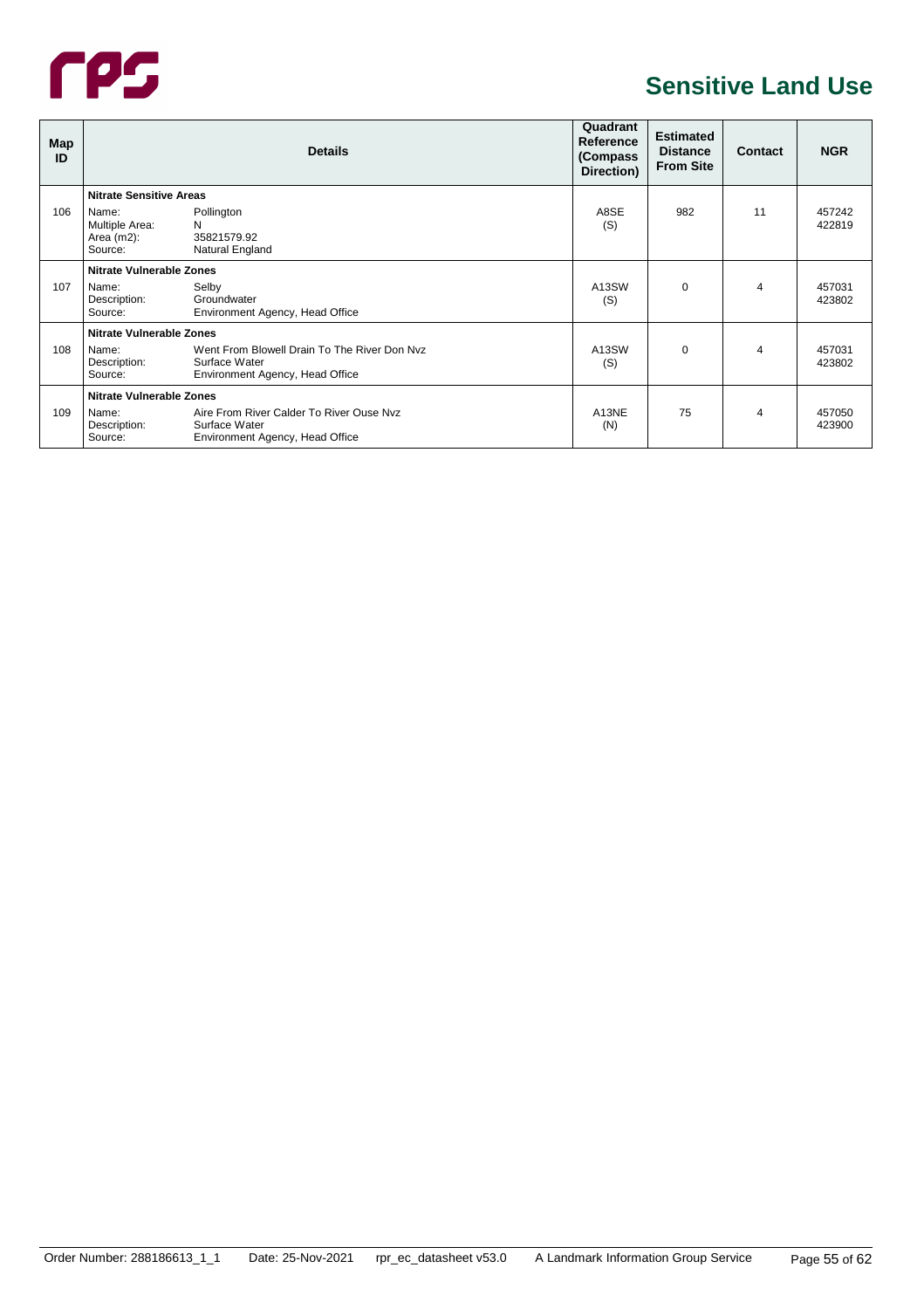# Sensitive Land Use

| Map ID | Details | | Quadrant Reference (Compass Direction) | Estimated Distance From Site | Contact | NGR |
|---|---|---|---|---|---|---|
| | **Nitrate Sensitive Areas** | | | | | |
| 106 | Name:<br>Multiple Area:<br>Area (m2):<br>Source: | Pollington<br>N<br>35821579.92<br>Natural England | A8SE<br>(S) | 982 | 11 | 457242<br>422819 |
| | **Nitrate Vulnerable Zones** | | | | | |
| 107 | Name:<br>Description:<br>Source: | Selby<br>Groundwater<br>Environment Agency, Head Office | A13SW<br>(S) | 0 | 4 | 457031<br>423802 |
| | **Nitrate Vulnerable Zones** | | | | | |
| 108 | Name:<br>Description:<br>Source: | Went From Blowell Drain To The River Don Nvz<br>Surface Water<br>Environment Agency, Head Office | A13SW<br>(S) | 0 | 4 | 457031<br>423802 |
| | **Nitrate Vulnerable Zones** | | | | | |
| 109 | Name:<br>Description:<br>Source: | Aire From River Calder To River Ouse Nvz<br>Surface Water<br>Environment Agency, Head Office | A13NE<br>(N) | 75 | 4 | 457050<br>423900 |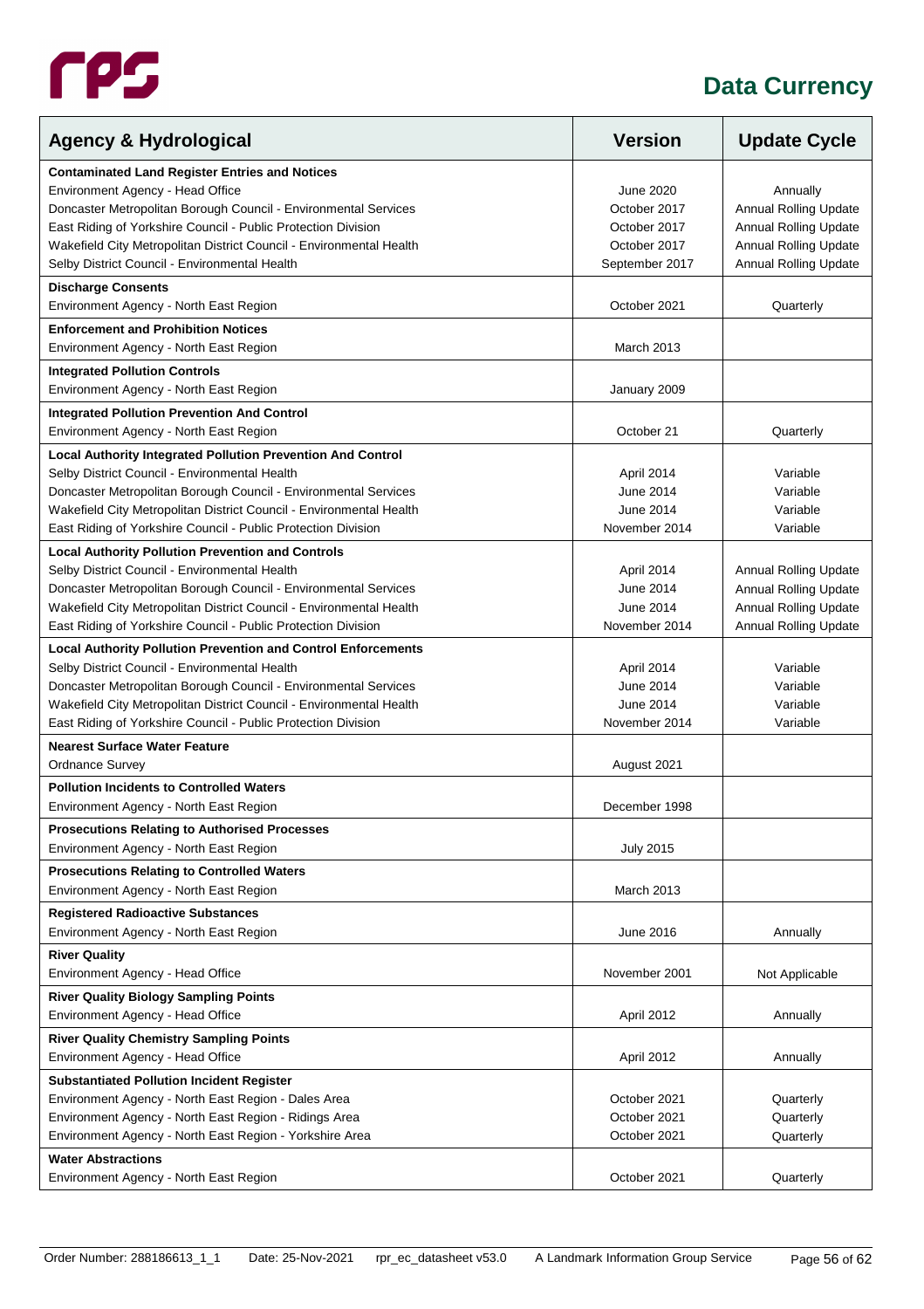# Data Currency

| Agency & Hydrological | Version | Update Cycle |
|---|---|---|
| **Contaminated Land Register Entries and Notices** | | |
| Environment Agency - Head Office | June 2020 | Annually |
| Doncaster Metropolitan Borough Council - Environmental Services | October 2017 | Annual Rolling Update |
| East Riding of Yorkshire Council - Public Protection Division | October 2017 | Annual Rolling Update |
| Wakefield City Metropolitan District Council - Environmental Health | October 2017 | Annual Rolling Update |
| Selby District Council - Environmental Health | September 2017 | Annual Rolling Update |
| **Discharge Consents** | | |
| Environment Agency - North East Region | October 2021 | Quarterly |
| **Enforcement and Prohibition Notices** | | |
| Environment Agency - North East Region | March 2013 | |
| **Integrated Pollution Controls** | | |
| Environment Agency - North East Region | January 2009 | |
| **Integrated Pollution Prevention And Control** | | |
| Environment Agency - North East Region | October 21 | Quarterly |
| **Local Authority Integrated Pollution Prevention And Control** | | |
| Selby District Council - Environmental Health | April 2014 | Variable |
| Doncaster Metropolitan Borough Council - Environmental Services | June 2014 | Variable |
| Wakefield City Metropolitan District Council - Environmental Health | June 2014 | Variable |
| East Riding of Yorkshire Council - Public Protection Division | November 2014 | Variable |
| **Local Authority Pollution Prevention and Controls** | | |
| Selby District Council - Environmental Health | April 2014 | Annual Rolling Update |
| Doncaster Metropolitan Borough Council - Environmental Services | June 2014 | Annual Rolling Update |
| Wakefield City Metropolitan District Council - Environmental Health | June 2014 | Annual Rolling Update |
| East Riding of Yorkshire Council - Public Protection Division | November 2014 | Annual Rolling Update |
| **Local Authority Pollution Prevention and Control Enforcements** | | |
| Selby District Council - Environmental Health | April 2014 | Variable |
| Doncaster Metropolitan Borough Council - Environmental Services | June 2014 | Variable |
| Wakefield City Metropolitan District Council - Environmental Health | June 2014 | Variable |
| East Riding of Yorkshire Council - Public Protection Division | November 2014 | Variable |
| **Nearest Surface Water Feature** | | |
| Ordnance Survey | August 2021 | |
| **Pollution Incidents to Controlled Waters** | | |
| Environment Agency - North East Region | December 1998 | |
| **Prosecutions Relating to Authorised Processes** | | |
| Environment Agency - North East Region | July 2015 | |
| **Prosecutions Relating to Controlled Waters** | | |
| Environment Agency - North East Region | March 2013 | |
| **Registered Radioactive Substances** | | |
| Environment Agency - North East Region | June 2016 | Annually |
| **River Quality** | | |
| Environment Agency - Head Office | November 2001 | Not Applicable |
| **River Quality Biology Sampling Points** | | |
| Environment Agency - Head Office | April 2012 | Annually |
| **River Quality Chemistry Sampling Points** | | |
| Environment Agency - Head Office | April 2012 | Annually |
| **Substantiated Pollution Incident Register** | | |
| Environment Agency - North East Region - Dales Area | October 2021 | Quarterly |
| Environment Agency - North East Region - Ridings Area | October 2021 | Quarterly |
| Environment Agency - North East Region - Yorkshire Area | October 2021 | Quarterly |
| **Water Abstractions** | | |
| Environment Agency - North East Region | October 2021 | Quarterly |

Order Number: 288186613_1_1 Date: 25-Nov-2021 rpr_ec_datasheet v53.0 A Landmark Information Group Service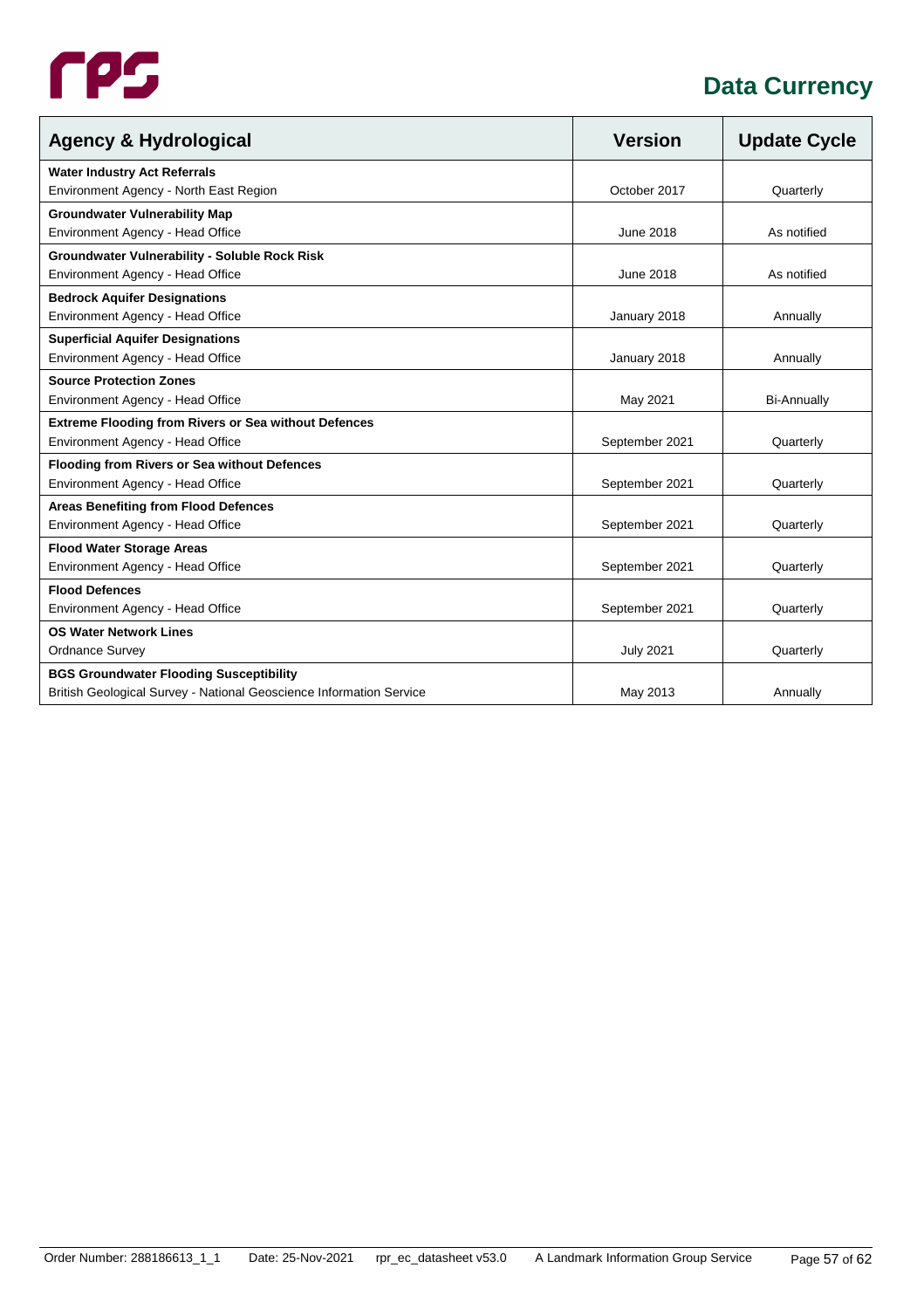# Data Currency

| Agency & Hydrological | Version | Update Cycle |
|---|---|---|
| **Water Industry Act Referrals**<br>Environment Agency - North East Region | October 2017 | Quarterly |
| **Groundwater Vulnerability Map**<br>Environment Agency - Head Office | June 2018 | As notified |
| **Groundwater Vulnerability - Soluble Rock Risk**<br>Environment Agency - Head Office | June 2018 | As notified |
| **Bedrock Aquifer Designations**<br>Environment Agency - Head Office | January 2018 | Annually |
| **Superficial Aquifer Designations**<br>Environment Agency - Head Office | January 2018 | Annually |
| **Source Protection Zones**<br>Environment Agency - Head Office | May 2021 | Bi-Annually |
| **Extreme Flooding from Rivers or Sea without Defences**<br>Environment Agency - Head Office | September 2021 | Quarterly |
| **Flooding from Rivers or Sea without Defences**<br>Environment Agency - Head Office | September 2021 | Quarterly |
| **Areas Benefiting from Flood Defences**<br>Environment Agency - Head Office | September 2021 | Quarterly |
| **Flood Water Storage Areas**<br>Environment Agency - Head Office | September 2021 | Quarterly |
| **Flood Defences**<br>Environment Agency - Head Office | September 2021 | Quarterly |
| **OS Water Network Lines**<br>Ordnance Survey | July 2021 | Quarterly |
| **BGS Groundwater Flooding Susceptibility**<br>British Geological Survey - National Geoscience Information Service | May 2013 | Annually |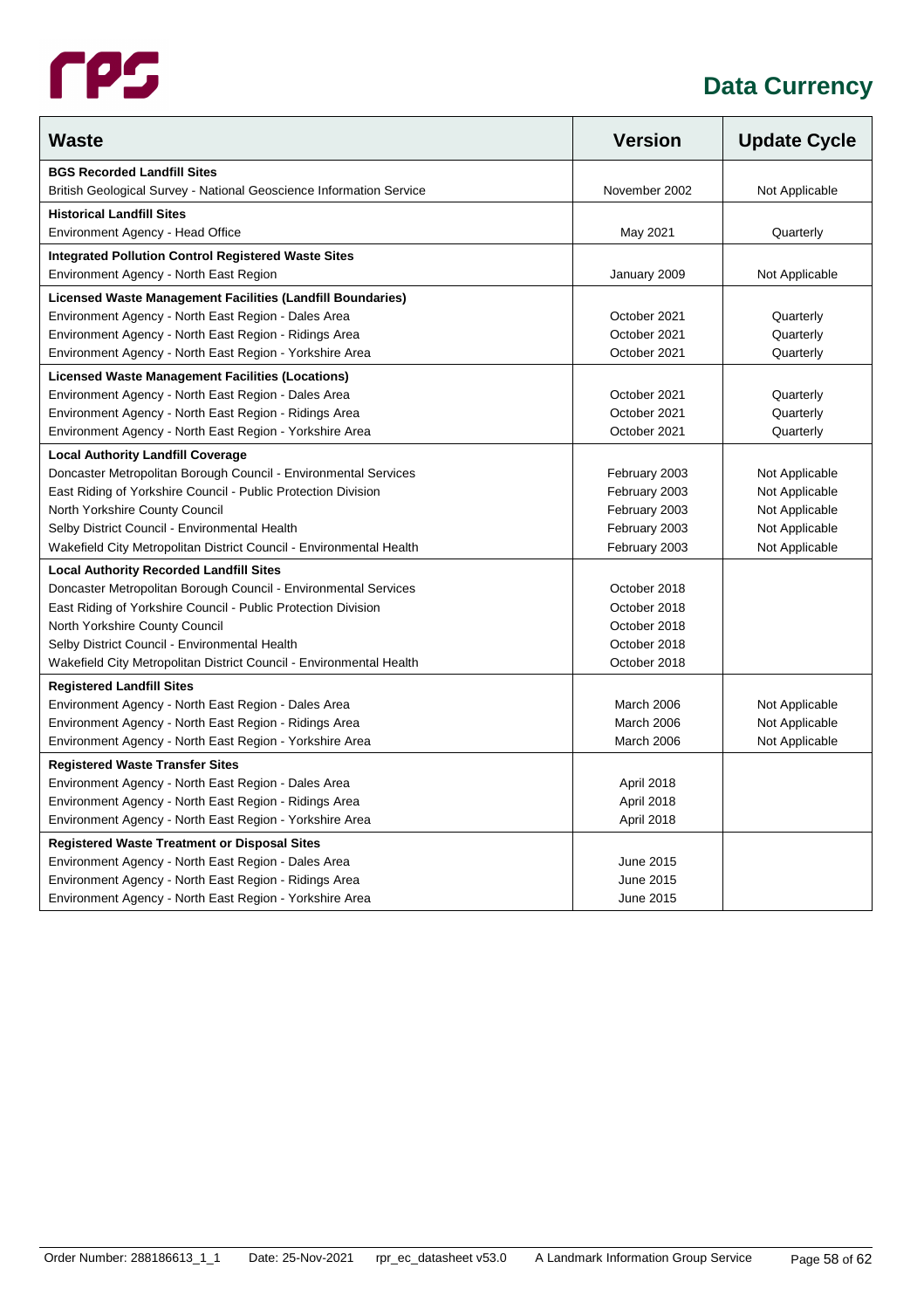# Data Currency

| Waste | Version | Update Cycle |
|---|---|---|
| **BGS Recorded Landfill Sites** | | |
| British Geological Survey - National Geoscience Information Service | November 2002 | Not Applicable |
| **Historical Landfill Sites** | | |
| Environment Agency - Head Office | May 2021 | Quarterly |
| **Integrated Pollution Control Registered Waste Sites** | | |
| Environment Agency - North East Region | January 2009 | Not Applicable |
| **Licensed Waste Management Facilities (Landfill Boundaries)** | | |
| Environment Agency - North East Region - Dales Area | October 2021 | Quarterly |
| Environment Agency - North East Region - Ridings Area | October 2021 | Quarterly |
| Environment Agency - North East Region - Yorkshire Area | October 2021 | Quarterly |
| **Licensed Waste Management Facilities (Locations)** | | |
| Environment Agency - North East Region - Dales Area | October 2021 | Quarterly |
| Environment Agency - North East Region - Ridings Area | October 2021 | Quarterly |
| Environment Agency - North East Region - Yorkshire Area | October 2021 | Quarterly |
| **Local Authority Landfill Coverage** | | |
| Doncaster Metropolitan Borough Council - Environmental Services | February 2003 | Not Applicable |
| East Riding of Yorkshire Council - Public Protection Division | February 2003 | Not Applicable |
| North Yorkshire County Council | February 2003 | Not Applicable |
| Selby District Council - Environmental Health | February 2003 | Not Applicable |
| Wakefield City Metropolitan District Council - Environmental Health | February 2003 | Not Applicable |
| **Local Authority Recorded Landfill Sites** | | |
| Doncaster Metropolitan Borough Council - Environmental Services | October 2018 | |
| East Riding of Yorkshire Council - Public Protection Division | October 2018 | |
| North Yorkshire County Council | October 2018 | |
| Selby District Council - Environmental Health | October 2018 | |
| Wakefield City Metropolitan District Council - Environmental Health | October 2018 | |
| **Registered Landfill Sites** | | |
| Environment Agency - North East Region - Dales Area | March 2006 | Not Applicable |
| Environment Agency - North East Region - Ridings Area | March 2006 | Not Applicable |
| Environment Agency - North East Region - Yorkshire Area | March 2006 | Not Applicable |
| **Registered Waste Transfer Sites** | | |
| Environment Agency - North East Region - Dales Area | April 2018 | |
| Environment Agency - North East Region - Ridings Area | April 2018 | |
| Environment Agency - North East Region - Yorkshire Area | April 2018 | |
| **Registered Waste Treatment or Disposal Sites** | | |
| Environment Agency - North East Region - Dales Area | June 2015 | |
| Environment Agency - North East Region - Ridings Area | June 2015 | |
| Environment Agency - North East Region - Yorkshire Area | June 2015 | |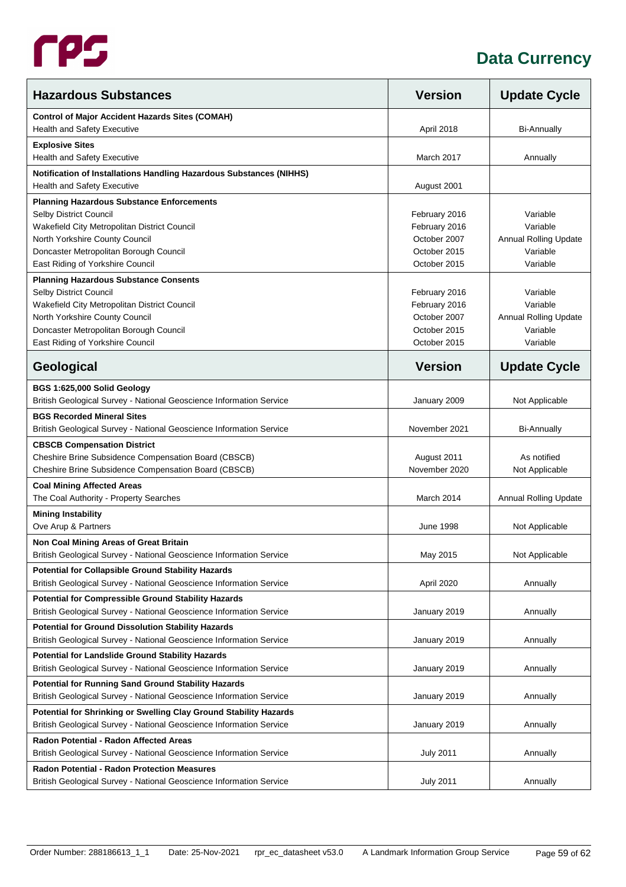# Data Currency

| Hazardous Substances | Version | Update Cycle |
|---|---|---|
| **Control of Major Accident Hazards Sites (COMAH)** | | |
| Health and Safety Executive | April 2018 | Bi-Annually |
| **Explosive Sites** | | |
| Health and Safety Executive | March 2017 | Annually |
| **Notification of Installations Handling Hazardous Substances (NIHHS)** | | |
| Health and Safety Executive | August 2001 | |
| **Planning Hazardous Substance Enforcements** | | |
| Selby District Council | February 2016 | Variable |
| Wakefield City Metropolitan District Council | February 2016 | Variable |
| North Yorkshire County Council | October 2007 | Annual Rolling Update |
| Doncaster Metropolitan Borough Council | October 2015 | Variable |
| East Riding of Yorkshire Council | October 2015 | Variable |
| **Planning Hazardous Substance Consents** | | |
| Selby District Council | February 2016 | Variable |
| Wakefield City Metropolitan District Council | February 2016 | Variable |
| North Yorkshire County Council | October 2007 | Annual Rolling Update |
| Doncaster Metropolitan Borough Council | October 2015 | Variable |
| East Riding of Yorkshire Council | October 2015 | Variable |

| Geological | Version | Update Cycle |
|---|---|---|
| **BGS 1:625,000 Solid Geology** | | |
| British Geological Survey - National Geoscience Information Service | January 2009 | Not Applicable |
| **BGS Recorded Mineral Sites** | | |
| British Geological Survey - National Geoscience Information Service | November 2021 | Bi-Annually |
| **CBSCB Compensation District** | | |
| Cheshire Brine Subsidence Compensation Board (CBSCB) | August 2011 | As notified |
| Cheshire Brine Subsidence Compensation Board (CBSCB) | November 2020 | Not Applicable |
| **Coal Mining Affected Areas** | | |
| The Coal Authority - Property Searches | March 2014 | Annual Rolling Update |
| **Mining Instability** | | |
| Ove Arup & Partners | June 1998 | Not Applicable |
| **Non Coal Mining Areas of Great Britain** | | |
| British Geological Survey - National Geoscience Information Service | May 2015 | Not Applicable |
| **Potential for Collapsible Ground Stability Hazards** | | |
| British Geological Survey - National Geoscience Information Service | April 2020 | Annually |
| **Potential for Compressible Ground Stability Hazards** | | |
| British Geological Survey - National Geoscience Information Service | January 2019 | Annually |
| **Potential for Ground Dissolution Stability Hazards** | | |
| British Geological Survey - National Geoscience Information Service | January 2019 | Annually |
| **Potential for Landslide Ground Stability Hazards** | | |
| British Geological Survey - National Geoscience Information Service | January 2019 | Annually |
| **Potential for Running Sand Ground Stability Hazards** | | |
| British Geological Survey - National Geoscience Information Service | January 2019 | Annually |
| **Potential for Shrinking or Swelling Clay Ground Stability Hazards** | | |
| British Geological Survey - National Geoscience Information Service | January 2019 | Annually |
| **Radon Potential - Radon Affected Areas** | | |
| British Geological Survey - National Geoscience Information Service | July 2011 | Annually |
| **Radon Potential - Radon Protection Measures** | | |
| British Geological Survey - National Geoscience Information Service | July 2011 | Annually |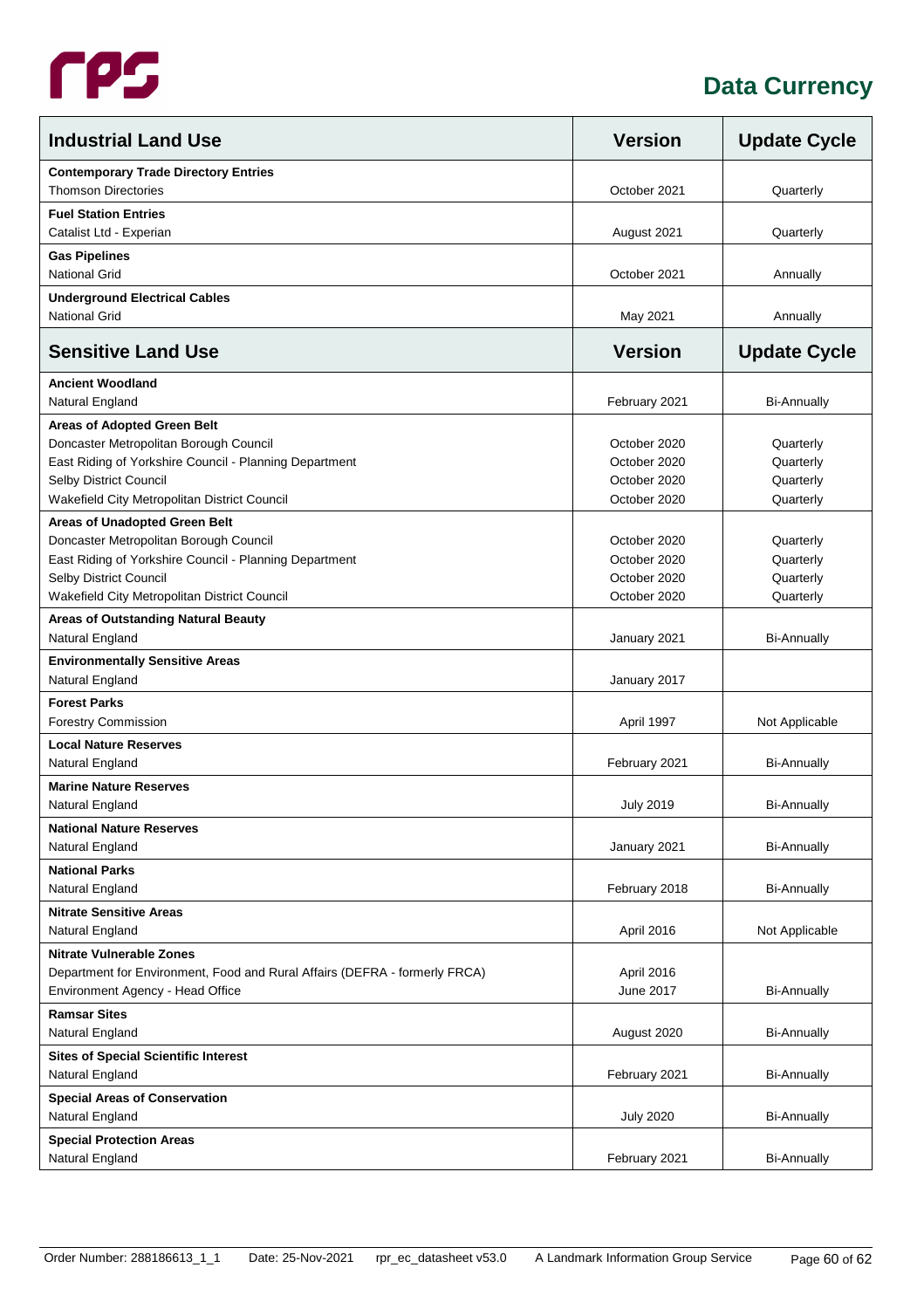# Data Currency

| Industrial Land Use | Version | Update Cycle |
|---|---|---|
| **Contemporary Trade Directory Entries** | | |
| Thomson Directories | October 2021 | Quarterly |
| **Fuel Station Entries** | | |
| Catalist Ltd - Experian | August 2021 | Quarterly |
| **Gas Pipelines** | | |
| National Grid | October 2021 | Annually |
| **Underground Electrical Cables** | | |
| National Grid | May 2021 | Annually |

| Sensitive Land Use | Version | Update Cycle |
|---|---|---|
| **Ancient Woodland** | | |
| Natural England | February 2021 | Bi-Annually |
| **Areas of Adopted Green Belt** | | |
| Doncaster Metropolitan Borough Council | October 2020 | Quarterly |
| East Riding of Yorkshire Council - Planning Department | October 2020 | Quarterly |
| Selby District Council | October 2020 | Quarterly |
| Wakefield City Metropolitan District Council | October 2020 | Quarterly |
| **Areas of Unadopted Green Belt** | | |
| Doncaster Metropolitan Borough Council | October 2020 | Quarterly |
| East Riding of Yorkshire Council - Planning Department | October 2020 | Quarterly |
| Selby District Council | October 2020 | Quarterly |
| Wakefield City Metropolitan District Council | October 2020 | Quarterly |
| **Areas of Outstanding Natural Beauty** | | |
| Natural England | January 2021 | Bi-Annually |
| **Environmentally Sensitive Areas** | | |
| Natural England | January 2017 | |
| **Forest Parks** | | |
| Forestry Commission | April 1997 | Not Applicable |
| **Local Nature Reserves** | | |
| Natural England | February 2021 | Bi-Annually |
| **Marine Nature Reserves** | | |
| Natural England | July 2019 | Bi-Annually |
| **National Nature Reserves** | | |
| Natural England | January 2021 | Bi-Annually |
| **National Parks** | | |
| Natural England | February 2018 | Bi-Annually |
| **Nitrate Sensitive Areas** | | |
| Natural England | April 2016 | Not Applicable |
| **Nitrate Vulnerable Zones** | | |
| Department for Environment, Food and Rural Affairs (DEFRA - formerly FRCA) | April 2016 | |
| Environment Agency - Head Office | June 2017 | Bi-Annually |
| **Ramsar Sites** | | |
| Natural England | August 2020 | Bi-Annually |
| **Sites of Special Scientific Interest** | | |
| Natural England | February 2021 | Bi-Annually |
| **Special Areas of Conservation** | | |
| Natural England | July 2020 | Bi-Annually |
| **Special Protection Areas** | | |
| Natural England | February 2021 | Bi-Annually |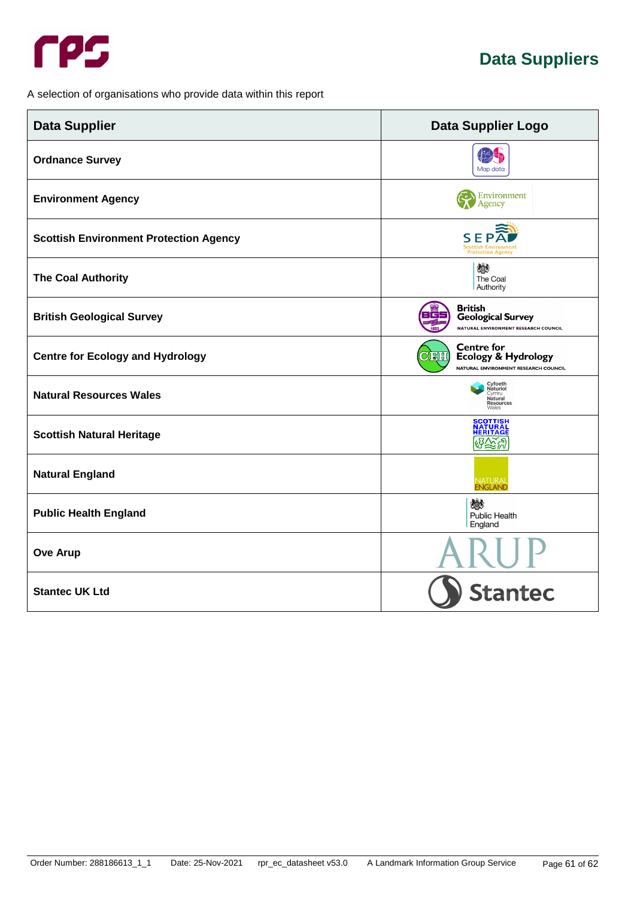# Data Suppliers

A selection of organisations who provide data within this report

| Data Supplier | Data Supplier Logo |
|---|---|
| **Ordnance Survey** | Map data |
| **Environment Agency** | Environment Agency |
| **Scottish Environment Protection Agency** | SEPA Scottish Environment Protection Agency |
| **The Coal Authority** | The Coal Authority |
| **British Geological Survey** | British Geological Survey NATURAL ENVIRONMENT RESEARCH COUNCIL |
| **Centre for Ecology and Hydrology** | Centre for Ecology & Hydrology NATURAL ENVIRONMENT RESEARCH COUNCIL |
| **Natural Resources Wales** | Cyfoeth Naturiol Cymru Natural Resources Wales |
| **Scottish Natural Heritage** | SCOTTISH NATURAL HERITAGE |
| **Natural England** | NATURAL ENGLAND |
| **Public Health England** | Public Health England |
| **Ove Arup** | ARUP |
| **Stantec UK Ltd** | Stantec |

Order Number: 288186613_1_1 Date: 25-Nov-2021 rpr_ec_datasheet v53.0 A Landmark Information Group Service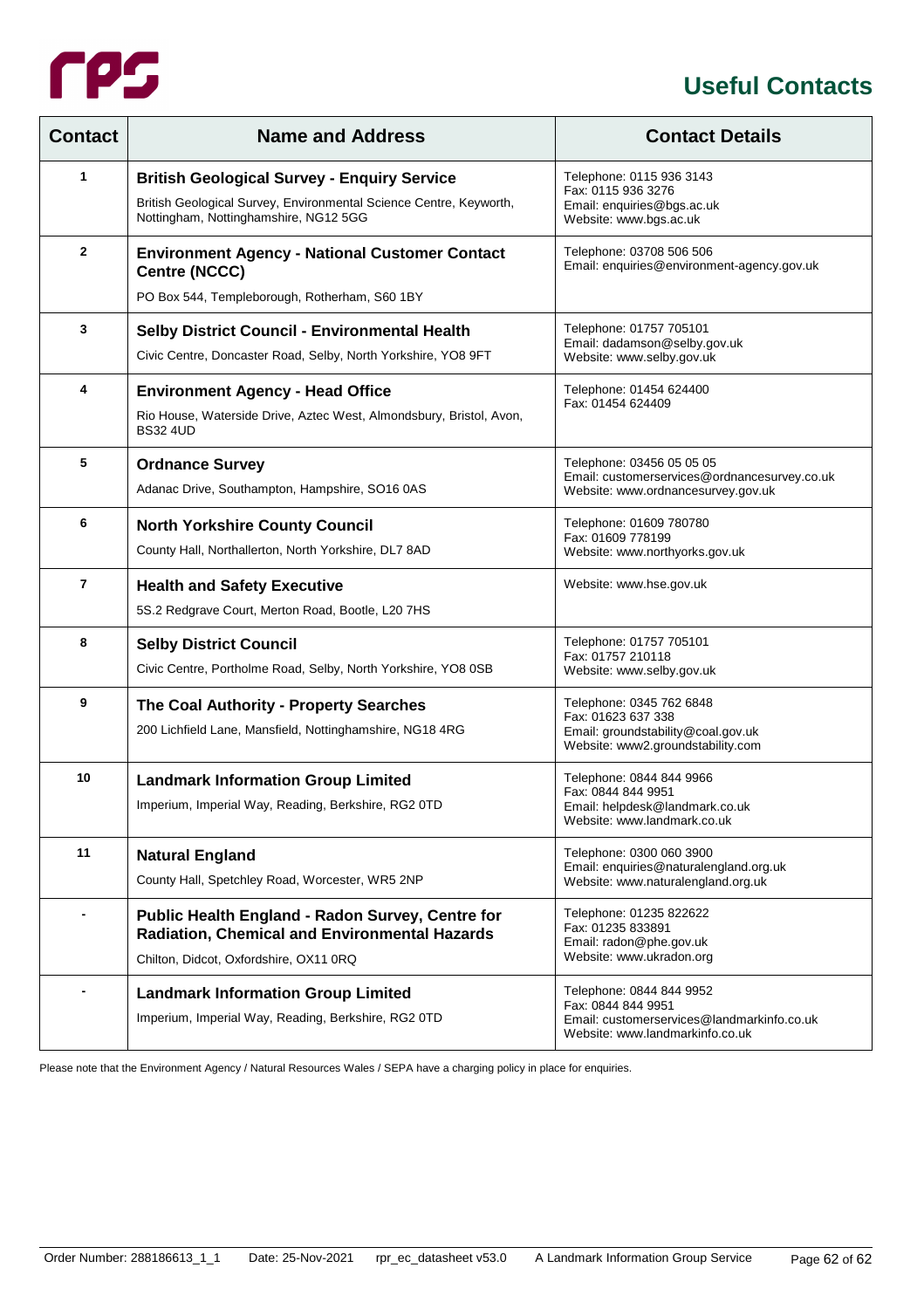## Useful Contacts

| Contact | Name and Address | Contact Details |
|---|---|---|
| 1 | **British Geological Survey - Enquiry Service**<br>British Geological Survey, Environmental Science Centre, Keyworth, Nottingham, Nottinghamshire, NG12 5GG | Telephone: 0115 936 3143<br>Fax: 0115 936 3276<br>Email: enquiries@bgs.ac.uk<br>Website: www.bgs.ac.uk |
| 2 | **Environment Agency - National Customer Contact Centre (NCCC)**<br>PO Box 544, Templeborough, Rotherham, S60 1BY | Telephone: 03708 506 506<br>Email: enquiries@environment-agency.gov.uk |
| 3 | **Selby District Council - Environmental Health**<br>Civic Centre, Doncaster Road, Selby, North Yorkshire, YO8 9FT | Telephone: 01757 705101<br>Email: dadamson@selby.gov.uk<br>Website: www.selby.gov.uk |
| 4 | **Environment Agency - Head Office**<br>Rio House, Waterside Drive, Aztec West, Almondsbury, Bristol, Avon, BS32 4UD | Telephone: 01454 624400<br>Fax: 01454 624409 |
| 5 | **Ordnance Survey**<br>Adanac Drive, Southampton, Hampshire, SO16 0AS | Telephone: 03456 05 05 05<br>Email: customerservices@ordnancesurvey.co.uk<br>Website: www.ordnancesurvey.gov.uk |
| 6 | **North Yorkshire County Council**<br>County Hall, Northallerton, North Yorkshire, DL7 8AD | Telephone: 01609 780780<br>Fax: 01609 778199<br>Website: www.northyorks.gov.uk |
| 7 | **Health and Safety Executive**<br>5S.2 Redgrave Court, Merton Road, Bootle, L20 7HS | Website: www.hse.gov.uk |
| 8 | **Selby District Council**<br>Civic Centre, Portholme Road, Selby, North Yorkshire, YO8 0SB | Telephone: 01757 705101<br>Fax: 01757 210118<br>Website: www.selby.gov.uk |
| 9 | **The Coal Authority - Property Searches**<br>200 Lichfield Lane, Mansfield, Nottinghamshire, NG18 4RG | Telephone: 0345 762 6848<br>Fax: 01623 637 338<br>Email: groundstability@coal.gov.uk<br>Website: www2.groundstability.com |
| 10 | **Landmark Information Group Limited**<br>Imperium, Imperial Way, Reading, Berkshire, RG2 0TD | Telephone: 0844 844 9966<br>Fax: 0844 844 9951<br>Email: helpdesk@landmark.co.uk<br>Website: www.landmark.co.uk |
| 11 | **Natural England**<br>County Hall, Spetchley Road, Worcester, WR5 2NP | Telephone: 0300 060 3900<br>Email: enquiries@naturalengland.org.uk<br>Website: www.naturalengland.org.uk |
| - | **Public Health England - Radon Survey, Centre for Radiation, Chemical and Environmental Hazards**<br>Chilton, Didcot, Oxfordshire, OX11 0RQ | Telephone: 01235 822622<br>Fax: 01235 833891<br>Email: radon@phe.gov.uk<br>Website: www.ukradon.org |
| - | **Landmark Information Group Limited**<br>Imperium, Imperial Way, Reading, Berkshire, RG2 0TD | Telephone: 0844 844 9952<br>Fax: 0844 844 9951<br>Email: customerservices@landmarkinfo.co.uk<br>Website: www.landmarkinfo.co.uk |

Please note that the Environment Agency / Natural Resources Wales / SEPA have a charging policy in place for enquiries.